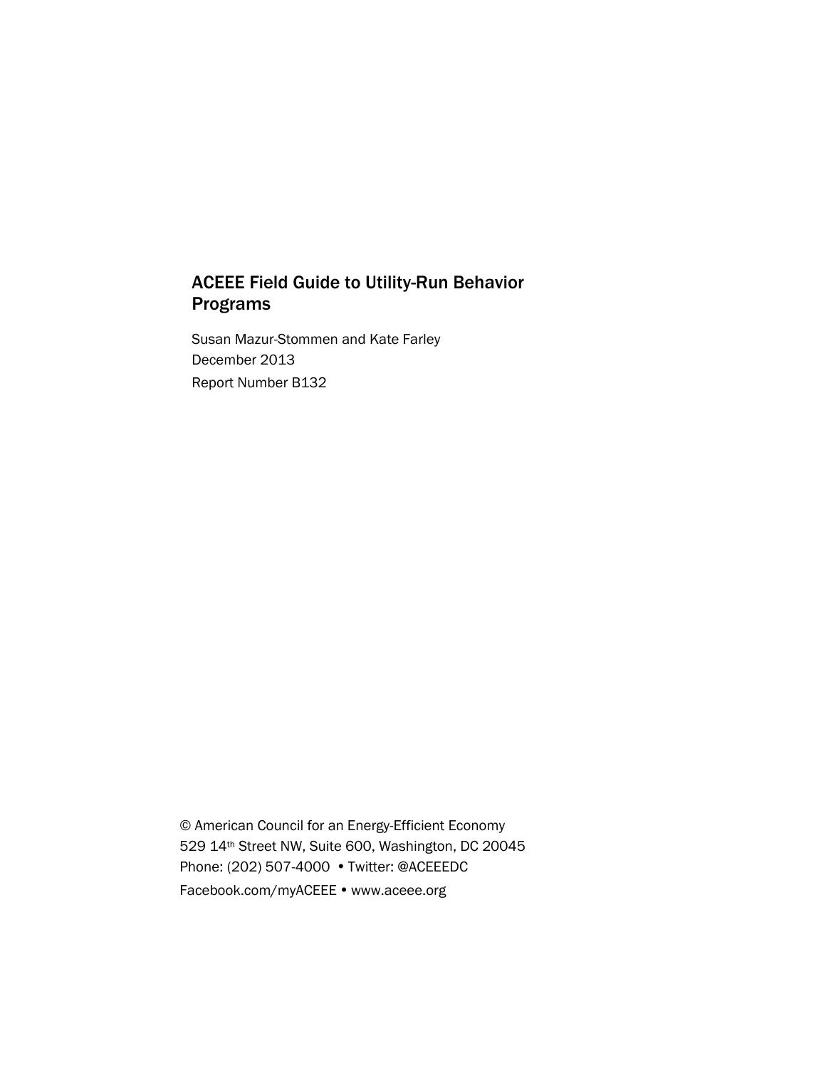# ACEEE Field Guide to Utility-Run Behavior Programs

Susan Mazur-Stommen and Kate Farley

December 2013

Report Number B132

© American Council for an Energy-Efficient Economy

529 14th Street NW, Suite 600, Washington, DC 20045

Phone: (202) 507-4000 • Twitter: @ACEEEDC

Facebook.com/myACEEE • www.aceee.org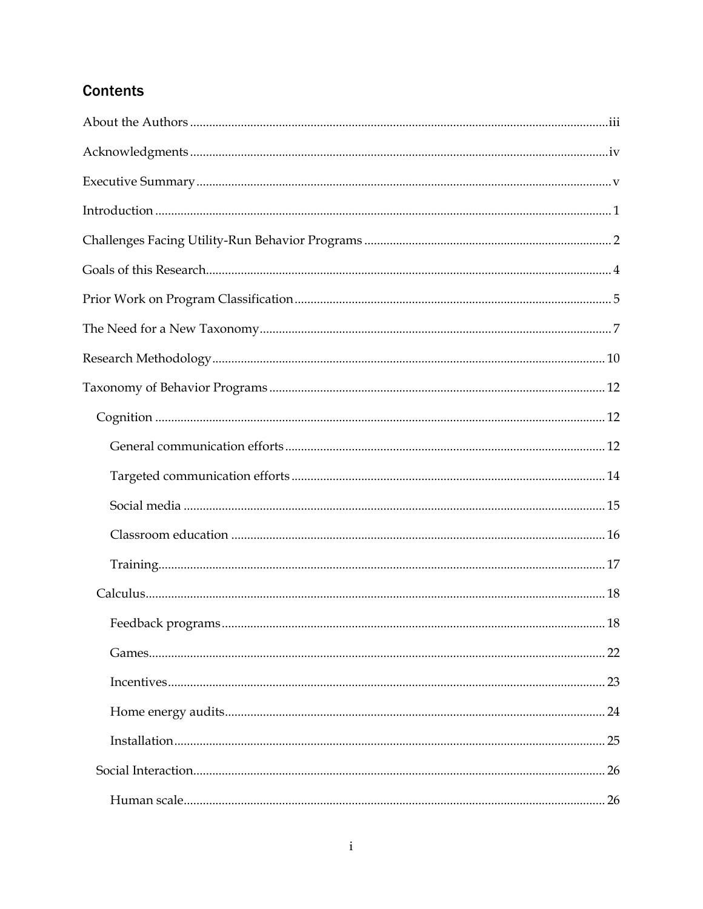## Contents

About the Authors ..... iii

Acknowledgments ..... iv

Executive Summary ..... v

Introduction ..... 1

Challenges Facing Utility-Run Behavior Programs ..... 2

Goals of this Research ..... 4

Prior Work on Program Classification ..... 5

The Need for a New Taxonomy ..... 7

Research Methodology ..... 10

Taxonomy of Behavior Programs ..... 12

- Cognition ..... 12
  - General communication efforts ..... 12
  - Targeted communication efforts ..... 14
  - Social media ..... 15
  - Classroom education ..... 16
  - Training ..... 17
- Calculus ..... 18
  - Feedback programs ..... 18
  - Games ..... 22
  - Incentives ..... 23
  - Home energy audits ..... 24
  - Installation ..... 25
- Social Interaction ..... 26
  - Human scale ..... 26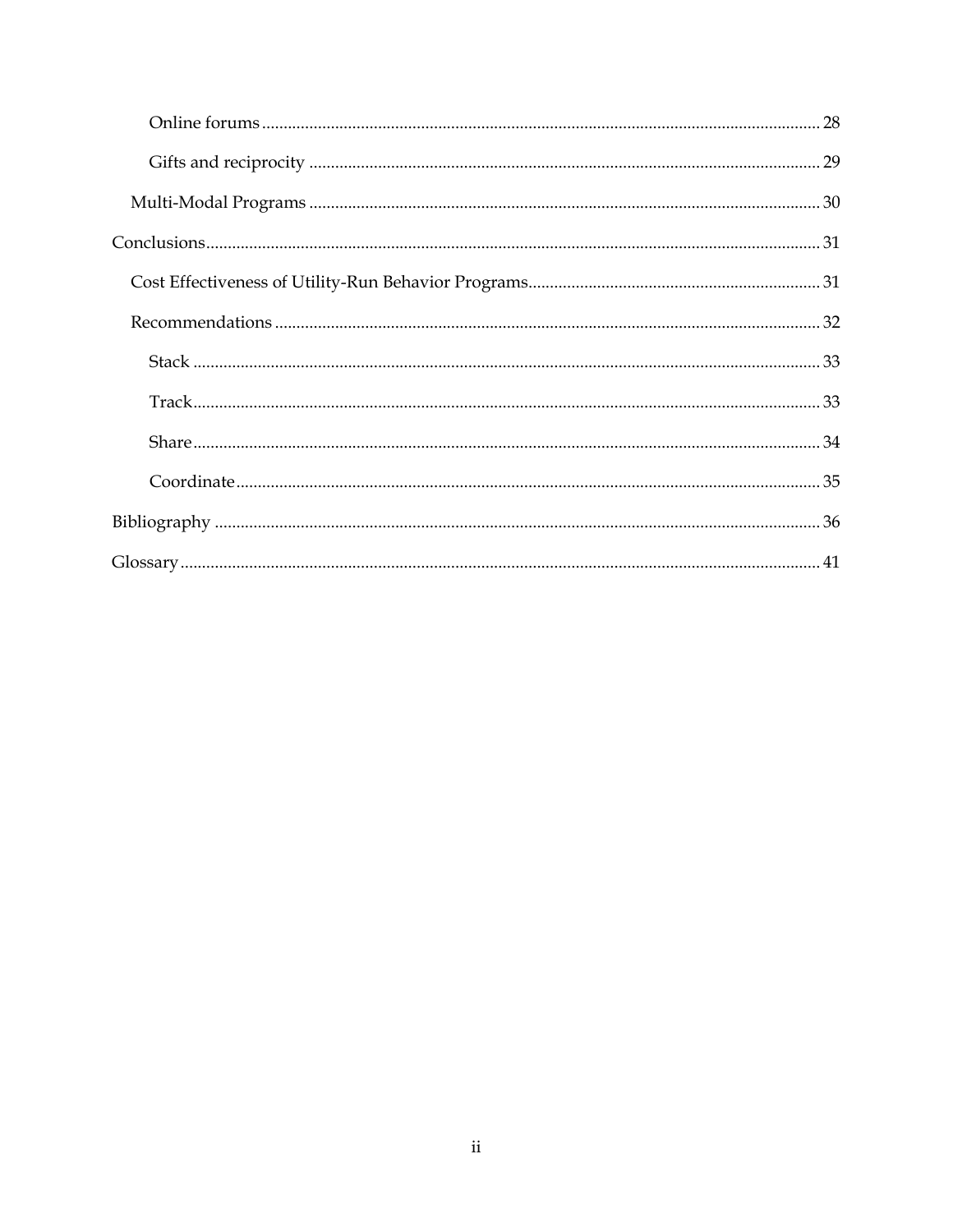Online forums ... 28

Gifts and reciprocity ... 29

Multi-Modal Programs ... 30

Conclusions ... 31

Cost Effectiveness of Utility-Run Behavior Programs ... 31

Recommendations ... 32

Stack ... 33

Track ... 33

Share ... 34

Coordinate ... 35

Bibliography ... 36

Glossary ... 41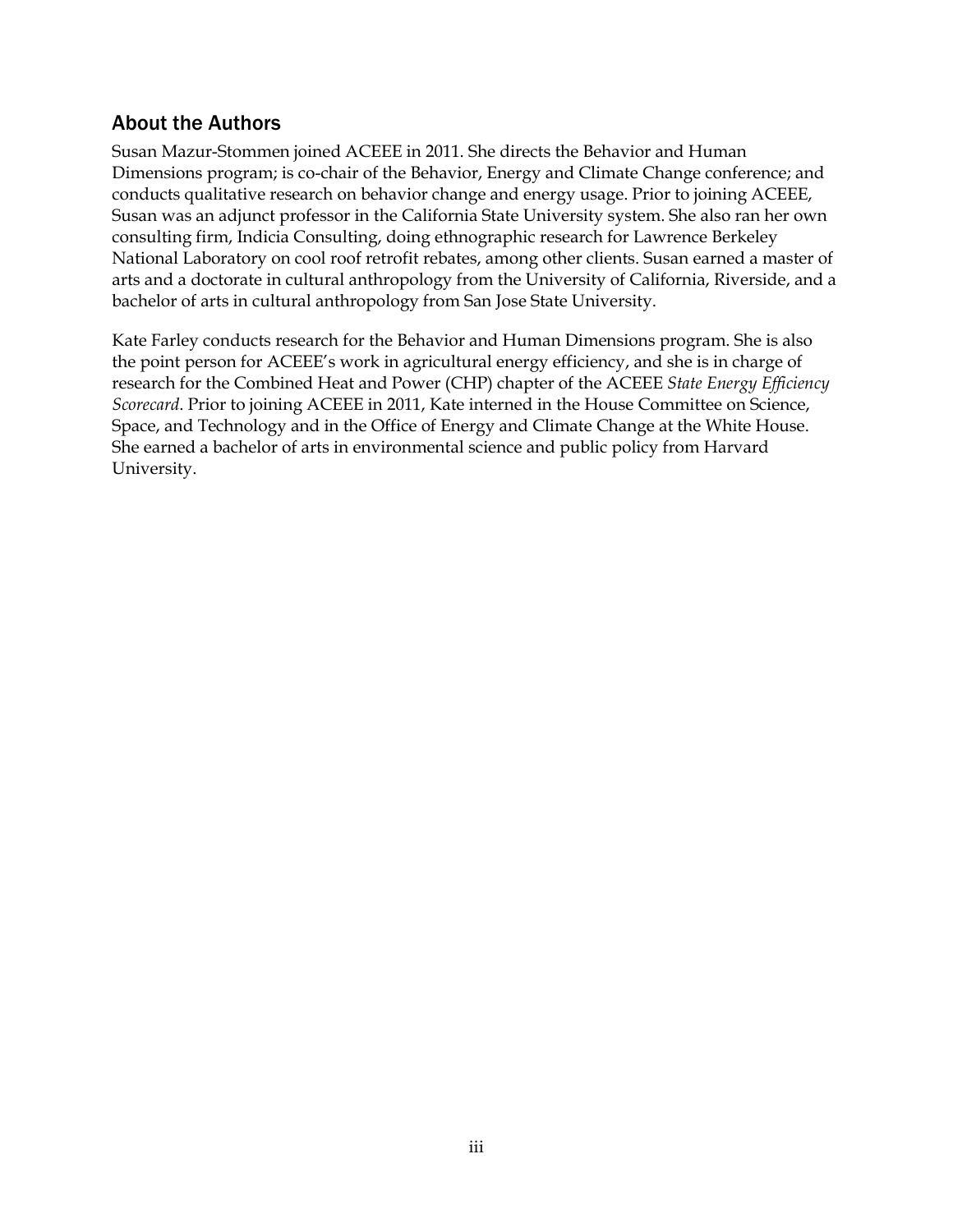## About the Authors

Susan Mazur-Stommen joined ACEEE in 2011. She directs the Behavior and Human Dimensions program; is co-chair of the Behavior, Energy and Climate Change conference; and conducts qualitative research on behavior change and energy usage. Prior to joining ACEEE, Susan was an adjunct professor in the California State University system. She also ran her own consulting firm, Indicia Consulting, doing ethnographic research for Lawrence Berkeley National Laboratory on cool roof retrofit rebates, among other clients. Susan earned a master of arts and a doctorate in cultural anthropology from the University of California, Riverside, and a bachelor of arts in cultural anthropology from San Jose State University.

Kate Farley conducts research for the Behavior and Human Dimensions program. She is also the point person for ACEEE's work in agricultural energy efficiency, and she is in charge of research for the Combined Heat and Power (CHP) chapter of the ACEEE *State Energy Efficiency Scorecard*. Prior to joining ACEEE in 2011, Kate interned in the House Committee on Science, Space, and Technology and in the Office of Energy and Climate Change at the White House. She earned a bachelor of arts in environmental science and public policy from Harvard University.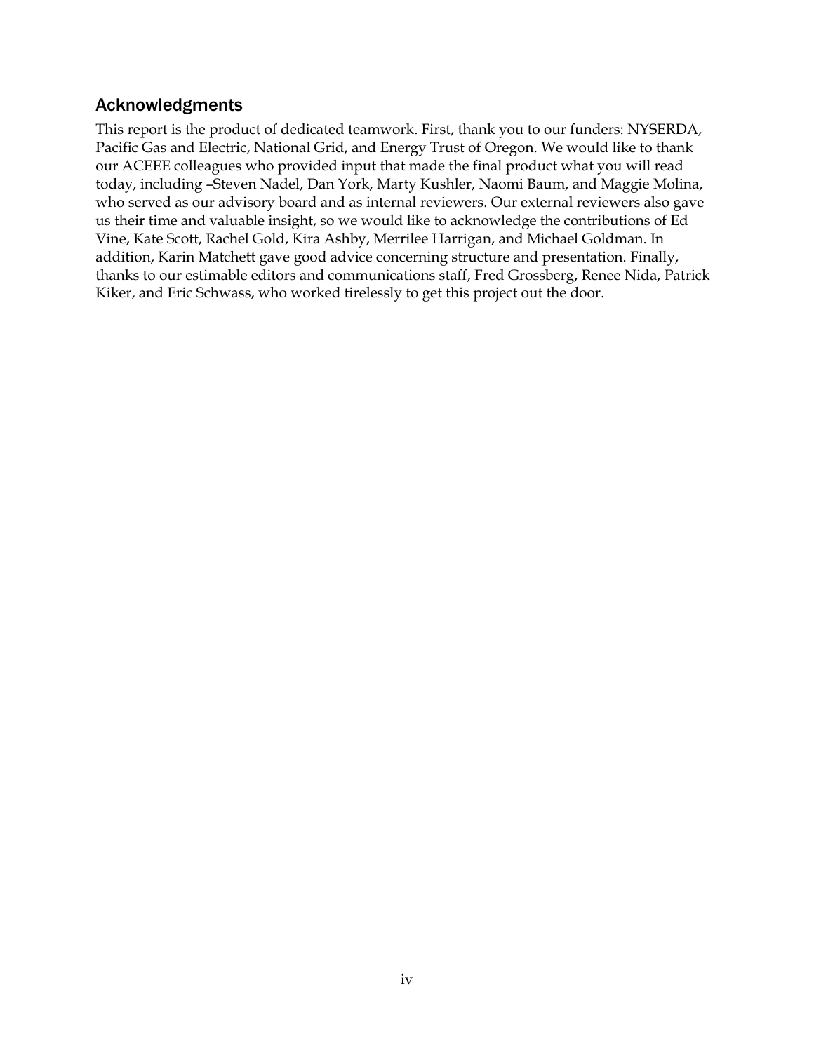## Acknowledgments

This report is the product of dedicated teamwork. First, thank you to our funders: NYSERDA, Pacific Gas and Electric, National Grid, and Energy Trust of Oregon. We would like to thank our ACEEE colleagues who provided input that made the final product what you will read today, including –Steven Nadel, Dan York, Marty Kushler, Naomi Baum, and Maggie Molina, who served as our advisory board and as internal reviewers. Our external reviewers also gave us their time and valuable insight, so we would like to acknowledge the contributions of Ed Vine, Kate Scott, Rachel Gold, Kira Ashby, Merrilee Harrigan, and Michael Goldman. In addition, Karin Matchett gave good advice concerning structure and presentation. Finally, thanks to our estimable editors and communications staff, Fred Grossberg, Renee Nida, Patrick Kiker, and Eric Schwass, who worked tirelessly to get this project out the door.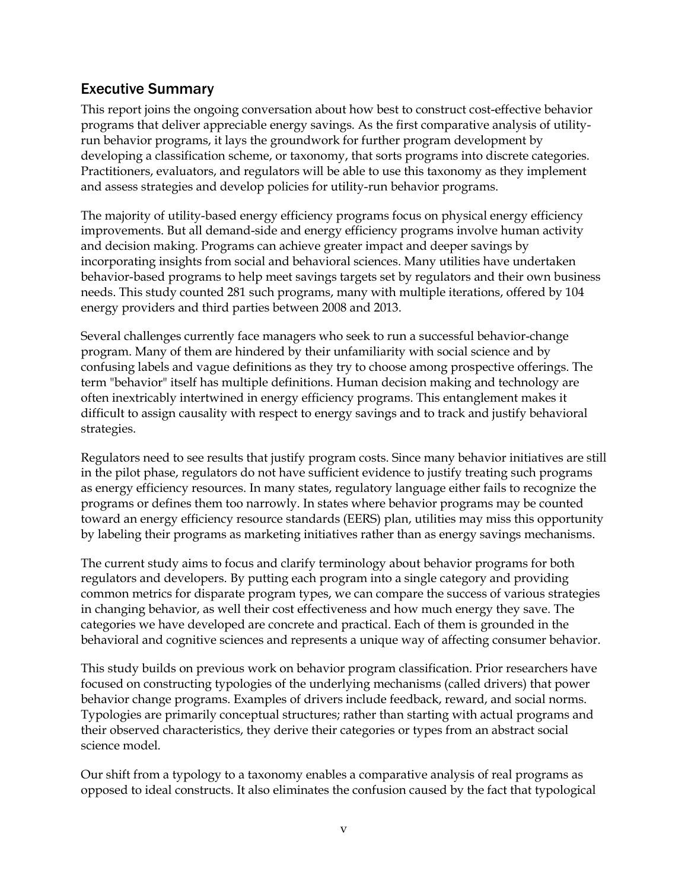## Executive Summary

This report joins the ongoing conversation about how best to construct cost-effective behavior programs that deliver appreciable energy savings. As the first comparative analysis of utility-run behavior programs, it lays the groundwork for further program development by developing a classification scheme, or taxonomy, that sorts programs into discrete categories. Practitioners, evaluators, and regulators will be able to use this taxonomy as they implement and assess strategies and develop policies for utility-run behavior programs.

The majority of utility-based energy efficiency programs focus on physical energy efficiency improvements. But all demand-side and energy efficiency programs involve human activity and decision making. Programs can achieve greater impact and deeper savings by incorporating insights from social and behavioral sciences. Many utilities have undertaken behavior-based programs to help meet savings targets set by regulators and their own business needs. This study counted 281 such programs, many with multiple iterations, offered by 104 energy providers and third parties between 2008 and 2013.

Several challenges currently face managers who seek to run a successful behavior-change program. Many of them are hindered by their unfamiliarity with social science and by confusing labels and vague definitions as they try to choose among prospective offerings. The term "behavior" itself has multiple definitions. Human decision making and technology are often inextricably intertwined in energy efficiency programs. This entanglement makes it difficult to assign causality with respect to energy savings and to track and justify behavioral strategies.

Regulators need to see results that justify program costs. Since many behavior initiatives are still in the pilot phase, regulators do not have sufficient evidence to justify treating such programs as energy efficiency resources. In many states, regulatory language either fails to recognize the programs or defines them too narrowly. In states where behavior programs may be counted toward an energy efficiency resource standards (EERS) plan, utilities may miss this opportunity by labeling their programs as marketing initiatives rather than as energy savings mechanisms.

The current study aims to focus and clarify terminology about behavior programs for both regulators and developers. By putting each program into a single category and providing common metrics for disparate program types, we can compare the success of various strategies in changing behavior, as well their cost effectiveness and how much energy they save. The categories we have developed are concrete and practical. Each of them is grounded in the behavioral and cognitive sciences and represents a unique way of affecting consumer behavior.

This study builds on previous work on behavior program classification. Prior researchers have focused on constructing typologies of the underlying mechanisms (called drivers) that power behavior change programs. Examples of drivers include feedback, reward, and social norms. Typologies are primarily conceptual structures; rather than starting with actual programs and their observed characteristics, they derive their categories or types from an abstract social science model.

Our shift from a typology to a taxonomy enables a comparative analysis of real programs as opposed to ideal constructs. It also eliminates the confusion caused by the fact that typological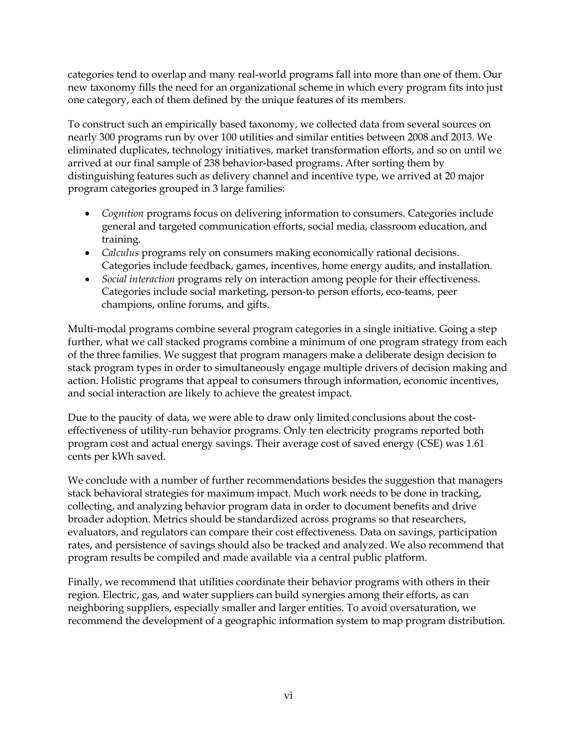categories tend to overlap and many real-world programs fall into more than one of them. Our new taxonomy fills the need for an organizational scheme in which every program fits into just one category, each of them defined by the unique features of its members.

To construct such an empirically based taxonomy, we collected data from several sources on nearly 300 programs run by over 100 utilities and similar entities between 2008 and 2013. We eliminated duplicates, technology initiatives, market transformation efforts, and so on until we arrived at our final sample of 238 behavior-based programs. After sorting them by distinguishing features such as delivery channel and incentive type, we arrived at 20 major program categories grouped in 3 large families:

- *Cognition* programs focus on delivering information to consumers. Categories include general and targeted communication efforts, social media, classroom education, and training.
- *Calculus* programs rely on consumers making economically rational decisions. Categories include feedback, games, incentives, home energy audits, and installation.
- *Social interaction* programs rely on interaction among people for their effectiveness. Categories include social marketing, person-to person efforts, eco-teams, peer champions, online forums, and gifts.

Multi-modal programs combine several program categories in a single initiative. Going a step further, what we call stacked programs combine a minimum of one program strategy from each of the three families. We suggest that program managers make a deliberate design decision to stack program types in order to simultaneously engage multiple drivers of decision making and action. Holistic programs that appeal to consumers through information, economic incentives, and social interaction are likely to achieve the greatest impact.

Due to the paucity of data, we were able to draw only limited conclusions about the cost-effectiveness of utility-run behavior programs. Only ten electricity programs reported both program cost and actual energy savings. Their average cost of saved energy (CSE) was 1.61 cents per kWh saved.

We conclude with a number of further recommendations besides the suggestion that managers stack behavioral strategies for maximum impact. Much work needs to be done in tracking, collecting, and analyzing behavior program data in order to document benefits and drive broader adoption. Metrics should be standardized across programs so that researchers, evaluators, and regulators can compare their cost effectiveness. Data on savings, participation rates, and persistence of savings should also be tracked and analyzed. We also recommend that program results be compiled and made available via a central public platform.

Finally, we recommend that utilities coordinate their behavior programs with others in their region. Electric, gas, and water suppliers can build synergies among their efforts, as can neighboring suppliers, especially smaller and larger entities. To avoid oversaturation, we recommend the development of a geographic information system to map program distribution.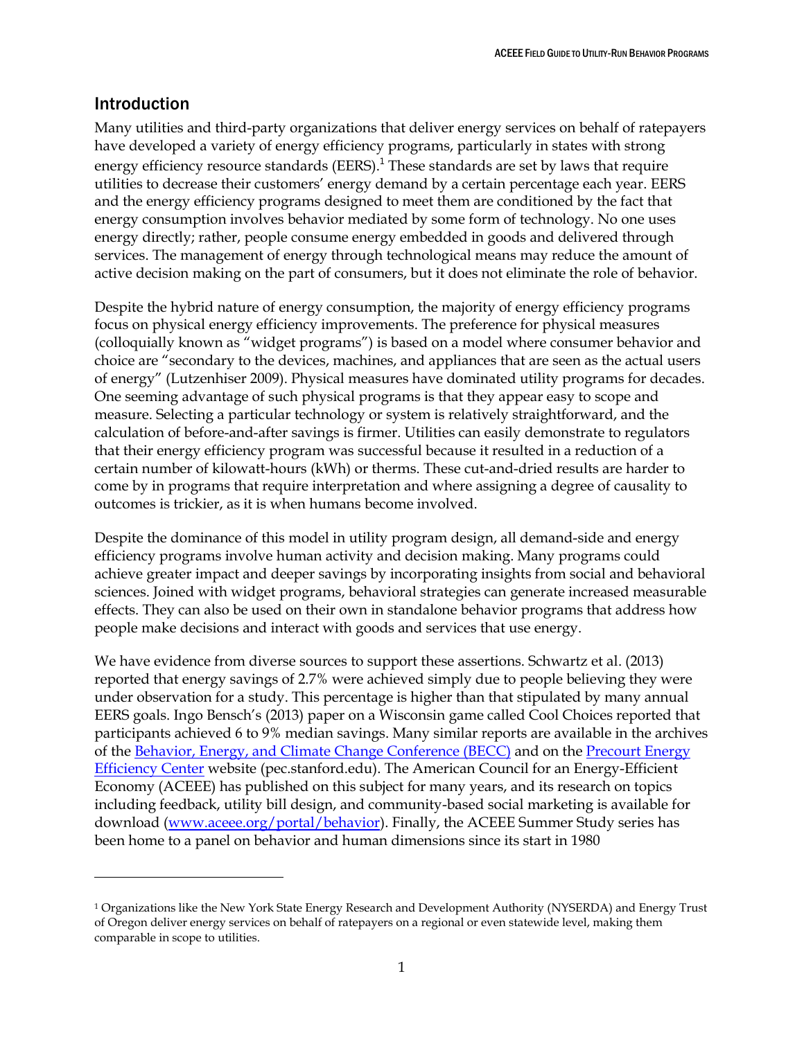## Introduction

Many utilities and third-party organizations that deliver energy services on behalf of ratepayers have developed a variety of energy efficiency programs, particularly in states with strong energy efficiency resource standards (EERS).[1] These standards are set by laws that require utilities to decrease their customers' energy demand by a certain percentage each year. EERS and the energy efficiency programs designed to meet them are conditioned by the fact that energy consumption involves behavior mediated by some form of technology. No one uses energy directly; rather, people consume energy embedded in goods and delivered through services. The management of energy through technological means may reduce the amount of active decision making on the part of consumers, but it does not eliminate the role of behavior.

Despite the hybrid nature of energy consumption, the majority of energy efficiency programs focus on physical energy efficiency improvements. The preference for physical measures (colloquially known as "widget programs") is based on a model where consumer behavior and choice are "secondary to the devices, machines, and appliances that are seen as the actual users of energy" (Lutzenhiser 2009). Physical measures have dominated utility programs for decades. One seeming advantage of such physical programs is that they appear easy to scope and measure. Selecting a particular technology or system is relatively straightforward, and the calculation of before-and-after savings is firmer. Utilities can easily demonstrate to regulators that their energy efficiency program was successful because it resulted in a reduction of a certain number of kilowatt-hours (kWh) or therms. These cut-and-dried results are harder to come by in programs that require interpretation and where assigning a degree of causality to outcomes is trickier, as it is when humans become involved.

Despite the dominance of this model in utility program design, all demand-side and energy efficiency programs involve human activity and decision making. Many programs could achieve greater impact and deeper savings by incorporating insights from social and behavioral sciences. Joined with widget programs, behavioral strategies can generate increased measurable effects. They can also be used on their own in standalone behavior programs that address how people make decisions and interact with goods and services that use energy.

We have evidence from diverse sources to support these assertions. Schwartz et al. (2013) reported that energy savings of 2.7% were achieved simply due to people believing they were under observation for a study. This percentage is higher than that stipulated by many annual EERS goals. Ingo Bensch's (2013) paper on a Wisconsin game called Cool Choices reported that participants achieved 6 to 9% median savings. Many similar reports are available in the archives of the [Behavior, Energy, and Climate Change Conference (BECC)]() and on the [Precourt Energy Efficiency Center]() website (pec.stanford.edu). The American Council for an Energy-Efficient Economy (ACEEE) has published on this subject for many years, and its research on topics including feedback, utility bill design, and community-based social marketing is available for download ([www.aceee.org/portal/behavior]()). Finally, the ACEEE Summer Study series has been home to a panel on behavior and human dimensions since its start in 1980

---

[1] Organizations like the New York State Energy Research and Development Authority (NYSERDA) and Energy Trust of Oregon deliver energy services on behalf of ratepayers on a regional or even statewide level, making them comparable in scope to utilities.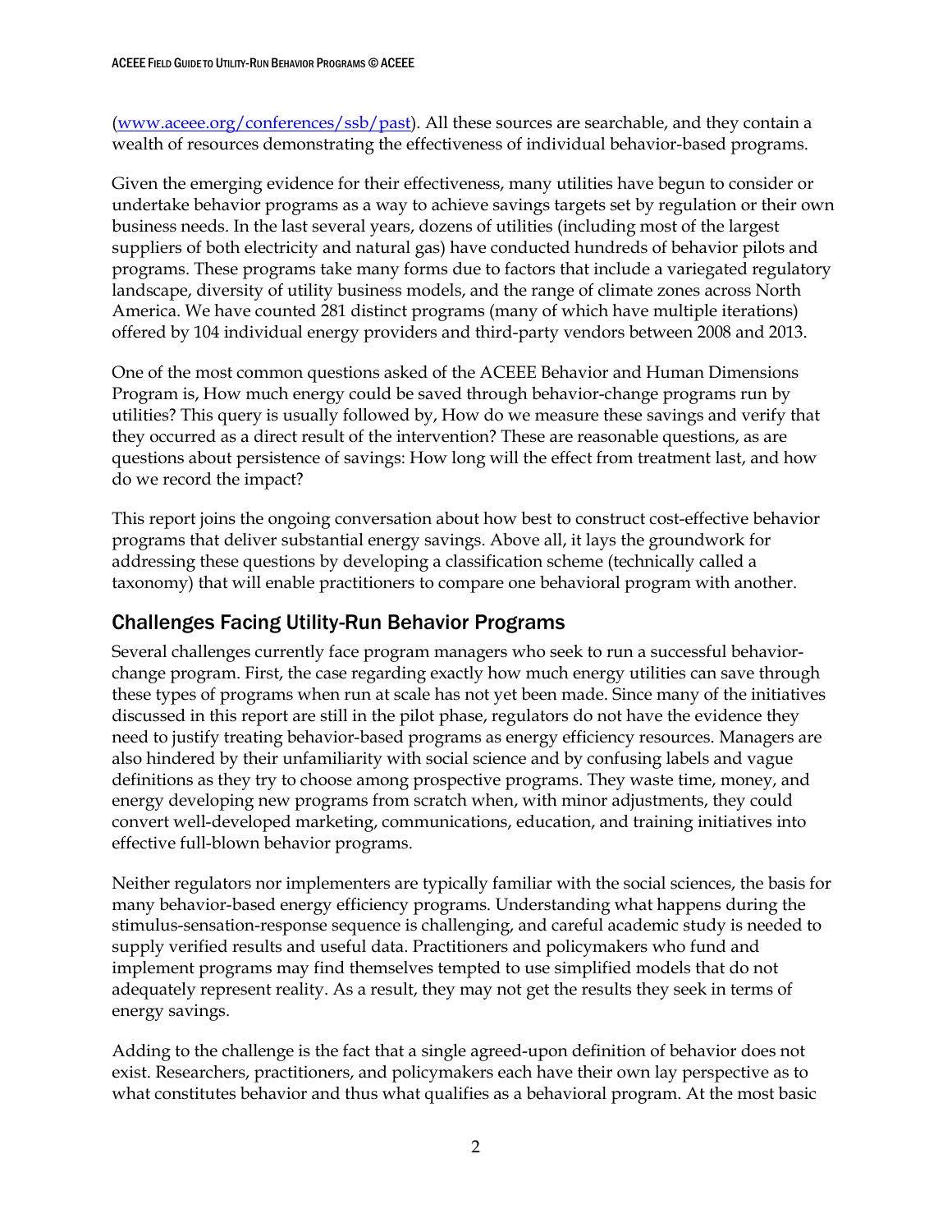([www.aceee.org/conferences/ssb/past](www.aceee.org/conferences/ssb/past)). All these sources are searchable, and they contain a wealth of resources demonstrating the effectiveness of individual behavior-based programs.

Given the emerging evidence for their effectiveness, many utilities have begun to consider or undertake behavior programs as a way to achieve savings targets set by regulation or their own business needs. In the last several years, dozens of utilities (including most of the largest suppliers of both electricity and natural gas) have conducted hundreds of behavior pilots and programs. These programs take many forms due to factors that include a variegated regulatory landscape, diversity of utility business models, and the range of climate zones across North America. We have counted 281 distinct programs (many of which have multiple iterations) offered by 104 individual energy providers and third-party vendors between 2008 and 2013.

One of the most common questions asked of the ACEEE Behavior and Human Dimensions Program is, How much energy could be saved through behavior-change programs run by utilities? This query is usually followed by, How do we measure these savings and verify that they occurred as a direct result of the intervention? These are reasonable questions, as are questions about persistence of savings: How long will the effect from treatment last, and how do we record the impact?

This report joins the ongoing conversation about how best to construct cost-effective behavior programs that deliver substantial energy savings. Above all, it lays the groundwork for addressing these questions by developing a classification scheme (technically called a taxonomy) that will enable practitioners to compare one behavioral program with another.

## Challenges Facing Utility-Run Behavior Programs

Several challenges currently face program managers who seek to run a successful behavior-change program. First, the case regarding exactly how much energy utilities can save through these types of programs when run at scale has not yet been made. Since many of the initiatives discussed in this report are still in the pilot phase, regulators do not have the evidence they need to justify treating behavior-based programs as energy efficiency resources. Managers are also hindered by their unfamiliarity with social science and by confusing labels and vague definitions as they try to choose among prospective programs. They waste time, money, and energy developing new programs from scratch when, with minor adjustments, they could convert well-developed marketing, communications, education, and training initiatives into effective full-blown behavior programs.

Neither regulators nor implementers are typically familiar with the social sciences, the basis for many behavior-based energy efficiency programs. Understanding what happens during the stimulus-sensation-response sequence is challenging, and careful academic study is needed to supply verified results and useful data. Practitioners and policymakers who fund and implement programs may find themselves tempted to use simplified models that do not adequately represent reality. As a result, they may not get the results they seek in terms of energy savings.

Adding to the challenge is the fact that a single agreed-upon definition of behavior does not exist. Researchers, practitioners, and policymakers each have their own lay perspective as to what constitutes behavior and thus what qualifies as a behavioral program. At the most basic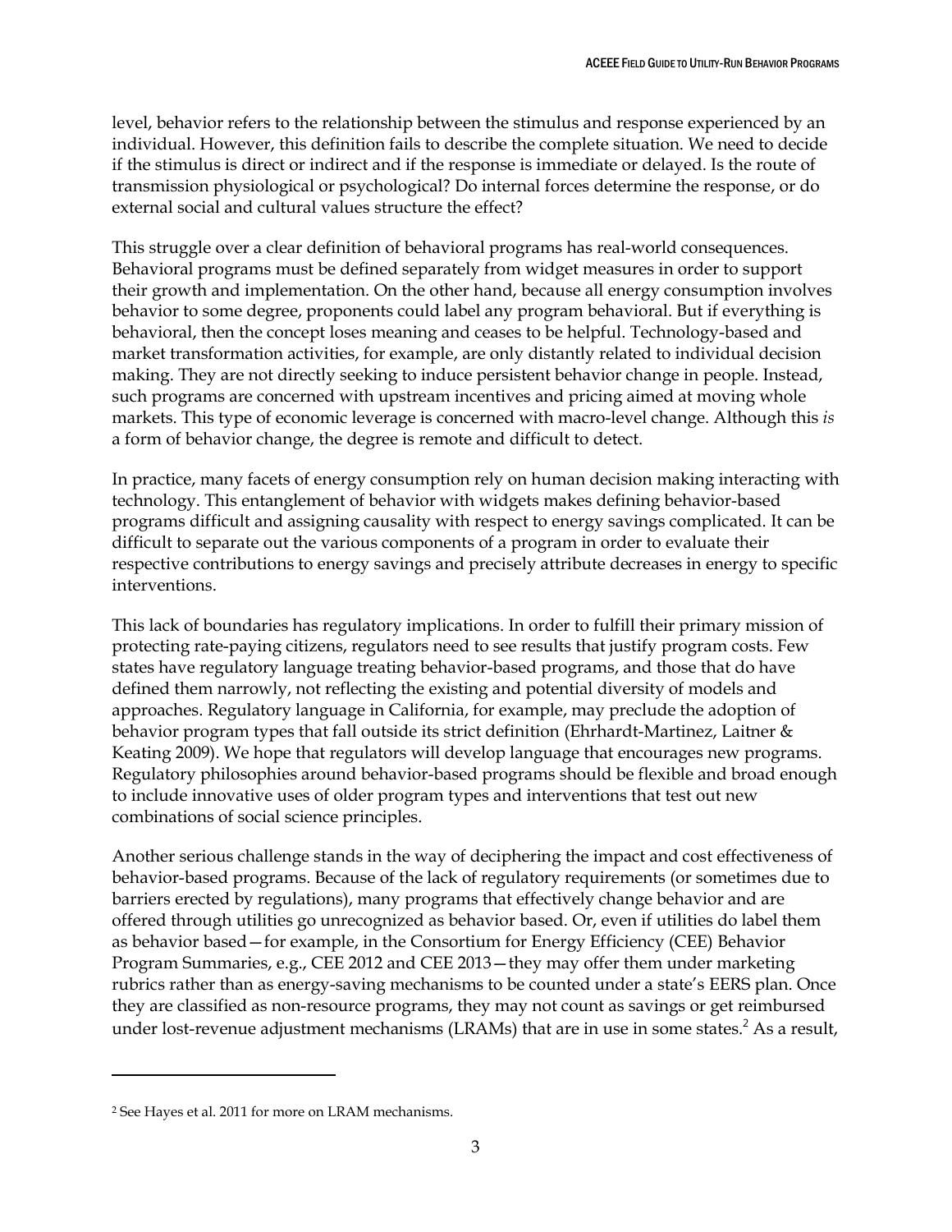level, behavior refers to the relationship between the stimulus and response experienced by an individual. However, this definition fails to describe the complete situation. We need to decide if the stimulus is direct or indirect and if the response is immediate or delayed. Is the route of transmission physiological or psychological? Do internal forces determine the response, or do external social and cultural values structure the effect?

This struggle over a clear definition of behavioral programs has real-world consequences. Behavioral programs must be defined separately from widget measures in order to support their growth and implementation. On the other hand, because all energy consumption involves behavior to some degree, proponents could label any program behavioral. But if everything is behavioral, then the concept loses meaning and ceases to be helpful. Technology-based and market transformation activities, for example, are only distantly related to individual decision making. They are not directly seeking to induce persistent behavior change in people. Instead, such programs are concerned with upstream incentives and pricing aimed at moving whole markets. This type of economic leverage is concerned with macro-level change. Although this *is* a form of behavior change, the degree is remote and difficult to detect.

In practice, many facets of energy consumption rely on human decision making interacting with technology. This entanglement of behavior with widgets makes defining behavior-based programs difficult and assigning causality with respect to energy savings complicated. It can be difficult to separate out the various components of a program in order to evaluate their respective contributions to energy savings and precisely attribute decreases in energy to specific interventions.

This lack of boundaries has regulatory implications. In order to fulfill their primary mission of protecting rate-paying citizens, regulators need to see results that justify program costs. Few states have regulatory language treating behavior-based programs, and those that do have defined them narrowly, not reflecting the existing and potential diversity of models and approaches. Regulatory language in California, for example, may preclude the adoption of behavior program types that fall outside its strict definition (Ehrhardt-Martinez, Laitner & Keating 2009). We hope that regulators will develop language that encourages new programs. Regulatory philosophies around behavior-based programs should be flexible and broad enough to include innovative uses of older program types and interventions that test out new combinations of social science principles.

Another serious challenge stands in the way of deciphering the impact and cost effectiveness of behavior-based programs. Because of the lack of regulatory requirements (or sometimes due to barriers erected by regulations), many programs that effectively change behavior and are offered through utilities go unrecognized as behavior based. Or, even if utilities do label them as behavior based—for example, in the Consortium for Energy Efficiency (CEE) Behavior Program Summaries, e.g., CEE 2012 and CEE 2013—they may offer them under marketing rubrics rather than as energy-saving mechanisms to be counted under a state's EERS plan. Once they are classified as non-resource programs, they may not count as savings or get reimbursed under lost-revenue adjustment mechanisms (LRAMs) that are in use in some states.[2] As a result,

---

[2] See Hayes et al. 2011 for more on LRAM mechanisms.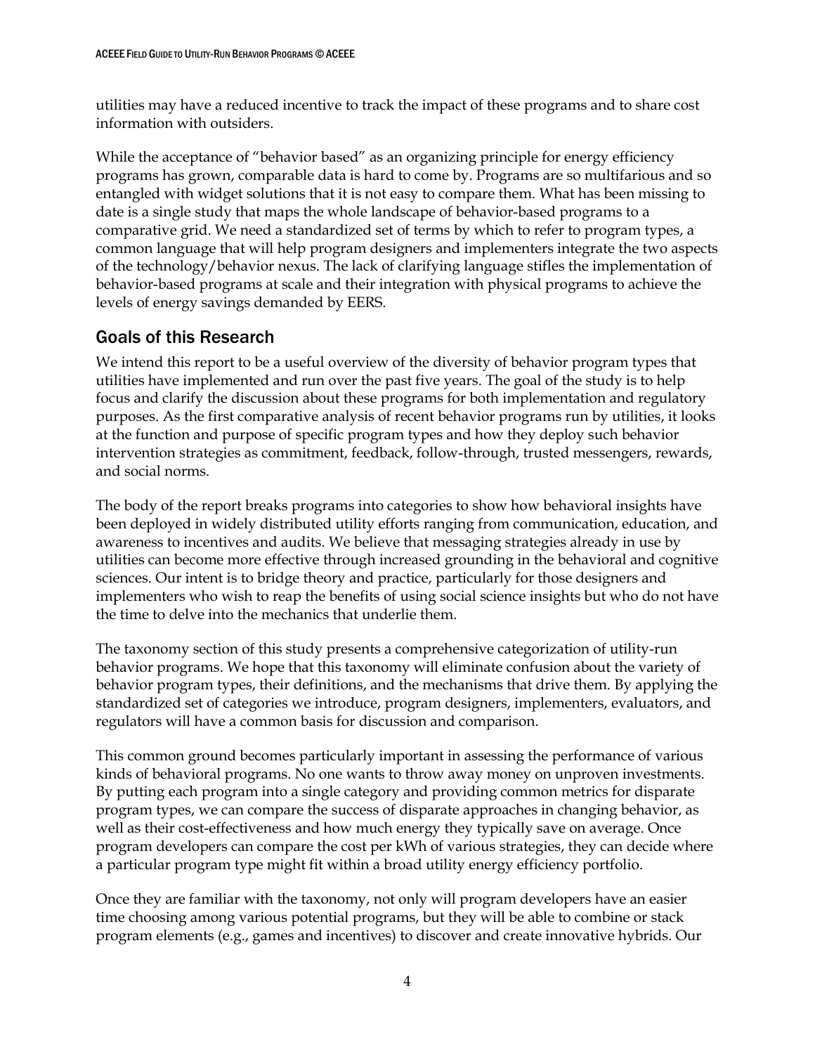utilities may have a reduced incentive to track the impact of these programs and to share cost information with outsiders.

While the acceptance of "behavior based" as an organizing principle for energy efficiency programs has grown, comparable data is hard to come by. Programs are so multifarious and so entangled with widget solutions that it is not easy to compare them. What has been missing to date is a single study that maps the whole landscape of behavior-based programs to a comparative grid. We need a standardized set of terms by which to refer to program types, a common language that will help program designers and implementers integrate the two aspects of the technology/behavior nexus. The lack of clarifying language stifles the implementation of behavior-based programs at scale and their integration with physical programs to achieve the levels of energy savings demanded by EERS.

## Goals of this Research

We intend this report to be a useful overview of the diversity of behavior program types that utilities have implemented and run over the past five years. The goal of the study is to help focus and clarify the discussion about these programs for both implementation and regulatory purposes. As the first comparative analysis of recent behavior programs run by utilities, it looks at the function and purpose of specific program types and how they deploy such behavior intervention strategies as commitment, feedback, follow-through, trusted messengers, rewards, and social norms.

The body of the report breaks programs into categories to show how behavioral insights have been deployed in widely distributed utility efforts ranging from communication, education, and awareness to incentives and audits. We believe that messaging strategies already in use by utilities can become more effective through increased grounding in the behavioral and cognitive sciences. Our intent is to bridge theory and practice, particularly for those designers and implementers who wish to reap the benefits of using social science insights but who do not have the time to delve into the mechanics that underlie them.

The taxonomy section of this study presents a comprehensive categorization of utility-run behavior programs. We hope that this taxonomy will eliminate confusion about the variety of behavior program types, their definitions, and the mechanisms that drive them. By applying the standardized set of categories we introduce, program designers, implementers, evaluators, and regulators will have a common basis for discussion and comparison.

This common ground becomes particularly important in assessing the performance of various kinds of behavioral programs. No one wants to throw away money on unproven investments. By putting each program into a single category and providing common metrics for disparate program types, we can compare the success of disparate approaches in changing behavior, as well as their cost-effectiveness and how much energy they typically save on average. Once program developers can compare the cost per kWh of various strategies, they can decide where a particular program type might fit within a broad utility energy efficiency portfolio.

Once they are familiar with the taxonomy, not only will program developers have an easier time choosing among various potential programs, but they will be able to combine or stack program elements (e.g., games and incentives) to discover and create innovative hybrids. Our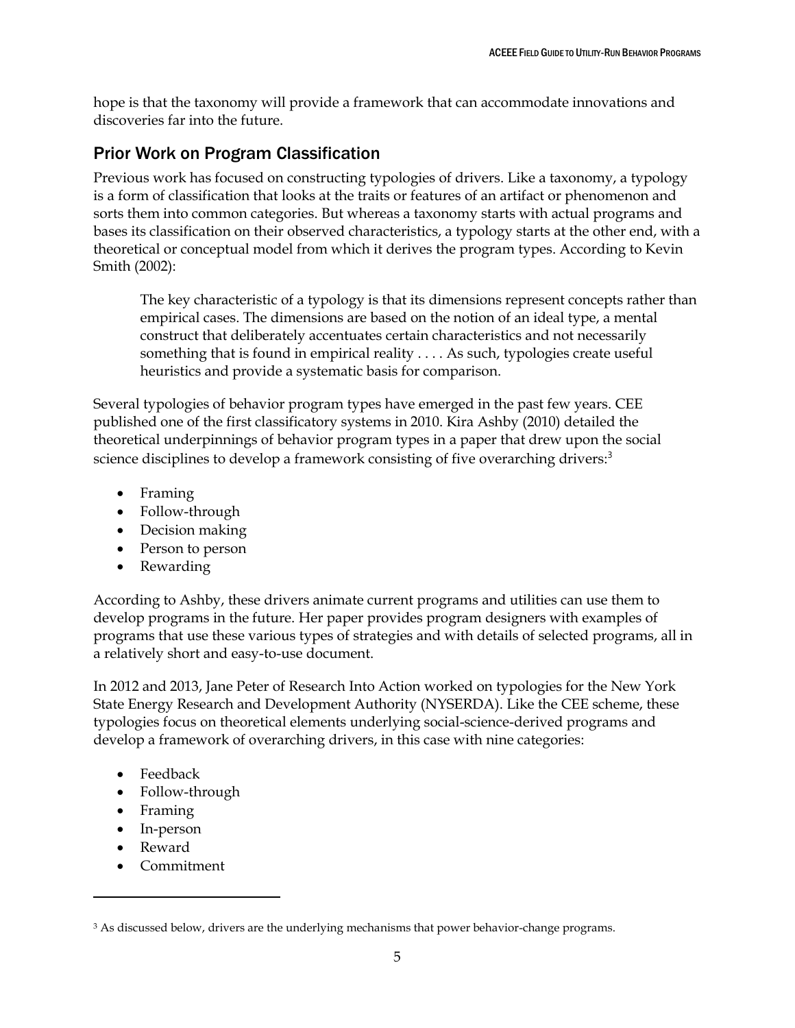hope is that the taxonomy will provide a framework that can accommodate innovations and discoveries far into the future.

## Prior Work on Program Classification

Previous work has focused on constructing typologies of drivers. Like a taxonomy, a typology is a form of classification that looks at the traits or features of an artifact or phenomenon and sorts them into common categories. But whereas a taxonomy starts with actual programs and bases its classification on their observed characteristics, a typology starts at the other end, with a theoretical or conceptual model from which it derives the program types. According to Kevin Smith (2002):

> The key characteristic of a typology is that its dimensions represent concepts rather than empirical cases. The dimensions are based on the notion of an ideal type, a mental construct that deliberately accentuates certain characteristics and not necessarily something that is found in empirical reality . . . . As such, typologies create useful heuristics and provide a systematic basis for comparison.

Several typologies of behavior program types have emerged in the past few years. CEE published one of the first classificatory systems in 2010. Kira Ashby (2010) detailed the theoretical underpinnings of behavior program types in a paper that drew upon the social science disciplines to develop a framework consisting of five overarching drivers:[3]

- Framing
- Follow-through
- Decision making
- Person to person
- Rewarding

According to Ashby, these drivers animate current programs and utilities can use them to develop programs in the future. Her paper provides program designers with examples of programs that use these various types of strategies and with details of selected programs, all in a relatively short and easy-to-use document.

In 2012 and 2013, Jane Peter of Research Into Action worked on typologies for the New York State Energy Research and Development Authority (NYSERDA). Like the CEE scheme, these typologies focus on theoretical elements underlying social-science-derived programs and develop a framework of overarching drivers, in this case with nine categories:

- Feedback
- Follow-through
- Framing
- In-person
- Reward
- Commitment

---

[3] As discussed below, drivers are the underlying mechanisms that power behavior-change programs.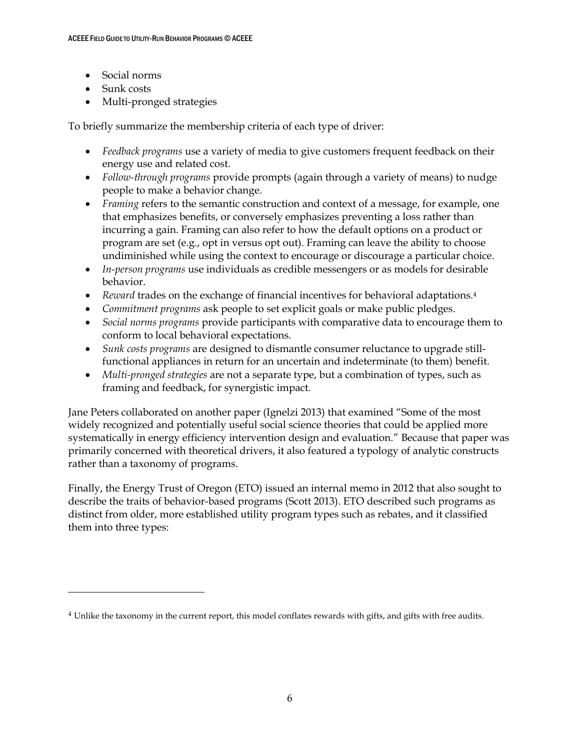- Social norms
- Sunk costs
- Multi-pronged strategies

To briefly summarize the membership criteria of each type of driver:

- *Feedback programs* use a variety of media to give customers frequent feedback on their energy use and related cost.
- *Follow-through programs* provide prompts (again through a variety of means) to nudge people to make a behavior change.
- *Framing* refers to the semantic construction and context of a message, for example, one that emphasizes benefits, or conversely emphasizes preventing a loss rather than incurring a gain. Framing can also refer to how the default options on a product or program are set (e.g., opt in versus opt out). Framing can leave the ability to choose undiminished while using the context to encourage or discourage a particular choice.
- *In-person programs* use individuals as credible messengers or as models for desirable behavior.
- *Reward* trades on the exchange of financial incentives for behavioral adaptations.[4]
- *Commitment programs* ask people to set explicit goals or make public pledges.
- *Social norms programs* provide participants with comparative data to encourage them to conform to local behavioral expectations.
- *Sunk costs programs* are designed to dismantle consumer reluctance to upgrade still-functional appliances in return for an uncertain and indeterminate (to them) benefit.
- *Multi-pronged strategies* are not a separate type, but a combination of types, such as framing and feedback, for synergistic impact.

Jane Peters collaborated on another paper (Ignelzi 2013) that examined "Some of the most widely recognized and potentially useful social science theories that could be applied more systematically in energy efficiency intervention design and evaluation." Because that paper was primarily concerned with theoretical drivers, it also featured a typology of analytic constructs rather than a taxonomy of programs.

Finally, the Energy Trust of Oregon (ETO) issued an internal memo in 2012 that also sought to describe the traits of behavior-based programs (Scott 2013). ETO described such programs as distinct from older, more established utility program types such as rebates, and it classified them into three types:

[4] Unlike the taxonomy in the current report, this model conflates rewards with gifts, and gifts with free audits.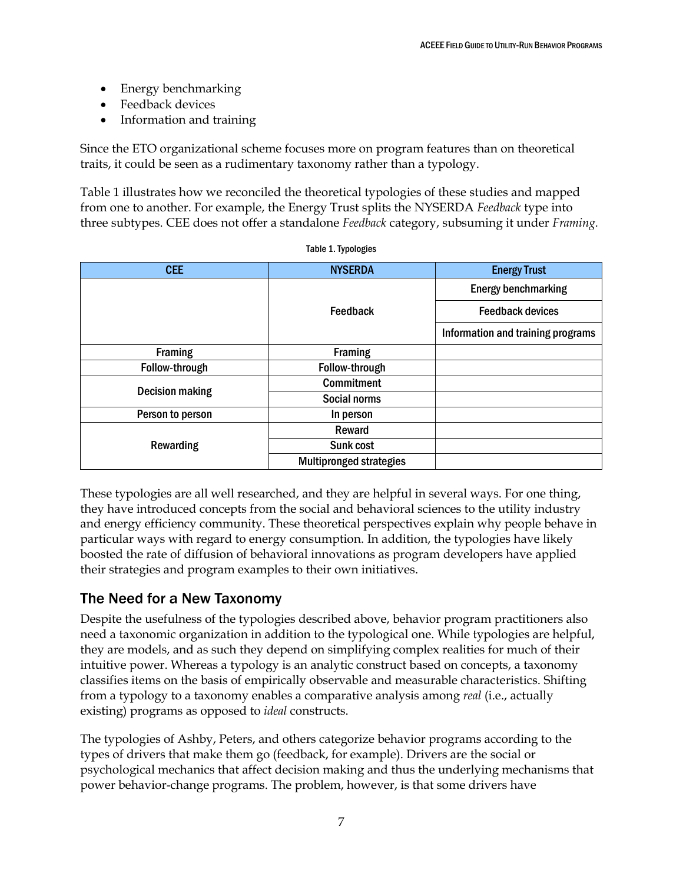- Energy benchmarking
- Feedback devices
- Information and training

Since the ETO organizational scheme focuses more on program features than on theoretical traits, it could be seen as a rudimentary taxonomy rather than a typology.

Table 1 illustrates how we reconciled the theoretical typologies of these studies and mapped from one to another. For example, the Energy Trust splits the NYSERDA *Feedback* type into three subtypes. CEE does not offer a standalone *Feedback* category, subsuming it under *Framing.*

Table 1. Typologies

| CEE | NYSERDA | Energy Trust |
|---|---|---|
| | Feedback | Energy benchmarking |
| | | Feedback devices |
| | | Information and training programs |
| Framing | Framing | |
| Follow-through | Follow-through | |
| Decision making | Commitment | |
| | Social norms | |
| Person to person | In person | |
| Rewarding | Reward | |
| | Sunk cost | |
| | Multipronged strategies | |

These typologies are all well researched, and they are helpful in several ways. For one thing, they have introduced concepts from the social and behavioral sciences to the utility industry and energy efficiency community. These theoretical perspectives explain why people behave in particular ways with regard to energy consumption. In addition, the typologies have likely boosted the rate of diffusion of behavioral innovations as program developers have applied their strategies and program examples to their own initiatives.

## The Need for a New Taxonomy

Despite the usefulness of the typologies described above, behavior program practitioners also need a taxonomic organization in addition to the typological one. While typologies are helpful, they are models, and as such they depend on simplifying complex realities for much of their intuitive power. Whereas a typology is an analytic construct based on concepts, a taxonomy classifies items on the basis of empirically observable and measurable characteristics. Shifting from a typology to a taxonomy enables a comparative analysis among *real* (i.e., actually existing) programs as opposed to *ideal* constructs.

The typologies of Ashby, Peters, and others categorize behavior programs according to the types of drivers that make them go (feedback, for example). Drivers are the social or psychological mechanics that affect decision making and thus the underlying mechanisms that power behavior-change programs. The problem, however, is that some drivers have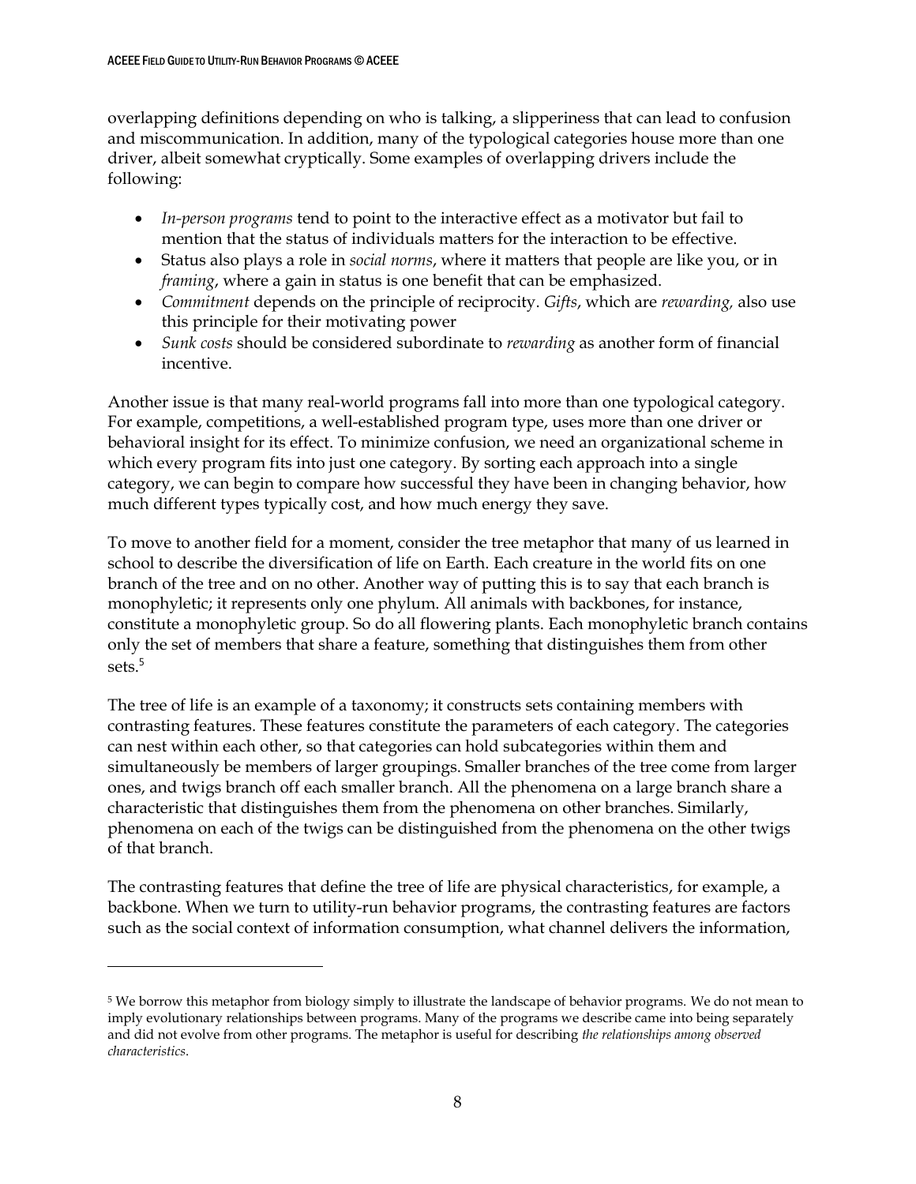overlapping definitions depending on who is talking, a slipperiness that can lead to confusion and miscommunication. In addition, many of the typological categories house more than one driver, albeit somewhat cryptically. Some examples of overlapping drivers include the following:

- *In-person programs* tend to point to the interactive effect as a motivator but fail to mention that the status of individuals matters for the interaction to be effective.
- Status also plays a role in *social norms*, where it matters that people are like you, or in *framing*, where a gain in status is one benefit that can be emphasized.
- *Commitment* depends on the principle of reciprocity. *Gifts*, which are *rewarding,* also use this principle for their motivating power
- *Sunk costs* should be considered subordinate to *rewarding* as another form of financial incentive.

Another issue is that many real-world programs fall into more than one typological category. For example, competitions, a well-established program type, uses more than one driver or behavioral insight for its effect. To minimize confusion, we need an organizational scheme in which every program fits into just one category. By sorting each approach into a single category, we can begin to compare how successful they have been in changing behavior, how much different types typically cost, and how much energy they save.

To move to another field for a moment, consider the tree metaphor that many of us learned in school to describe the diversification of life on Earth. Each creature in the world fits on one branch of the tree and on no other. Another way of putting this is to say that each branch is monophyletic; it represents only one phylum. All animals with backbones, for instance, constitute a monophyletic group. So do all flowering plants. Each monophyletic branch contains only the set of members that share a feature, something that distinguishes them from other sets.[5]

The tree of life is an example of a taxonomy; it constructs sets containing members with contrasting features. These features constitute the parameters of each category. The categories can nest within each other, so that categories can hold subcategories within them and simultaneously be members of larger groupings. Smaller branches of the tree come from larger ones, and twigs branch off each smaller branch. All the phenomena on a large branch share a characteristic that distinguishes them from the phenomena on other branches. Similarly, phenomena on each of the twigs can be distinguished from the phenomena on the other twigs of that branch.

The contrasting features that define the tree of life are physical characteristics, for example, a backbone. When we turn to utility-run behavior programs, the contrasting features are factors such as the social context of information consumption, what channel delivers the information,

---

[5] We borrow this metaphor from biology simply to illustrate the landscape of behavior programs. We do not mean to imply evolutionary relationships between programs. Many of the programs we describe came into being separately and did not evolve from other programs. The metaphor is useful for describing *the relationships among observed characteristics*.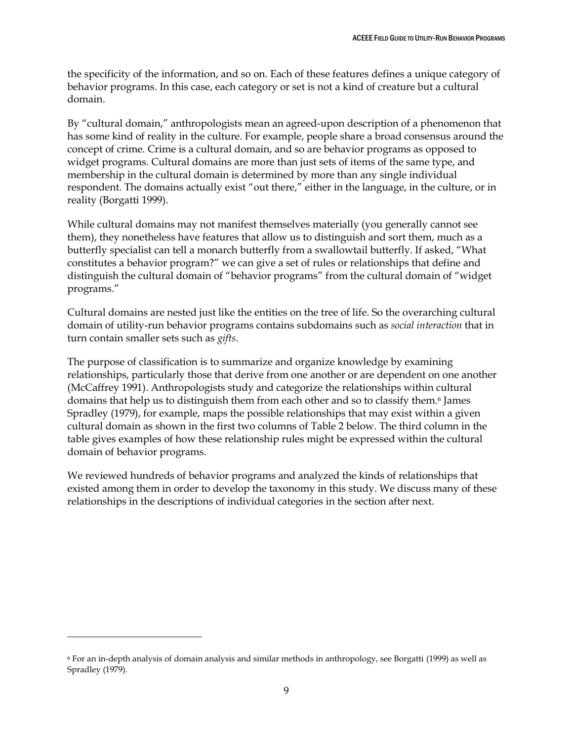the specificity of the information, and so on. Each of these features defines a unique category of behavior programs. In this case, each category or set is not a kind of creature but a cultural domain.

By "cultural domain," anthropologists mean an agreed-upon description of a phenomenon that has some kind of reality in the culture. For example, people share a broad consensus around the concept of crime. Crime is a cultural domain, and so are behavior programs as opposed to widget programs. Cultural domains are more than just sets of items of the same type, and membership in the cultural domain is determined by more than any single individual respondent. The domains actually exist "out there," either in the language, in the culture, or in reality (Borgatti 1999).

While cultural domains may not manifest themselves materially (you generally cannot see them), they nonetheless have features that allow us to distinguish and sort them, much as a butterfly specialist can tell a monarch butterfly from a swallowtail butterfly. If asked, "What constitutes a behavior program?" we can give a set of rules or relationships that define and distinguish the cultural domain of "behavior programs" from the cultural domain of "widget programs."

Cultural domains are nested just like the entities on the tree of life. So the overarching cultural domain of utility-run behavior programs contains subdomains such as *social interaction* that in turn contain smaller sets such as *gifts*.

The purpose of classification is to summarize and organize knowledge by examining relationships, particularly those that derive from one another or are dependent on one another (McCaffrey 1991). Anthropologists study and categorize the relationships within cultural domains that help us to distinguish them from each other and so to classify them.[6] James Spradley (1979), for example, maps the possible relationships that may exist within a given cultural domain as shown in the first two columns of Table 2 below. The third column in the table gives examples of how these relationship rules might be expressed within the cultural domain of behavior programs.

We reviewed hundreds of behavior programs and analyzed the kinds of relationships that existed among them in order to develop the taxonomy in this study. We discuss many of these relationships in the descriptions of individual categories in the section after next.

---

[6] For an in-depth analysis of domain analysis and similar methods in anthropology, see Borgatti (1999) as well as Spradley (1979).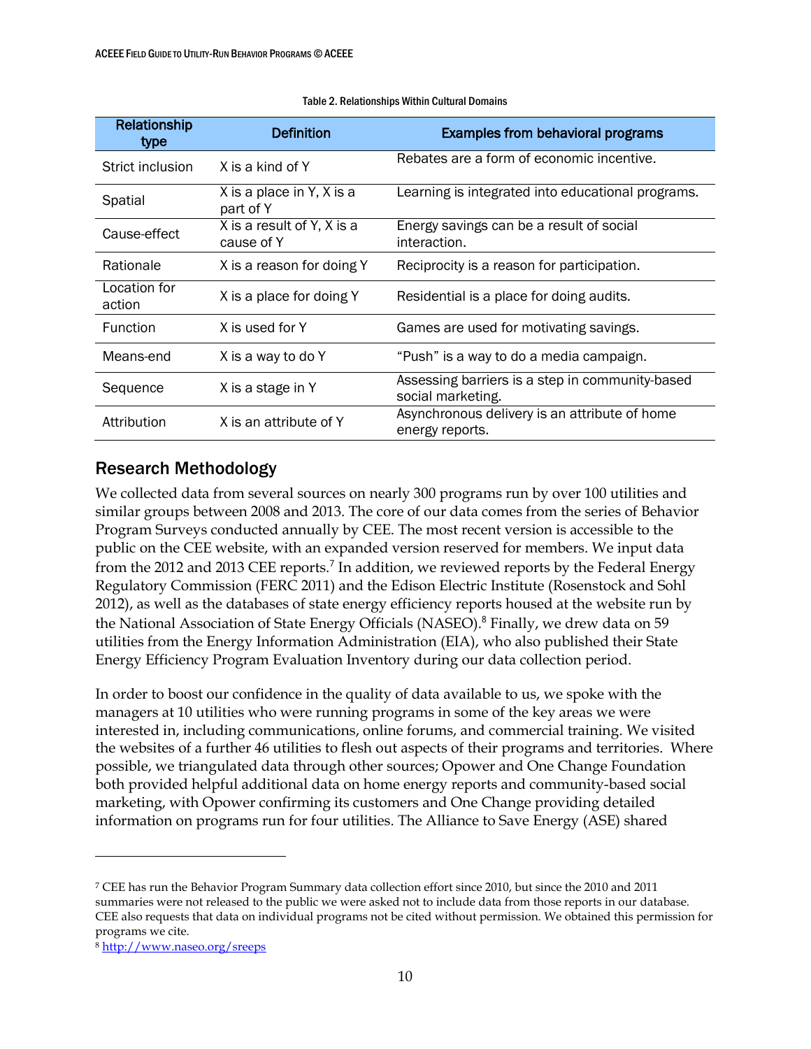Table 2. Relationships Within Cultural Domains

| Relationship type | Definition | Examples from behavioral programs |
|---|---|---|
| Strict inclusion | X is a kind of Y | Rebates are a form of economic incentive. |
| Spatial | X is a place in Y, X is a part of Y | Learning is integrated into educational programs. |
| Cause-effect | X is a result of Y, X is a cause of Y | Energy savings can be a result of social interaction. |
| Rationale | X is a reason for doing Y | Reciprocity is a reason for participation. |
| Location for action | X is a place for doing Y | Residential is a place for doing audits. |
| Function | X is used for Y | Games are used for motivating savings. |
| Means-end | X is a way to do Y | "Push" is a way to do a media campaign. |
| Sequence | X is a stage in Y | Assessing barriers is a step in community-based social marketing. |
| Attribution | X is an attribute of Y | Asynchronous delivery is an attribute of home energy reports. |

## Research Methodology

We collected data from several sources on nearly 300 programs run by over 100 utilities and similar groups between 2008 and 2013. The core of our data comes from the series of Behavior Program Surveys conducted annually by CEE. The most recent version is accessible to the public on the CEE website, with an expanded version reserved for members. We input data from the 2012 and 2013 CEE reports.[7] In addition, we reviewed reports by the Federal Energy Regulatory Commission (FERC 2011) and the Edison Electric Institute (Rosenstock and Sohl 2012), as well as the databases of state energy efficiency reports housed at the website run by the National Association of State Energy Officials (NASEO).[8] Finally, we drew data on 59 utilities from the Energy Information Administration (EIA), who also published their State Energy Efficiency Program Evaluation Inventory during our data collection period.

In order to boost our confidence in the quality of data available to us, we spoke with the managers at 10 utilities who were running programs in some of the key areas we were interested in, including communications, online forums, and commercial training. We visited the websites of a further 46 utilities to flesh out aspects of their programs and territories. Where possible, we triangulated data through other sources; Opower and One Change Foundation both provided helpful additional data on home energy reports and community-based social marketing, with Opower confirming its customers and One Change providing detailed information on programs run for four utilities. The Alliance to Save Energy (ASE) shared

[7] CEE has run the Behavior Program Summary data collection effort since 2010, but since the 2010 and 2011 summaries were not released to the public we were asked not to include data from those reports in our database. CEE also requests that data on individual programs not be cited without permission. We obtained this permission for programs we cite.

[8] http://www.naseo.org/sreeps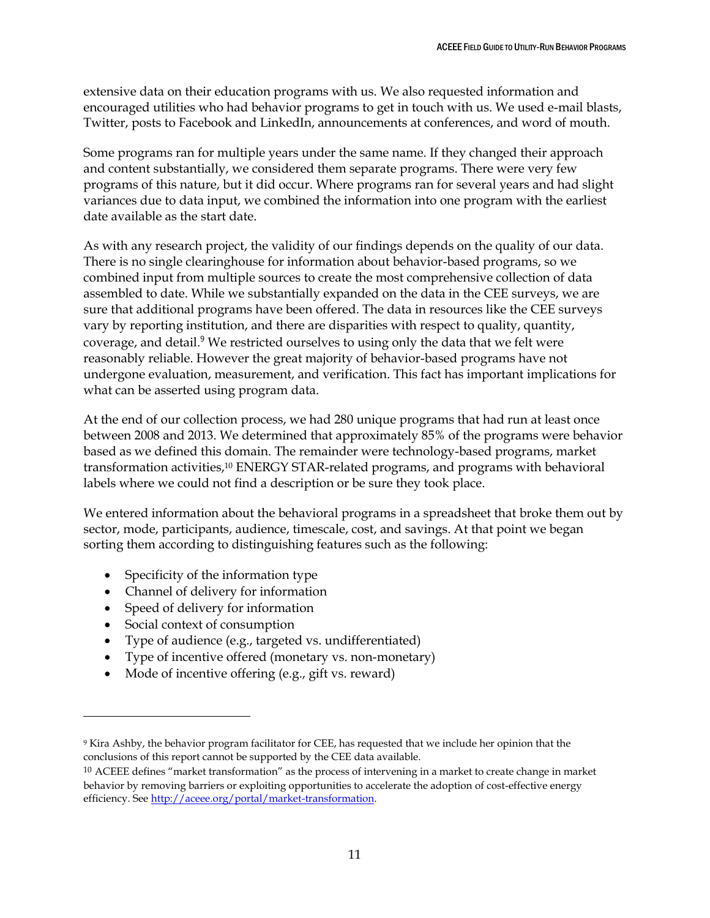extensive data on their education programs with us. We also requested information and encouraged utilities who had behavior programs to get in touch with us. We used e-mail blasts, Twitter, posts to Facebook and LinkedIn, announcements at conferences, and word of mouth.

Some programs ran for multiple years under the same name. If they changed their approach and content substantially, we considered them separate programs. There were very few programs of this nature, but it did occur. Where programs ran for several years and had slight variances due to data input, we combined the information into one program with the earliest date available as the start date.

As with any research project, the validity of our findings depends on the quality of our data. There is no single clearinghouse for information about behavior-based programs, so we combined input from multiple sources to create the most comprehensive collection of data assembled to date. While we substantially expanded on the data in the CEE surveys, we are sure that additional programs have been offered. The data in resources like the CEE surveys vary by reporting institution, and there are disparities with respect to quality, quantity, coverage, and detail.[9] We restricted ourselves to using only the data that we felt were reasonably reliable. However the great majority of behavior-based programs have not undergone evaluation, measurement, and verification. This fact has important implications for what can be asserted using program data.

At the end of our collection process, we had 280 unique programs that had run at least once between 2008 and 2013. We determined that approximately 85% of the programs were behavior based as we defined this domain. The remainder were technology-based programs, market transformation activities,[10] ENERGY STAR-related programs, and programs with behavioral labels where we could not find a description or be sure they took place.

We entered information about the behavioral programs in a spreadsheet that broke them out by sector, mode, participants, audience, timescale, cost, and savings. At that point we began sorting them according to distinguishing features such as the following:

- Specificity of the information type
- Channel of delivery for information
- Speed of delivery for information
- Social context of consumption
- Type of audience (e.g., targeted vs. undifferentiated)
- Type of incentive offered (monetary vs. non-monetary)
- Mode of incentive offering (e.g., gift vs. reward)

---

[9] Kira Ashby, the behavior program facilitator for CEE, has requested that we include her opinion that the conclusions of this report cannot be supported by the CEE data available.

[10] ACEEE defines "market transformation" as the process of intervening in a market to create change in market behavior by removing barriers or exploiting opportunities to accelerate the adoption of cost-effective energy efficiency. See http://aceee.org/portal/market-transformation.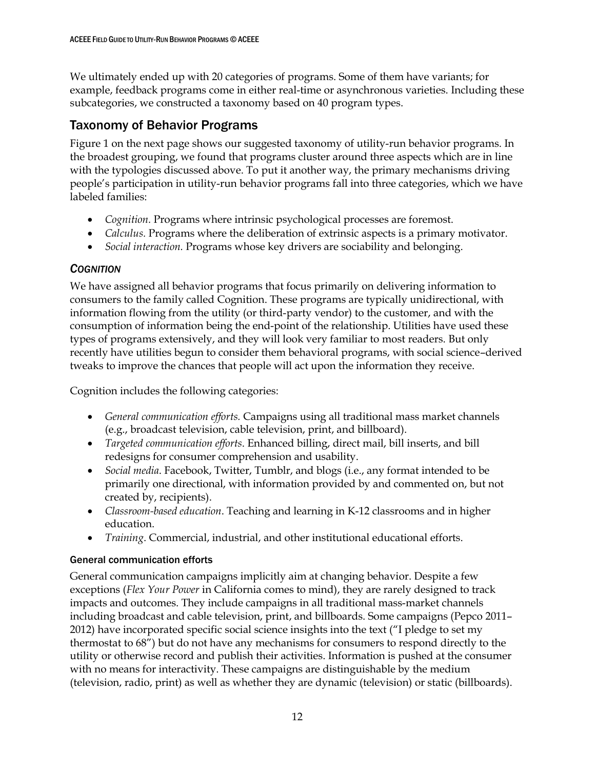We ultimately ended up with 20 categories of programs. Some of them have variants; for example, feedback programs come in either real-time or asynchronous varieties. Including these subcategories, we constructed a taxonomy based on 40 program types.

## Taxonomy of Behavior Programs

Figure 1 on the next page shows our suggested taxonomy of utility-run behavior programs. In the broadest grouping, we found that programs cluster around three aspects which are in line with the typologies discussed above. To put it another way, the primary mechanisms driving people's participation in utility-run behavior programs fall into three categories, which we have labeled families:

- *Cognition*. Programs where intrinsic psychological processes are foremost.
- *Calculus*. Programs where the deliberation of extrinsic aspects is a primary motivator.
- *Social interaction*. Programs whose key drivers are sociability and belonging.

### *COGNITION*

We have assigned all behavior programs that focus primarily on delivering information to consumers to the family called Cognition. These programs are typically unidirectional, with information flowing from the utility (or third-party vendor) to the customer, and with the consumption of information being the end-point of the relationship. Utilities have used these types of programs extensively, and they will look very familiar to most readers. But only recently have utilities begun to consider them behavioral programs, with social science–derived tweaks to improve the chances that people will act upon the information they receive.

Cognition includes the following categories:

- *General communication efforts*. Campaigns using all traditional mass market channels (e.g., broadcast television, cable television, print, and billboard).
- *Targeted communication efforts*. Enhanced billing, direct mail, bill inserts, and bill redesigns for consumer comprehension and usability.
- *Social media*. Facebook, Twitter, Tumblr, and blogs (i.e., any format intended to be primarily one directional, with information provided by and commented on, but not created by, recipients).
- *Classroom-based education*. Teaching and learning in K-12 classrooms and in higher education.
- *Training*. Commercial, industrial, and other institutional educational efforts.

#### General communication efforts

General communication campaigns implicitly aim at changing behavior. Despite a few exceptions (*Flex Your Power* in California comes to mind), they are rarely designed to track impacts and outcomes. They include campaigns in all traditional mass-market channels including broadcast and cable television, print, and billboards. Some campaigns (Pepco 2011–2012) have incorporated specific social science insights into the text ("I pledge to set my thermostat to 68") but do not have any mechanisms for consumers to respond directly to the utility or otherwise record and publish their activities. Information is pushed at the consumer with no means for interactivity. These campaigns are distinguishable by the medium (television, radio, print) as well as whether they are dynamic (television) or static (billboards).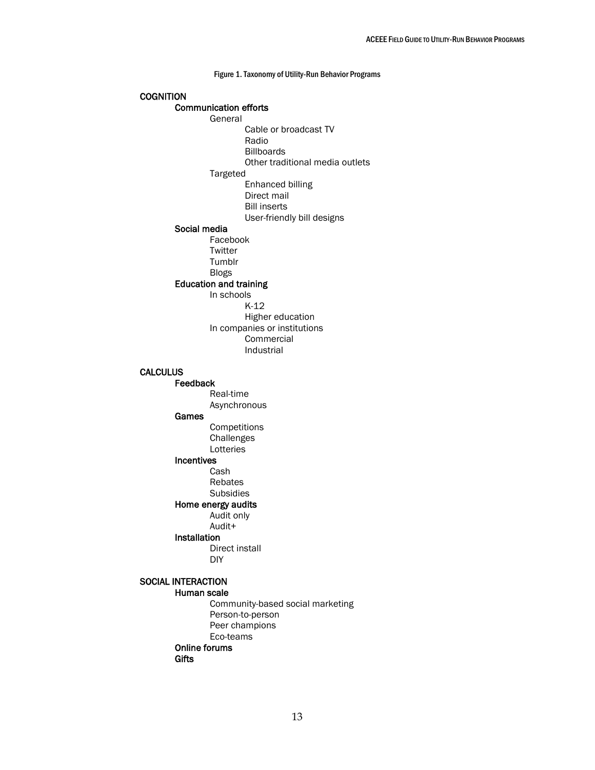Figure 1. Taxonomy of Utility-Run Behavior Programs

- **COGNITION**
  - **Communication efforts**
    - General
      - Cable or broadcast TV
      - Radio
      - Billboards
      - Other traditional media outlets
    - Targeted
      - Enhanced billing
      - Direct mail
      - Bill inserts
      - User-friendly bill designs
  - **Social media**
    - Facebook
    - Twitter
    - Tumblr
    - Blogs
  - **Education and training**
    - In schools
      - K-12
      - Higher education
    - In companies or institutions
      - Commercial
      - Industrial

- **CALCULUS**
  - **Feedback**
    - Real-time
    - Asynchronous
  - **Games**
    - Competitions
    - Challenges
    - Lotteries
  - **Incentives**
    - Cash
    - Rebates
    - Subsidies
  - **Home energy audits**
    - Audit only
    - Audit+
  - **Installation**
    - Direct install
    - DIY

- **SOCIAL INTERACTION**
  - **Human scale**
    - Community-based social marketing
    - Person-to-person
    - Peer champions
    - Eco-teams
  - **Online forums**
  - **Gifts**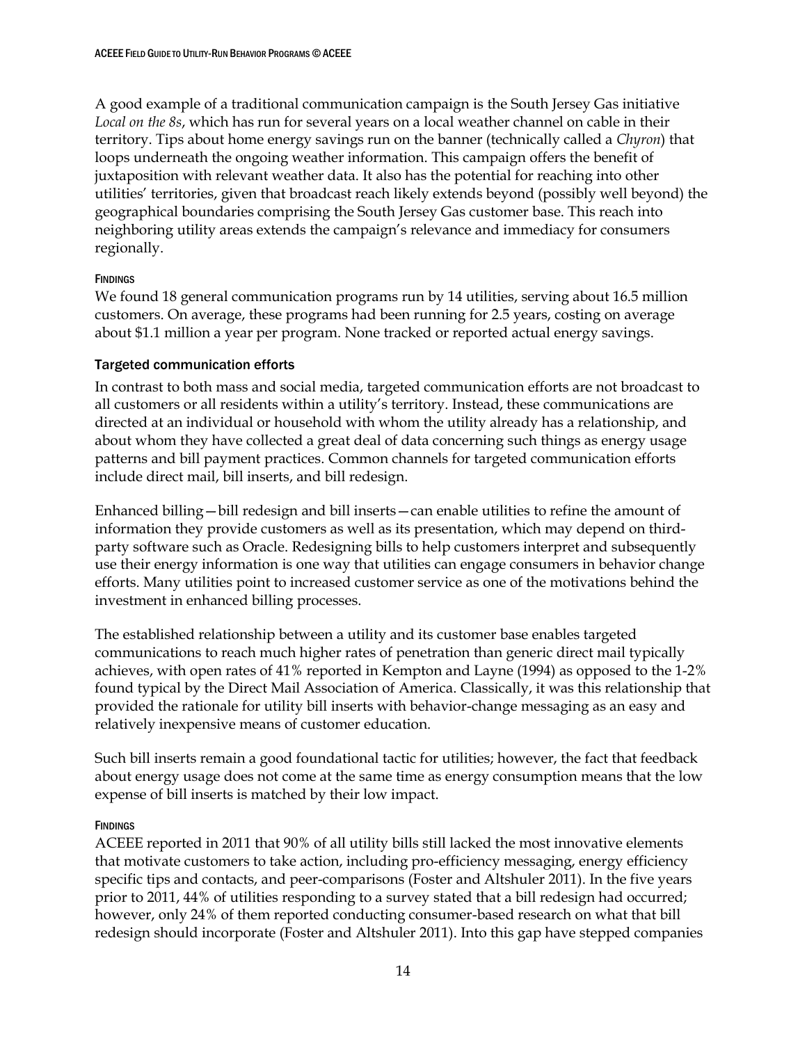A good example of a traditional communication campaign is the South Jersey Gas initiative *Local on the 8s*, which has run for several years on a local weather channel on cable in their territory. Tips about home energy savings run on the banner (technically called a *Chyron*) that loops underneath the ongoing weather information. This campaign offers the benefit of juxtaposition with relevant weather data. It also has the potential for reaching into other utilities' territories, given that broadcast reach likely extends beyond (possibly well beyond) the geographical boundaries comprising the South Jersey Gas customer base. This reach into neighboring utility areas extends the campaign's relevance and immediacy for consumers regionally.

#### FINDINGS

We found 18 general communication programs run by 14 utilities, serving about 16.5 million customers. On average, these programs had been running for 2.5 years, costing on average about $1.1 million a year per program. None tracked or reported actual energy savings.

### Targeted communication efforts

In contrast to both mass and social media, targeted communication efforts are not broadcast to all customers or all residents within a utility's territory. Instead, these communications are directed at an individual or household with whom the utility already has a relationship, and about whom they have collected a great deal of data concerning such things as energy usage patterns and bill payment practices. Common channels for targeted communication efforts include direct mail, bill inserts, and bill redesign.

Enhanced billing—bill redesign and bill inserts—can enable utilities to refine the amount of information they provide customers as well as its presentation, which may depend on third-party software such as Oracle. Redesigning bills to help customers interpret and subsequently use their energy information is one way that utilities can engage consumers in behavior change efforts. Many utilities point to increased customer service as one of the motivations behind the investment in enhanced billing processes.

The established relationship between a utility and its customer base enables targeted communications to reach much higher rates of penetration than generic direct mail typically achieves, with open rates of 41% reported in Kempton and Layne (1994) as opposed to the 1-2% found typical by the Direct Mail Association of America. Classically, it was this relationship that provided the rationale for utility bill inserts with behavior-change messaging as an easy and relatively inexpensive means of customer education.

Such bill inserts remain a good foundational tactic for utilities; however, the fact that feedback about energy usage does not come at the same time as energy consumption means that the low expense of bill inserts is matched by their low impact.

#### FINDINGS

ACEEE reported in 2011 that 90% of all utility bills still lacked the most innovative elements that motivate customers to take action, including pro-efficiency messaging, energy efficiency specific tips and contacts, and peer-comparisons (Foster and Altshuler 2011). In the five years prior to 2011, 44% of utilities responding to a survey stated that a bill redesign had occurred; however, only 24% of them reported conducting consumer-based research on what that bill redesign should incorporate (Foster and Altshuler 2011). Into this gap have stepped companies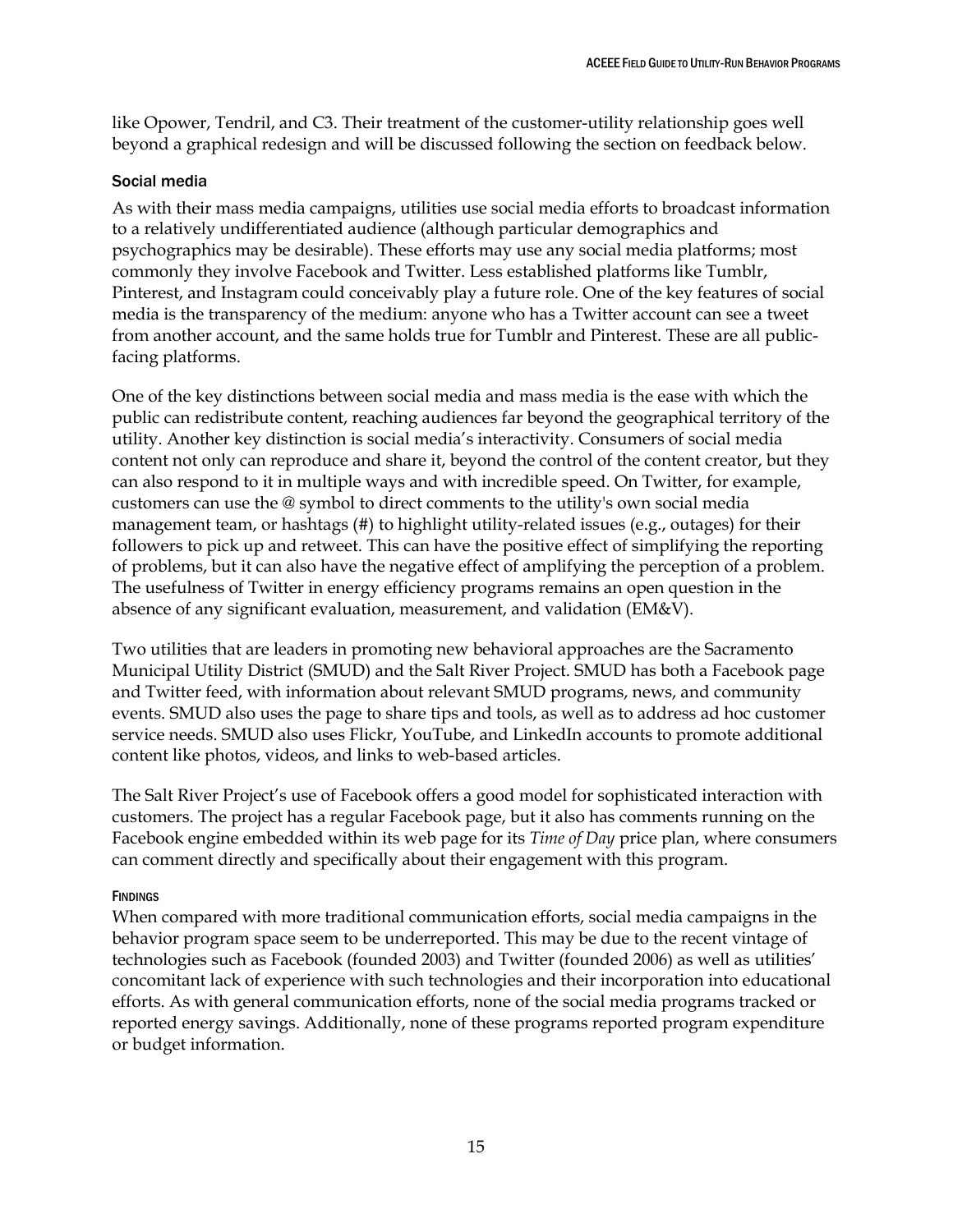like Opower, Tendril, and C3. Their treatment of the customer-utility relationship goes well beyond a graphical redesign and will be discussed following the section on feedback below.

### Social media

As with their mass media campaigns, utilities use social media efforts to broadcast information to a relatively undifferentiated audience (although particular demographics and psychographics may be desirable). These efforts may use any social media platforms; most commonly they involve Facebook and Twitter. Less established platforms like Tumblr, Pinterest, and Instagram could conceivably play a future role. One of the key features of social media is the transparency of the medium: anyone who has a Twitter account can see a tweet from another account, and the same holds true for Tumblr and Pinterest. These are all public-facing platforms.

One of the key distinctions between social media and mass media is the ease with which the public can redistribute content, reaching audiences far beyond the geographical territory of the utility. Another key distinction is social media's interactivity. Consumers of social media content not only can reproduce and share it, beyond the control of the content creator, but they can also respond to it in multiple ways and with incredible speed. On Twitter, for example, customers can use the @ symbol to direct comments to the utility's own social media management team, or hashtags (#) to highlight utility-related issues (e.g., outages) for their followers to pick up and retweet. This can have the positive effect of simplifying the reporting of problems, but it can also have the negative effect of amplifying the perception of a problem. The usefulness of Twitter in energy efficiency programs remains an open question in the absence of any significant evaluation, measurement, and validation (EM&V).

Two utilities that are leaders in promoting new behavioral approaches are the Sacramento Municipal Utility District (SMUD) and the Salt River Project. SMUD has both a Facebook page and Twitter feed, with information about relevant SMUD programs, news, and community events. SMUD also uses the page to share tips and tools, as well as to address ad hoc customer service needs. SMUD also uses Flickr, YouTube, and LinkedIn accounts to promote additional content like photos, videos, and links to web-based articles.

The Salt River Project's use of Facebook offers a good model for sophisticated interaction with customers. The project has a regular Facebook page, but it also has comments running on the Facebook engine embedded within its web page for its *Time of Day* price plan, where consumers can comment directly and specifically about their engagement with this program.

#### FINDINGS

When compared with more traditional communication efforts, social media campaigns in the behavior program space seem to be underreported. This may be due to the recent vintage of technologies such as Facebook (founded 2003) and Twitter (founded 2006) as well as utilities' concomitant lack of experience with such technologies and their incorporation into educational efforts. As with general communication efforts, none of the social media programs tracked or reported energy savings. Additionally, none of these programs reported program expenditure or budget information.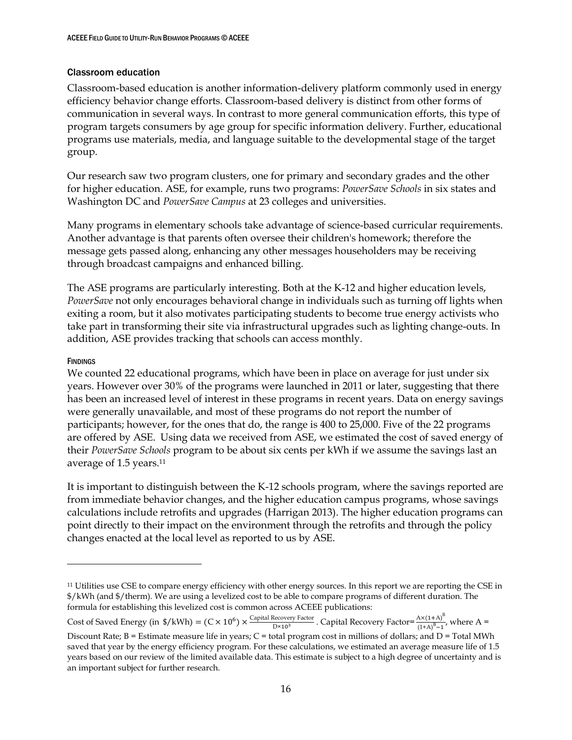### Classroom education

Classroom-based education is another information-delivery platform commonly used in energy efficiency behavior change efforts. Classroom-based delivery is distinct from other forms of communication in several ways. In contrast to more general communication efforts, this type of program targets consumers by age group for specific information delivery. Further, educational programs use materials, media, and language suitable to the developmental stage of the target group.

Our research saw two program clusters, one for primary and secondary grades and the other for higher education. ASE, for example, runs two programs: *PowerSave Schools* in six states and Washington DC and *PowerSave Campus* at 23 colleges and universities.

Many programs in elementary schools take advantage of science-based curricular requirements. Another advantage is that parents often oversee their children's homework; therefore the message gets passed along, enhancing any other messages householders may be receiving through broadcast campaigns and enhanced billing.

The ASE programs are particularly interesting. Both at the K-12 and higher education levels, *PowerSave* not only encourages behavioral change in individuals such as turning off lights when exiting a room, but it also motivates participating students to become true energy activists who take part in transforming their site via infrastructural upgrades such as lighting change-outs. In addition, ASE provides tracking that schools can access monthly.

#### FINDINGS

We counted 22 educational programs, which have been in place on average for just under six years. However over 30% of the programs were launched in 2011 or later, suggesting that there has been an increased level of interest in these programs in recent years. Data on energy savings were generally unavailable, and most of these programs do not report the number of participants; however, for the ones that do, the range is 400 to 25,000. Five of the 22 programs are offered by ASE. Using data we received from ASE, we estimated the cost of saved energy of their *PowerSave Schools* program to be about six cents per kWh if we assume the savings last an average of 1.5 years.[11]

It is important to distinguish between the K-12 schools program, where the savings reported are from immediate behavior changes, and the higher education campus programs, whose savings calculations include retrofits and upgrades (Harrigan 2013). The higher education programs can point directly to their impact on the environment through the retrofits and through the policy changes enacted at the local level as reported to us by ASE.

---

[11] Utilities use CSE to compare energy efficiency with other energy sources. In this report we are reporting the CSE in \$/kWh (and \$/therm). We are using a levelized cost to be able to compare programs of different duration. The formula for establishing this levelized cost is common across ACEEE publications:

Cost of Saved Energy (in \$/kWh) = $(C \times 10^6) \times \frac{\text{Capital Recovery Factor}}{D \times 10^3}$. Capital Recovery Factor= $\frac{A \times (1+A)^B}{(1+A)^B - 1}$, where A = Discount Rate; B = Estimate measure life in years; C = total program cost in millions of dollars; and D = Total MWh saved that year by the energy efficiency program. For these calculations, we estimated an average measure life of 1.5 years based on our review of the limited available data. This estimate is subject to a high degree of uncertainty and is an important subject for further research.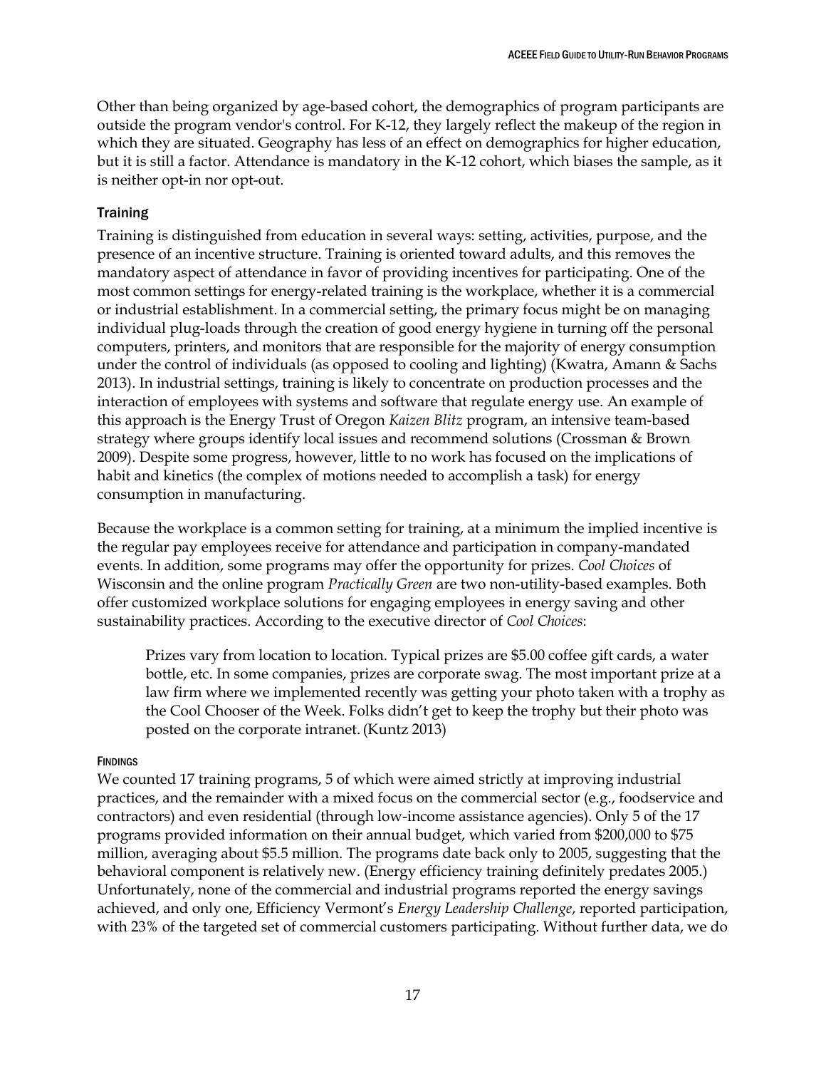Other than being organized by age-based cohort, the demographics of program participants are outside the program vendor's control. For K-12, they largely reflect the makeup of the region in which they are situated. Geography has less of an effect on demographics for higher education, but it is still a factor. Attendance is mandatory in the K-12 cohort, which biases the sample, as it is neither opt-in nor opt-out.

### Training

Training is distinguished from education in several ways: setting, activities, purpose, and the presence of an incentive structure. Training is oriented toward adults, and this removes the mandatory aspect of attendance in favor of providing incentives for participating. One of the most common settings for energy-related training is the workplace, whether it is a commercial or industrial establishment. In a commercial setting, the primary focus might be on managing individual plug-loads through the creation of good energy hygiene in turning off the personal computers, printers, and monitors that are responsible for the majority of energy consumption under the control of individuals (as opposed to cooling and lighting) (Kwatra, Amann & Sachs 2013). In industrial settings, training is likely to concentrate on production processes and the interaction of employees with systems and software that regulate energy use. An example of this approach is the Energy Trust of Oregon *Kaizen Blitz* program, an intensive team-based strategy where groups identify local issues and recommend solutions (Crossman & Brown 2009). Despite some progress, however, little to no work has focused on the implications of habit and kinetics (the complex of motions needed to accomplish a task) for energy consumption in manufacturing.

Because the workplace is a common setting for training, at a minimum the implied incentive is the regular pay employees receive for attendance and participation in company-mandated events. In addition, some programs may offer the opportunity for prizes. *Cool Choices* of Wisconsin and the online program *Practically Green* are two non-utility-based examples. Both offer customized workplace solutions for engaging employees in energy saving and other sustainability practices. According to the executive director of *Cool Choices*:

> Prizes vary from location to location. Typical prizes are $5.00 coffee gift cards, a water bottle, etc. In some companies, prizes are corporate swag. The most important prize at a law firm where we implemented recently was getting your photo taken with a trophy as the Cool Chooser of the Week. Folks didn't get to keep the trophy but their photo was posted on the corporate intranet. (Kuntz 2013)

#### Findings

We counted 17 training programs, 5 of which were aimed strictly at improving industrial practices, and the remainder with a mixed focus on the commercial sector (e.g., foodservice and contractors) and even residential (through low-income assistance agencies). Only 5 of the 17 programs provided information on their annual budget, which varied from $200,000 to $75 million, averaging about $5.5 million. The programs date back only to 2005, suggesting that the behavioral component is relatively new. (Energy efficiency training definitely predates 2005.) Unfortunately, none of the commercial and industrial programs reported the energy savings achieved, and only one, Efficiency Vermont's *Energy Leadership Challenge*, reported participation, with 23% of the targeted set of commercial customers participating. Without further data, we do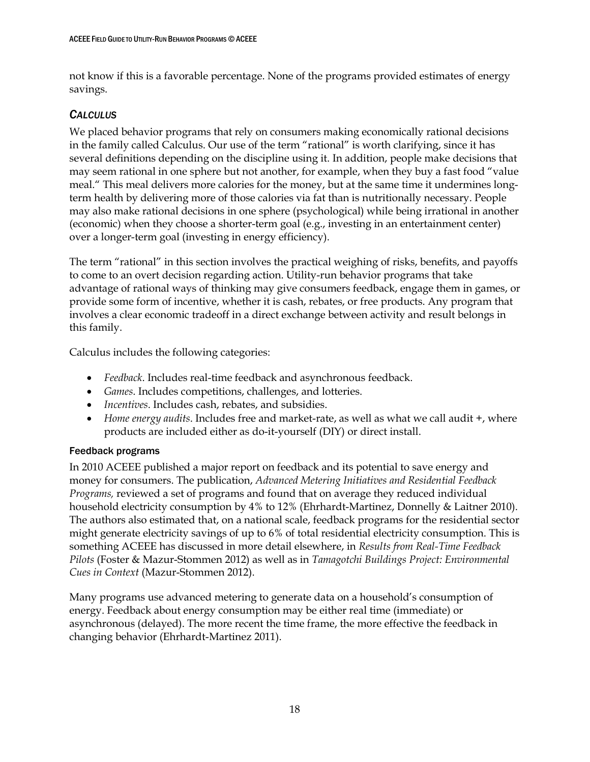not know if this is a favorable percentage. None of the programs provided estimates of energy savings.

### *CALCULUS*

We placed behavior programs that rely on consumers making economically rational decisions in the family called Calculus. Our use of the term "rational" is worth clarifying, since it has several definitions depending on the discipline using it. In addition, people make decisions that may seem rational in one sphere but not another, for example, when they buy a fast food "value meal." This meal delivers more calories for the money, but at the same time it undermines long-term health by delivering more of those calories via fat than is nutritionally necessary. People may also make rational decisions in one sphere (psychological) while being irrational in another (economic) when they choose a shorter-term goal (e.g., investing in an entertainment center) over a longer-term goal (investing in energy efficiency).

The term "rational" in this section involves the practical weighing of risks, benefits, and payoffs to come to an overt decision regarding action. Utility-run behavior programs that take advantage of rational ways of thinking may give consumers feedback, engage them in games, or provide some form of incentive, whether it is cash, rebates, or free products. Any program that involves a clear economic tradeoff in a direct exchange between activity and result belongs in this family.

Calculus includes the following categories:

- *Feedback*. Includes real-time feedback and asynchronous feedback.
- *Games*. Includes competitions, challenges, and lotteries.
- *Incentives*. Includes cash, rebates, and subsidies.
- *Home energy audits*. Includes free and market-rate, as well as what we call audit +, where products are included either as do-it-yourself (DIY) or direct install.

#### Feedback programs

In 2010 ACEEE published a major report on feedback and its potential to save energy and money for consumers. The publication, *Advanced Metering Initiatives and Residential Feedback Programs,* reviewed a set of programs and found that on average they reduced individual household electricity consumption by 4% to 12% (Ehrhardt-Martinez, Donnelly & Laitner 2010). The authors also estimated that, on a national scale, feedback programs for the residential sector might generate electricity savings of up to 6% of total residential electricity consumption. This is something ACEEE has discussed in more detail elsewhere, in *Results from Real-Time Feedback Pilots* (Foster & Mazur-Stommen 2012) as well as in *Tamagotchi Buildings Project: Environmental Cues in Context* (Mazur-Stommen 2012).

Many programs use advanced metering to generate data on a household's consumption of energy. Feedback about energy consumption may be either real time (immediate) or asynchronous (delayed). The more recent the time frame, the more effective the feedback in changing behavior (Ehrhardt-Martinez 2011).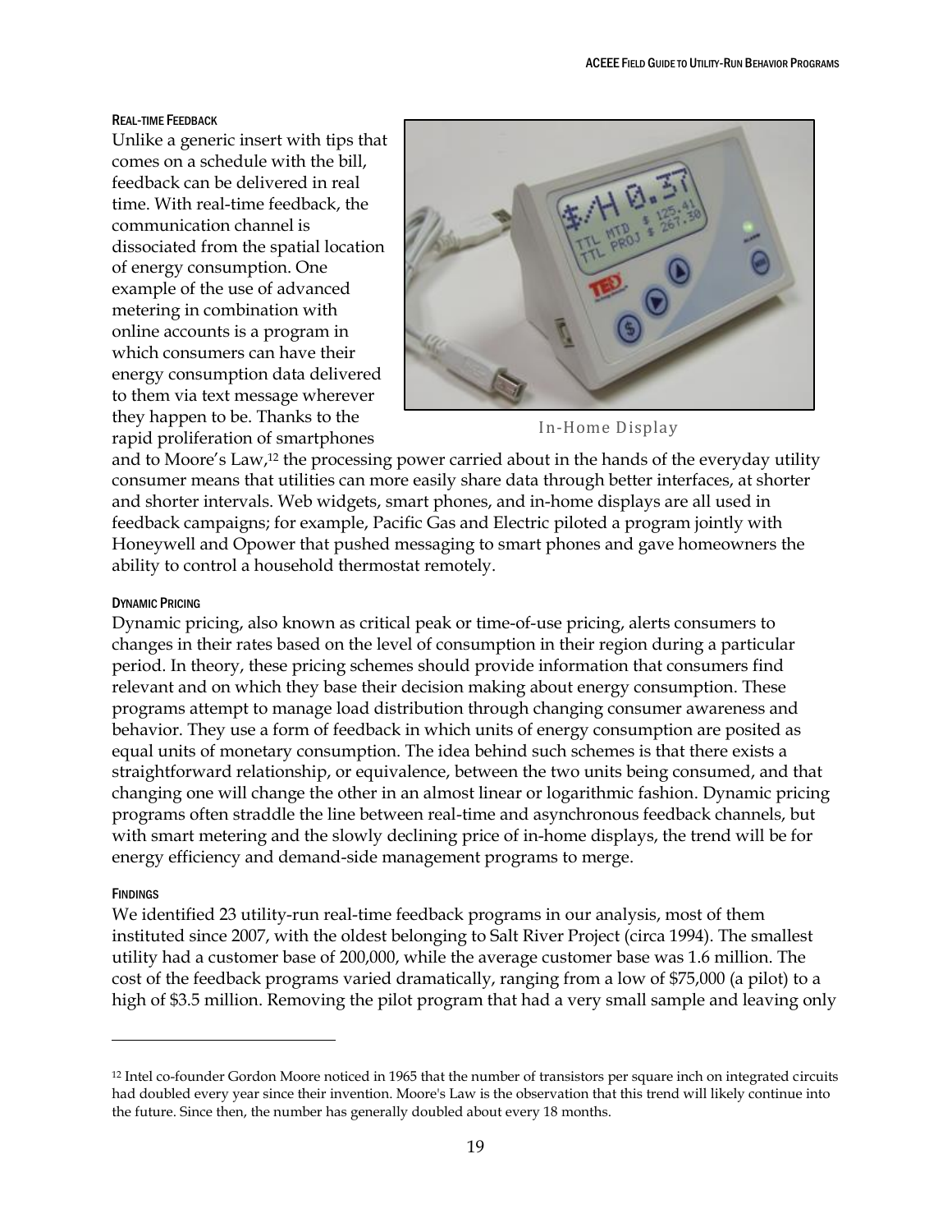#### Real-time Feedback

Unlike a generic insert with tips that comes on a schedule with the bill, feedback can be delivered in real time. With real-time feedback, the communication channel is dissociated from the spatial location of energy consumption. One example of the use of advanced metering in combination with online accounts is a program in which consumers can have their energy consumption data delivered to them via text message wherever they happen to be. Thanks to the rapid proliferation of smartphones and to Moore's Law,[12] the processing power carried about in the hands of the everyday utility consumer means that utilities can more easily share data through better interfaces, at shorter and shorter intervals. Web widgets, smart phones, and in-home displays are all used in feedback campaigns; for example, Pacific Gas and Electric piloted a program jointly with Honeywell and Opower that pushed messaging to smart phones and gave homeowners the ability to control a household thermostat remotely.

In-Home Display

#### Dynamic Pricing

Dynamic pricing, also known as critical peak or time-of-use pricing, alerts consumers to changes in their rates based on the level of consumption in their region during a particular period. In theory, these pricing schemes should provide information that consumers find relevant and on which they base their decision making about energy consumption. These programs attempt to manage load distribution through changing consumer awareness and behavior. They use a form of feedback in which units of energy consumption are posited as equal units of monetary consumption. The idea behind such schemes is that there exists a straightforward relationship, or equivalence, between the two units being consumed, and that changing one will change the other in an almost linear or logarithmic fashion. Dynamic pricing programs often straddle the line between real-time and asynchronous feedback channels, but with smart metering and the slowly declining price of in-home displays, the trend will be for energy efficiency and demand-side management programs to merge.

#### Findings

We identified 23 utility-run real-time feedback programs in our analysis, most of them instituted since 2007, with the oldest belonging to Salt River Project (circa 1994). The smallest utility had a customer base of 200,000, while the average customer base was 1.6 million. The cost of the feedback programs varied dramatically, ranging from a low of $75,000 (a pilot) to a high of $3.5 million. Removing the pilot program that had a very small sample and leaving only

---

[12] Intel co-founder Gordon Moore noticed in 1965 that the number of transistors per square inch on integrated circuits had doubled every year since their invention. Moore's Law is the observation that this trend will likely continue into the future. Since then, the number has generally doubled about every 18 months.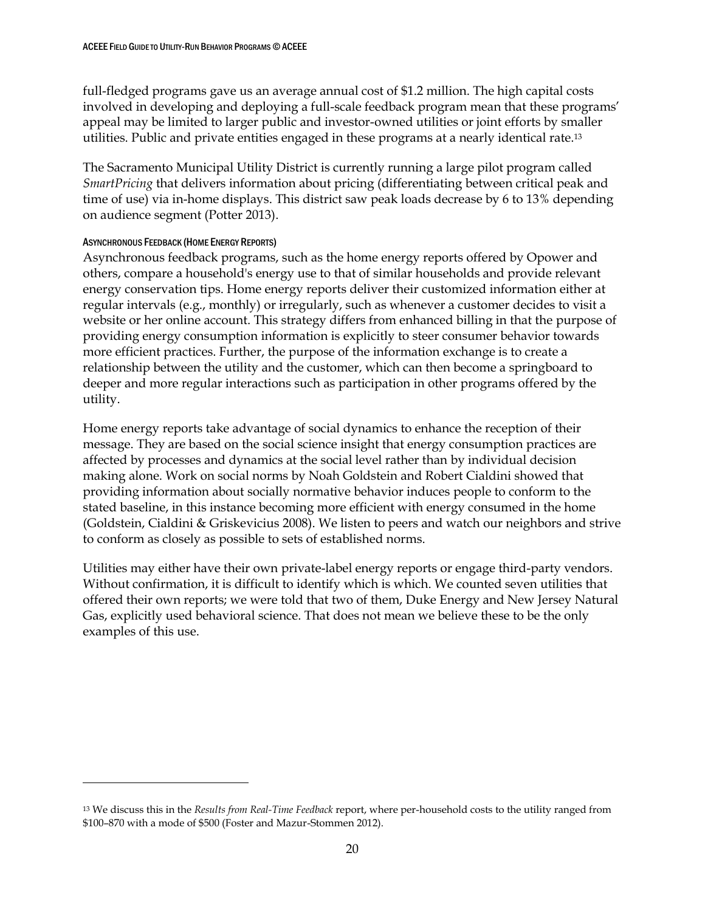full-fledged programs gave us an average annual cost of $1.2 million. The high capital costs involved in developing and deploying a full-scale feedback program mean that these programs' appeal may be limited to larger public and investor-owned utilities or joint efforts by smaller utilities. Public and private entities engaged in these programs at a nearly identical rate.[13]

The Sacramento Municipal Utility District is currently running a large pilot program called *SmartPricing* that delivers information about pricing (differentiating between critical peak and time of use) via in-home displays. This district saw peak loads decrease by 6 to 13% depending on audience segment (Potter 2013).

#### ASYNCHRONOUS FEEDBACK (HOME ENERGY REPORTS)

Asynchronous feedback programs, such as the home energy reports offered by Opower and others, compare a household's energy use to that of similar households and provide relevant energy conservation tips. Home energy reports deliver their customized information either at regular intervals (e.g., monthly) or irregularly, such as whenever a customer decides to visit a website or her online account. This strategy differs from enhanced billing in that the purpose of providing energy consumption information is explicitly to steer consumer behavior towards more efficient practices. Further, the purpose of the information exchange is to create a relationship between the utility and the customer, which can then become a springboard to deeper and more regular interactions such as participation in other programs offered by the utility.

Home energy reports take advantage of social dynamics to enhance the reception of their message. They are based on the social science insight that energy consumption practices are affected by processes and dynamics at the social level rather than by individual decision making alone. Work on social norms by Noah Goldstein and Robert Cialdini showed that providing information about socially normative behavior induces people to conform to the stated baseline, in this instance becoming more efficient with energy consumed in the home (Goldstein, Cialdini & Griskevicius 2008). We listen to peers and watch our neighbors and strive to conform as closely as possible to sets of established norms.

Utilities may either have their own private-label energy reports or engage third-party vendors. Without confirmation, it is difficult to identify which is which. We counted seven utilities that offered their own reports; we were told that two of them, Duke Energy and New Jersey Natural Gas, explicitly used behavioral science. That does not mean we believe these to be the only examples of this use.

---

[13] We discuss this in the *Results from Real-Time Feedback* report, where per-household costs to the utility ranged from $100–870 with a mode of $500 (Foster and Mazur-Stommen 2012).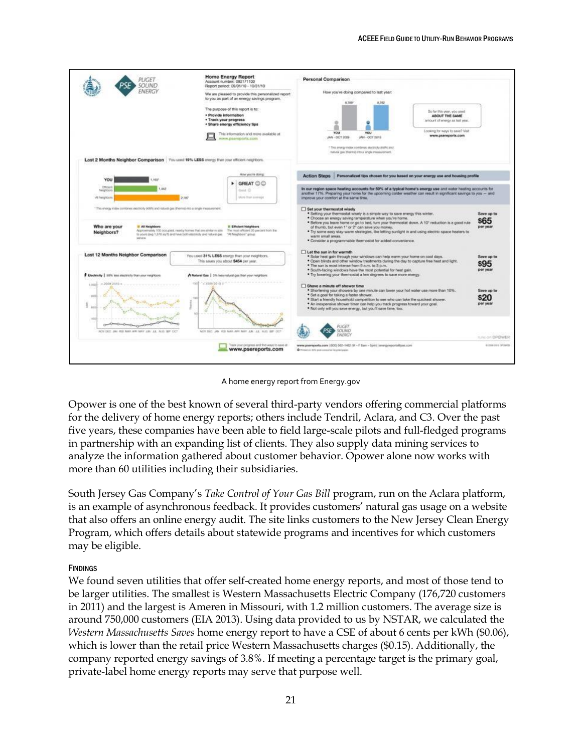A home energy report from Energy.gov

Opower is one of the best known of several third-party vendors offering commercial platforms for the delivery of home energy reports; others include Tendril, Aclara, and C3. Over the past five years, these companies have been able to field large-scale pilots and full-fledged programs in partnership with an expanding list of clients. They also supply data mining services to analyze the information gathered about customer behavior. Opower alone now works with more than 60 utilities including their subsidiaries.

South Jersey Gas Company's *Take Control of Your Gas Bill* program, run on the Aclara platform, is an example of asynchronous feedback. It provides customers' natural gas usage on a website that also offers an online energy audit. The site links customers to the New Jersey Clean Energy Program, which offers details about statewide programs and incentives for which customers may be eligible.

#### FINDINGS

We found seven utilities that offer self-created home energy reports, and most of those tend to be larger utilities. The smallest is Western Massachusetts Electric Company (176,720 customers in 2011) and the largest is Ameren in Missouri, with 1.2 million customers. The average size is around 750,000 customers (EIA 2013). Using data provided to us by NSTAR, we calculated the *Western Massachusetts Saves* home energy report to have a CSE of about 6 cents per kWh ($0.06), which is lower than the retail price Western Massachusetts charges ($0.15). Additionally, the company reported energy savings of 3.8%. If meeting a percentage target is the primary goal, private-label home energy reports may serve that purpose well.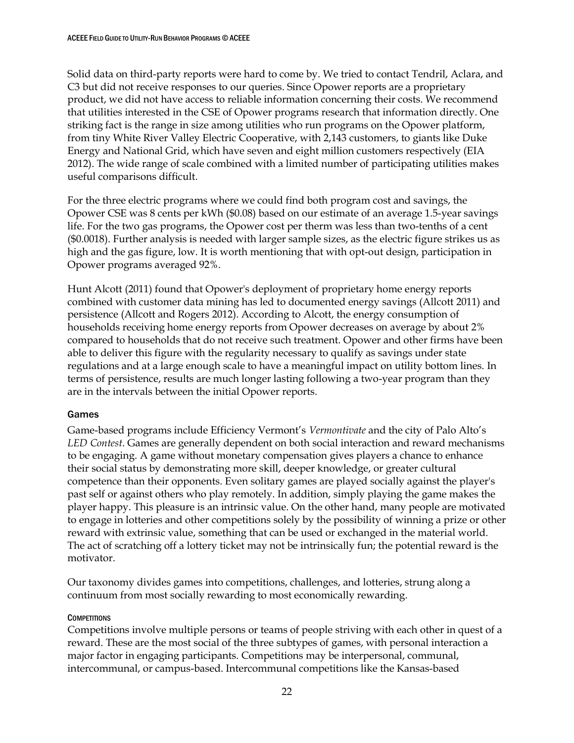Solid data on third-party reports were hard to come by. We tried to contact Tendril, Aclara, and C3 but did not receive responses to our queries. Since Opower reports are a proprietary product, we did not have access to reliable information concerning their costs. We recommend that utilities interested in the CSE of Opower programs research that information directly. One striking fact is the range in size among utilities who run programs on the Opower platform, from tiny White River Valley Electric Cooperative, with 2,143 customers, to giants like Duke Energy and National Grid, which have seven and eight million customers respectively (EIA 2012). The wide range of scale combined with a limited number of participating utilities makes useful comparisons difficult.

For the three electric programs where we could find both program cost and savings, the Opower CSE was 8 cents per kWh ($0.08) based on our estimate of an average 1.5-year savings life. For the two gas programs, the Opower cost per therm was less than two-tenths of a cent ($0.0018). Further analysis is needed with larger sample sizes, as the electric figure strikes us as high and the gas figure, low. It is worth mentioning that with opt-out design, participation in Opower programs averaged 92%.

Hunt Alcott (2011) found that Opower's deployment of proprietary home energy reports combined with customer data mining has led to documented energy savings (Allcott 2011) and persistence (Allcott and Rogers 2012). According to Alcott, the energy consumption of households receiving home energy reports from Opower decreases on average by about 2% compared to households that do not receive such treatment. Opower and other firms have been able to deliver this figure with the regularity necessary to qualify as savings under state regulations and at a large enough scale to have a meaningful impact on utility bottom lines. In terms of persistence, results are much longer lasting following a two-year program than they are in the intervals between the initial Opower reports.

### Games

Game-based programs include Efficiency Vermont's *Vermontivate* and the city of Palo Alto's *LED Contest*. Games are generally dependent on both social interaction and reward mechanisms to be engaging. A game without monetary compensation gives players a chance to enhance their social status by demonstrating more skill, deeper knowledge, or greater cultural competence than their opponents. Even solitary games are played socially against the player's past self or against others who play remotely. In addition, simply playing the game makes the player happy. This pleasure is an intrinsic value. On the other hand, many people are motivated to engage in lotteries and other competitions solely by the possibility of winning a prize or other reward with extrinsic value, something that can be used or exchanged in the material world. The act of scratching off a lottery ticket may not be intrinsically fun; the potential reward is the motivator.

Our taxonomy divides games into competitions, challenges, and lotteries, strung along a continuum from most socially rewarding to most economically rewarding.

#### Competitions

Competitions involve multiple persons or teams of people striving with each other in quest of a reward. These are the most social of the three subtypes of games, with personal interaction a major factor in engaging participants. Competitions may be interpersonal, communal, intercommunal, or campus-based. Intercommunal competitions like the Kansas-based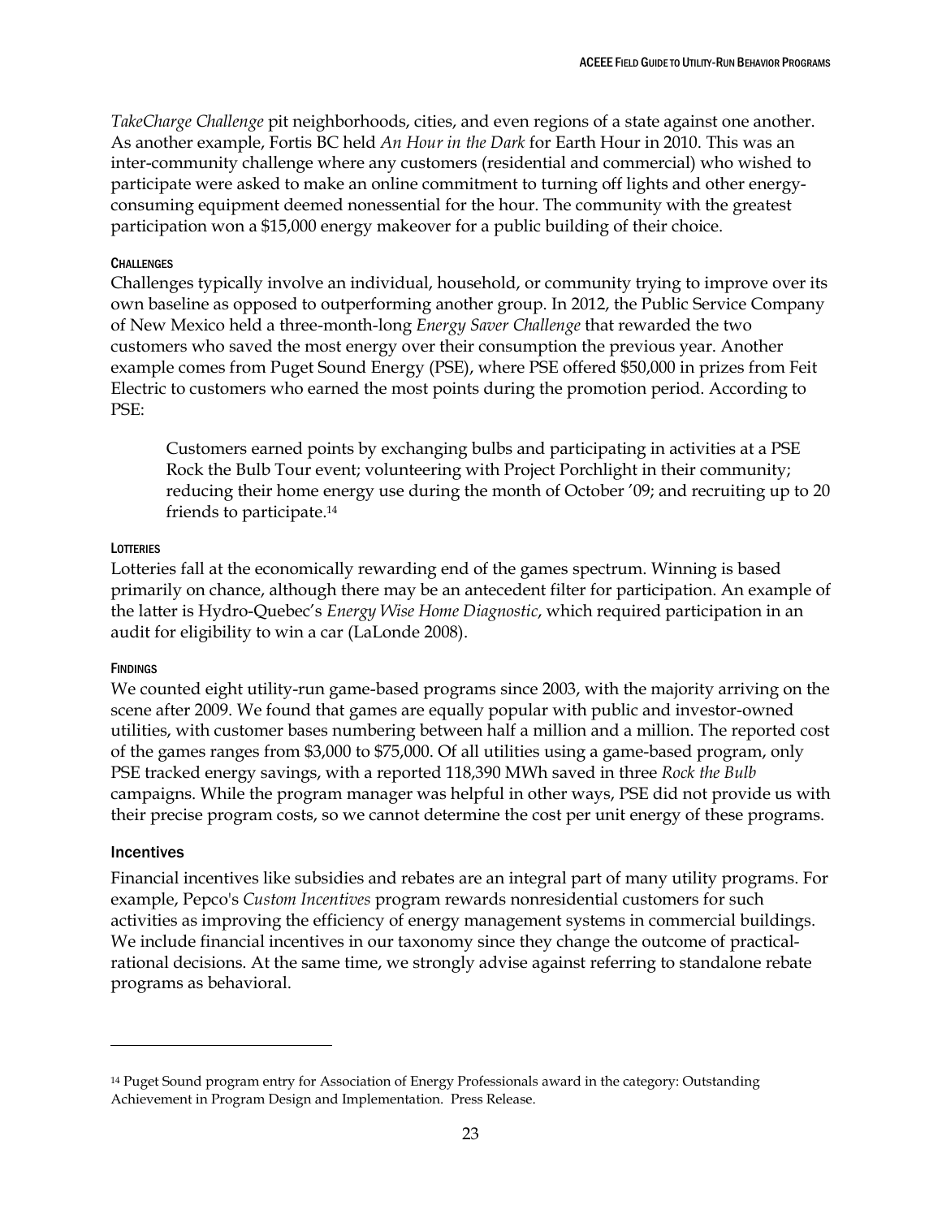*TakeCharge Challenge* pit neighborhoods, cities, and even regions of a state against one another. As another example, Fortis BC held *An Hour in the Dark* for Earth Hour in 2010. This was an inter-community challenge where any customers (residential and commercial) who wished to participate were asked to make an online commitment to turning off lights and other energy-consuming equipment deemed nonessential for the hour. The community with the greatest participation won a $15,000 energy makeover for a public building of their choice.

#### CHALLENGES

Challenges typically involve an individual, household, or community trying to improve over its own baseline as opposed to outperforming another group. In 2012, the Public Service Company of New Mexico held a three-month-long *Energy Saver Challenge* that rewarded the two customers who saved the most energy over their consumption the previous year. Another example comes from Puget Sound Energy (PSE), where PSE offered $50,000 in prizes from Feit Electric to customers who earned the most points during the promotion period. According to PSE:

> Customers earned points by exchanging bulbs and participating in activities at a PSE Rock the Bulb Tour event; volunteering with Project Porchlight in their community; reducing their home energy use during the month of October '09; and recruiting up to 20 friends to participate.[14]

#### LOTTERIES

Lotteries fall at the economically rewarding end of the games spectrum. Winning is based primarily on chance, although there may be an antecedent filter for participation. An example of the latter is Hydro-Quebec's *Energy Wise Home Diagnostic*, which required participation in an audit for eligibility to win a car (LaLonde 2008).

#### FINDINGS

We counted eight utility-run game-based programs since 2003, with the majority arriving on the scene after 2009. We found that games are equally popular with public and investor-owned utilities, with customer bases numbering between half a million and a million. The reported cost of the games ranges from $3,000 to $75,000. Of all utilities using a game-based program, only PSE tracked energy savings, with a reported 118,390 MWh saved in three *Rock the Bulb* campaigns. While the program manager was helpful in other ways, PSE did not provide us with their precise program costs, so we cannot determine the cost per unit energy of these programs.

### Incentives

Financial incentives like subsidies and rebates are an integral part of many utility programs. For example, Pepco's *Custom Incentives* program rewards nonresidential customers for such activities as improving the efficiency of energy management systems in commercial buildings. We include financial incentives in our taxonomy since they change the outcome of practical-rational decisions. At the same time, we strongly advise against referring to standalone rebate programs as behavioral.

---

[14] Puget Sound program entry for Association of Energy Professionals award in the category: Outstanding Achievement in Program Design and Implementation. Press Release.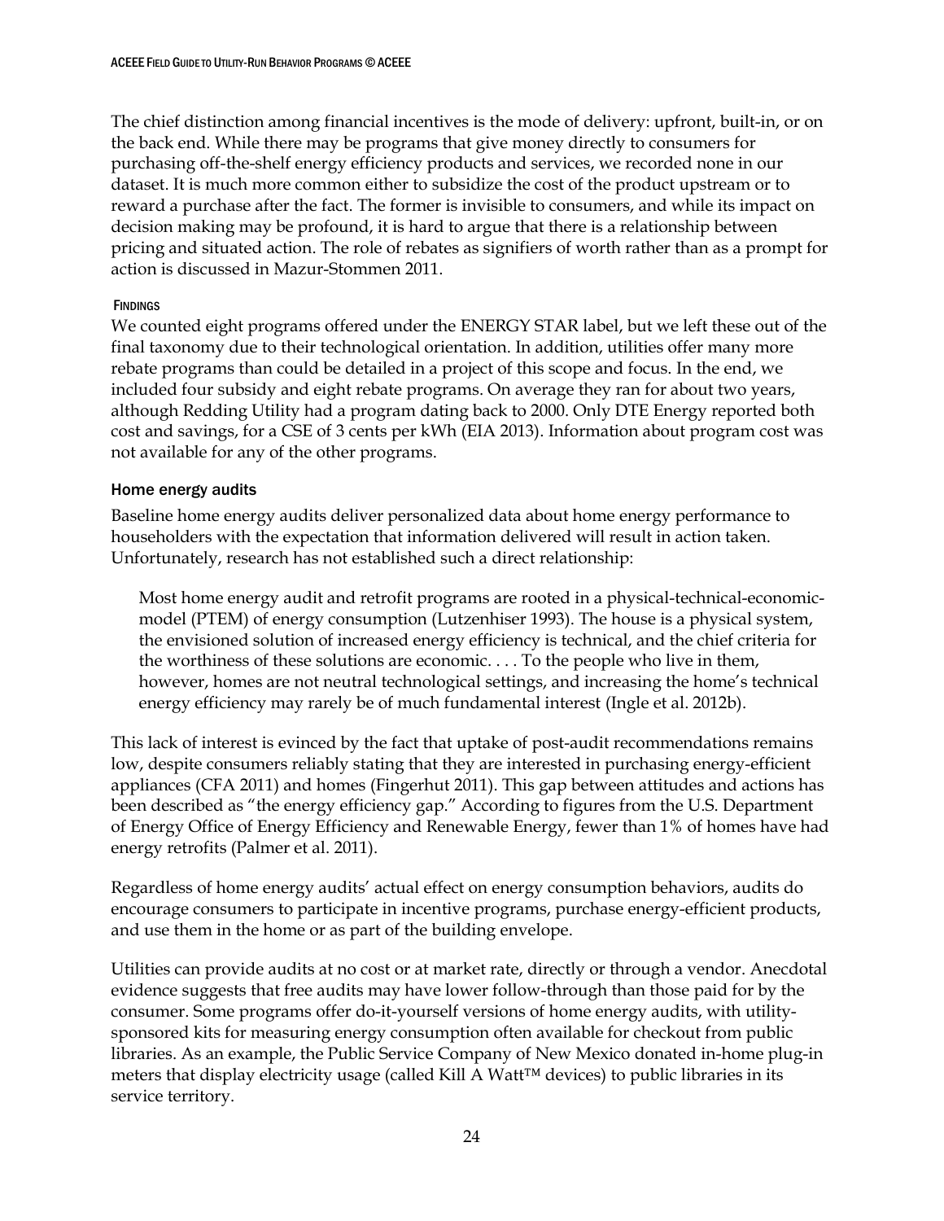The chief distinction among financial incentives is the mode of delivery: upfront, built-in, or on the back end. While there may be programs that give money directly to consumers for purchasing off-the-shelf energy efficiency products and services, we recorded none in our dataset. It is much more common either to subsidize the cost of the product upstream or to reward a purchase after the fact. The former is invisible to consumers, and while its impact on decision making may be profound, it is hard to argue that there is a relationship between pricing and situated action. The role of rebates as signifiers of worth rather than as a prompt for action is discussed in Mazur-Stommen 2011.

#### FINDINGS

We counted eight programs offered under the ENERGY STAR label, but we left these out of the final taxonomy due to their technological orientation. In addition, utilities offer many more rebate programs than could be detailed in a project of this scope and focus. In the end, we included four subsidy and eight rebate programs. On average they ran for about two years, although Redding Utility had a program dating back to 2000. Only DTE Energy reported both cost and savings, for a CSE of 3 cents per kWh (EIA 2013). Information about program cost was not available for any of the other programs.

### Home energy audits

Baseline home energy audits deliver personalized data about home energy performance to householders with the expectation that information delivered will result in action taken. Unfortunately, research has not established such a direct relationship:

> Most home energy audit and retrofit programs are rooted in a physical-technical-economic-model (PTEM) of energy consumption (Lutzenhiser 1993). The house is a physical system, the envisioned solution of increased energy efficiency is technical, and the chief criteria for the worthiness of these solutions are economic. . . . To the people who live in them, however, homes are not neutral technological settings, and increasing the home's technical energy efficiency may rarely be of much fundamental interest (Ingle et al. 2012b).

This lack of interest is evinced by the fact that uptake of post-audit recommendations remains low, despite consumers reliably stating that they are interested in purchasing energy-efficient appliances (CFA 2011) and homes (Fingerhut 2011). This gap between attitudes and actions has been described as "the energy efficiency gap." According to figures from the U.S. Department of Energy Office of Energy Efficiency and Renewable Energy, fewer than 1% of homes have had energy retrofits (Palmer et al. 2011).

Regardless of home energy audits' actual effect on energy consumption behaviors, audits do encourage consumers to participate in incentive programs, purchase energy-efficient products, and use them in the home or as part of the building envelope.

Utilities can provide audits at no cost or at market rate, directly or through a vendor. Anecdotal evidence suggests that free audits may have lower follow-through than those paid for by the consumer. Some programs offer do-it-yourself versions of home energy audits, with utility-sponsored kits for measuring energy consumption often available for checkout from public libraries. As an example, the Public Service Company of New Mexico donated in-home plug-in meters that display electricity usage (called Kill A Watt™ devices) to public libraries in its service territory.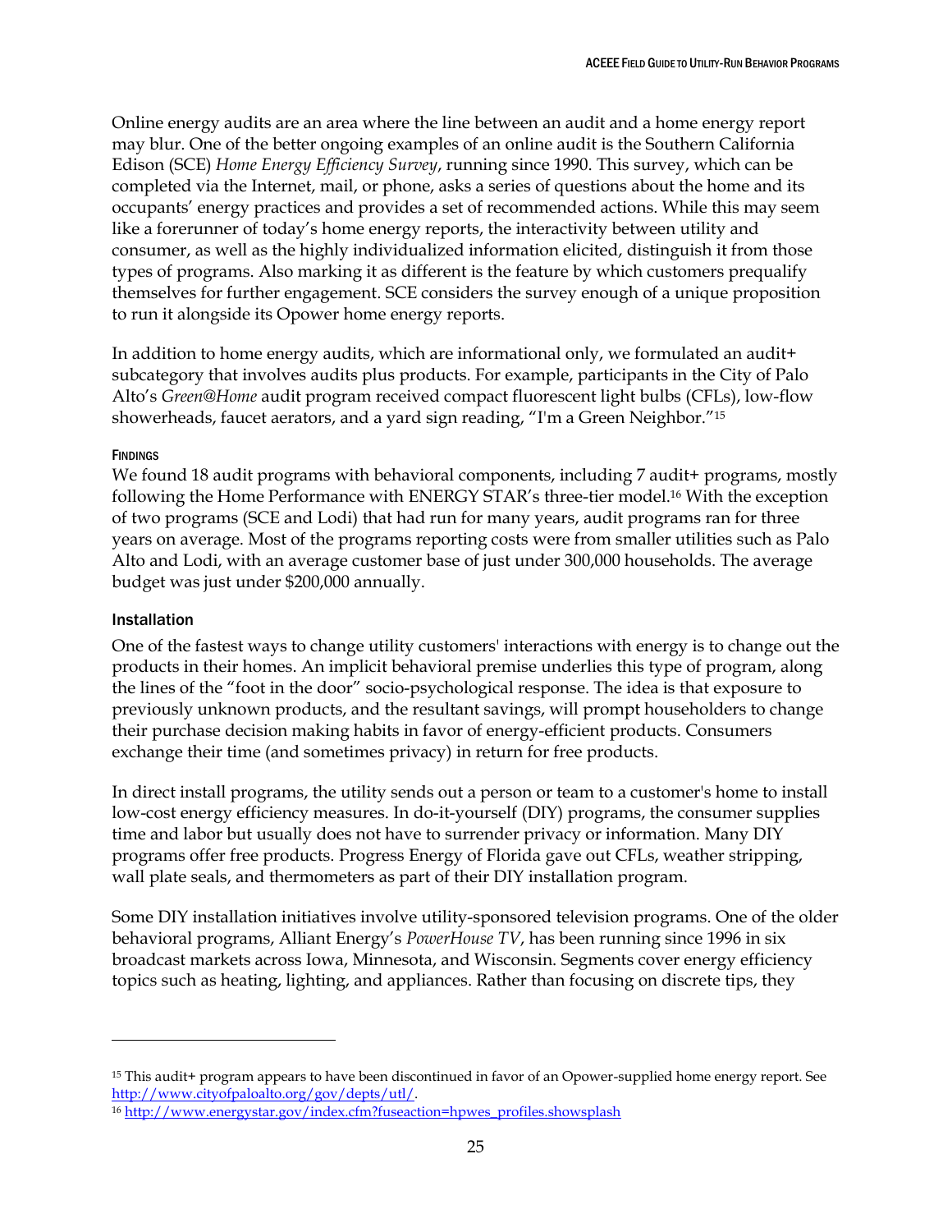Online energy audits are an area where the line between an audit and a home energy report may blur. One of the better ongoing examples of an online audit is the Southern California Edison (SCE) *Home Energy Efficiency Survey*, running since 1990. This survey, which can be completed via the Internet, mail, or phone, asks a series of questions about the home and its occupants' energy practices and provides a set of recommended actions. While this may seem like a forerunner of today's home energy reports, the interactivity between utility and consumer, as well as the highly individualized information elicited, distinguish it from those types of programs. Also marking it as different is the feature by which customers prequalify themselves for further engagement. SCE considers the survey enough of a unique proposition to run it alongside its Opower home energy reports.

In addition to home energy audits, which are informational only, we formulated an audit+ subcategory that involves audits plus products. For example, participants in the City of Palo Alto's *Green@Home* audit program received compact fluorescent light bulbs (CFLs), low-flow showerheads, faucet aerators, and a yard sign reading, "I'm a Green Neighbor."[15]

#### FINDINGS

We found 18 audit programs with behavioral components, including 7 audit+ programs, mostly following the Home Performance with ENERGY STAR's three-tier model.[16] With the exception of two programs (SCE and Lodi) that had run for many years, audit programs ran for three years on average. Most of the programs reporting costs were from smaller utilities such as Palo Alto and Lodi, with an average customer base of just under 300,000 households. The average budget was just under $200,000 annually.

### Installation

One of the fastest ways to change utility customers' interactions with energy is to change out the products in their homes. An implicit behavioral premise underlies this type of program, along the lines of the "foot in the door" socio-psychological response. The idea is that exposure to previously unknown products, and the resultant savings, will prompt householders to change their purchase decision making habits in favor of energy-efficient products. Consumers exchange their time (and sometimes privacy) in return for free products.

In direct install programs, the utility sends out a person or team to a customer's home to install low-cost energy efficiency measures. In do-it-yourself (DIY) programs, the consumer supplies time and labor but usually does not have to surrender privacy or information. Many DIY programs offer free products. Progress Energy of Florida gave out CFLs, weather stripping, wall plate seals, and thermometers as part of their DIY installation program.

Some DIY installation initiatives involve utility-sponsored television programs. One of the older behavioral programs, Alliant Energy's *PowerHouse TV*, has been running since 1996 in six broadcast markets across Iowa, Minnesota, and Wisconsin. Segments cover energy efficiency topics such as heating, lighting, and appliances. Rather than focusing on discrete tips, they

---

[15] This audit+ program appears to have been discontinued in favor of an Opower-supplied home energy report. See http://www.cityofpaloalto.org/gov/depts/utl/.

[16] http://www.energystar.gov/index.cfm?fuseaction=hpwes_profiles.showsplash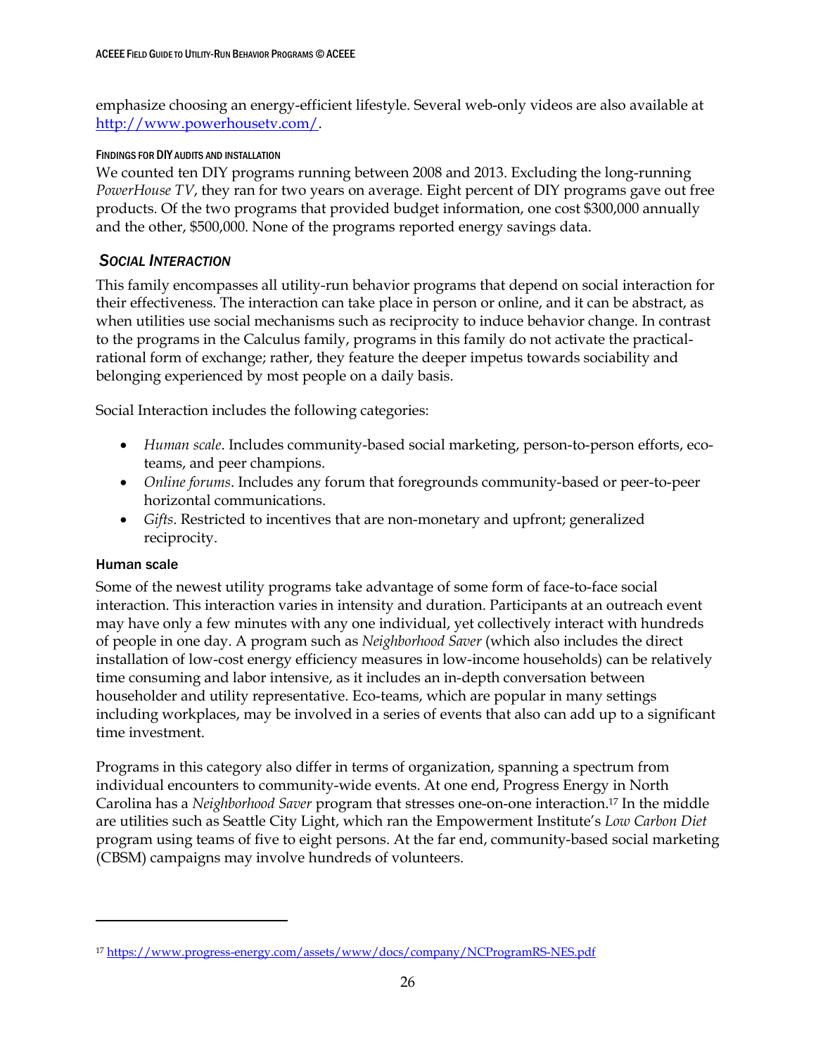emphasize choosing an energy-efficient lifestyle. Several web-only videos are also available at [http://www.powerhousetv.com/](http://www.powerhousetv.com/).

#### FINDINGS FOR DIY AUDITS AND INSTALLATION

We counted ten DIY programs running between 2008 and 2013. Excluding the long-running *PowerHouse TV*, they ran for two years on average. Eight percent of DIY programs gave out free products. Of the two programs that provided budget information, one cost $300,000 annually and the other, $500,000. None of the programs reported energy savings data.

## *SOCIAL INTERACTION*

This family encompasses all utility-run behavior programs that depend on social interaction for their effectiveness. The interaction can take place in person or online, and it can be abstract, as when utilities use social mechanisms such as reciprocity to induce behavior change. In contrast to the programs in the Calculus family, programs in this family do not activate the practical-rational form of exchange; rather, they feature the deeper impetus towards sociability and belonging experienced by most people on a daily basis.

Social Interaction includes the following categories:

- *Human scale*. Includes community-based social marketing, person-to-person efforts, eco-teams, and peer champions.
- *Online forums*. Includes any forum that foregrounds community-based or peer-to-peer horizontal communications.
- *Gifts*. Restricted to incentives that are non-monetary and upfront; generalized reciprocity.

### Human scale

Some of the newest utility programs take advantage of some form of face-to-face social interaction. This interaction varies in intensity and duration. Participants at an outreach event may have only a few minutes with any one individual, yet collectively interact with hundreds of people in one day. A program such as *Neighborhood Saver* (which also includes the direct installation of low-cost energy efficiency measures in low-income households) can be relatively time consuming and labor intensive, as it includes an in-depth conversation between householder and utility representative. Eco-teams, which are popular in many settings including workplaces, may be involved in a series of events that also can add up to a significant time investment.

Programs in this category also differ in terms of organization, spanning a spectrum from individual encounters to community-wide events. At one end, Progress Energy in North Carolina has a *Neighborhood Saver* program that stresses one-on-one interaction.[17] In the middle are utilities such as Seattle City Light, which ran the Empowerment Institute's *Low Carbon Diet* program using teams of five to eight persons. At the far end, community-based social marketing (CBSM) campaigns may involve hundreds of volunteers.

---

[17] [https://www.progress-energy.com/assets/www/docs/company/NCProgramRS-NES.pdf](https://www.progress-energy.com/assets/www/docs/company/NCProgramRS-NES.pdf)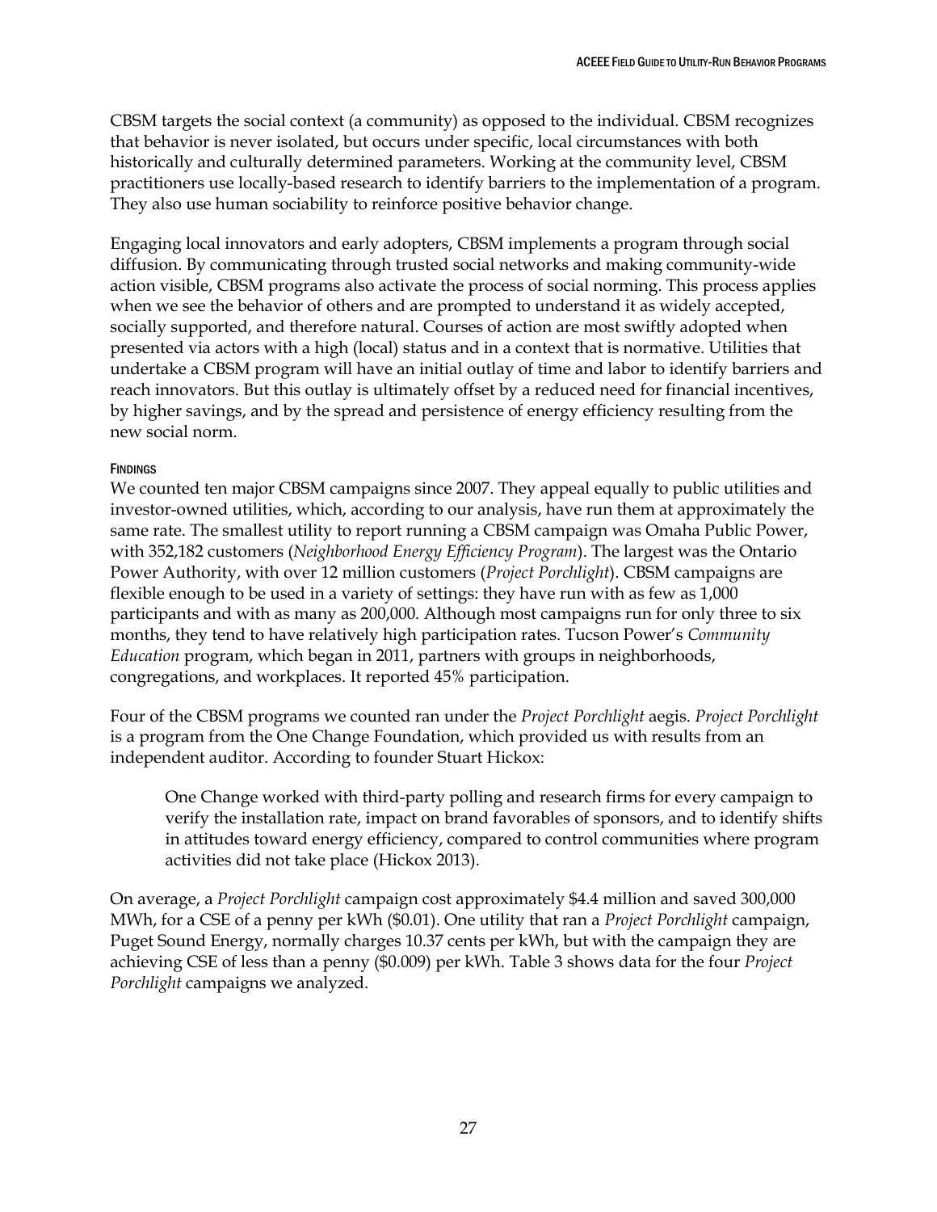CBSM targets the social context (a community) as opposed to the individual. CBSM recognizes that behavior is never isolated, but occurs under specific, local circumstances with both historically and culturally determined parameters. Working at the community level, CBSM practitioners use locally-based research to identify barriers to the implementation of a program. They also use human sociability to reinforce positive behavior change.

Engaging local innovators and early adopters, CBSM implements a program through social diffusion. By communicating through trusted social networks and making community-wide action visible, CBSM programs also activate the process of social norming. This process applies when we see the behavior of others and are prompted to understand it as widely accepted, socially supported, and therefore natural. Courses of action are most swiftly adopted when presented via actors with a high (local) status and in a context that is normative. Utilities that undertake a CBSM program will have an initial outlay of time and labor to identify barriers and reach innovators. But this outlay is ultimately offset by a reduced need for financial incentives, by higher savings, and by the spread and persistence of energy efficiency resulting from the new social norm.

#### FINDINGS

We counted ten major CBSM campaigns since 2007. They appeal equally to public utilities and investor-owned utilities, which, according to our analysis, have run them at approximately the same rate. The smallest utility to report running a CBSM campaign was Omaha Public Power, with 352,182 customers (*Neighborhood Energy Efficiency Program*). The largest was the Ontario Power Authority, with over 12 million customers (*Project Porchlight*). CBSM campaigns are flexible enough to be used in a variety of settings: they have run with as few as 1,000 participants and with as many as 200,000. Although most campaigns run for only three to six months, they tend to have relatively high participation rates. Tucson Power's *Community Education* program, which began in 2011, partners with groups in neighborhoods, congregations, and workplaces. It reported 45% participation.

Four of the CBSM programs we counted ran under the *Project Porchlight* aegis. *Project Porchlight* is a program from the One Change Foundation, which provided us with results from an independent auditor. According to founder Stuart Hickox:

> One Change worked with third-party polling and research firms for every campaign to verify the installation rate, impact on brand favorables of sponsors, and to identify shifts in attitudes toward energy efficiency, compared to control communities where program activities did not take place (Hickox 2013).

On average, a *Project Porchlight* campaign cost approximately $4.4 million and saved 300,000 MWh, for a CSE of a penny per kWh ($0.01). One utility that ran a *Project Porchlight* campaign, Puget Sound Energy, normally charges 10.37 cents per kWh, but with the campaign they are achieving CSE of less than a penny ($0.009) per kWh. Table 3 shows data for the four *Project Porchlight* campaigns we analyzed.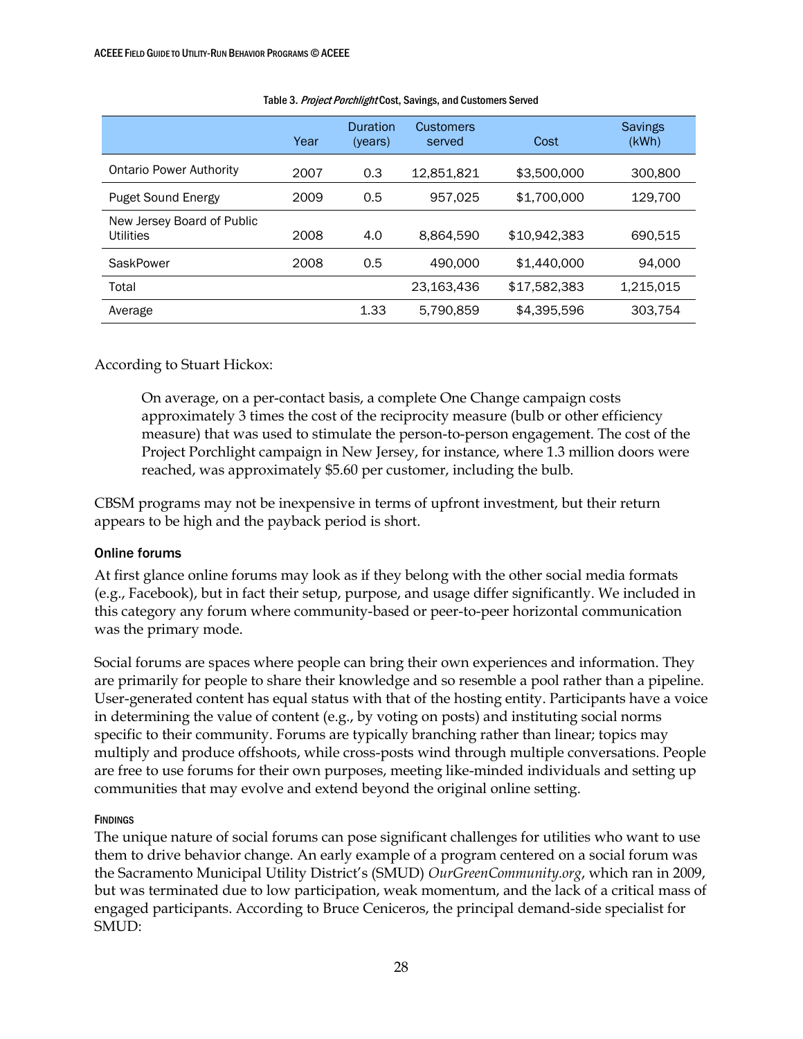Table 3. *Project Porchlight* Cost, Savings, and Customers Served

| | Year | Duration (years) | Customers served | Cost | Savings (kWh) |
|---|---|---|---|---|---|
| Ontario Power Authority | 2007 | 0.3 | 12,851,821 | $3,500,000 | 300,800 |
| Puget Sound Energy | 2009 | 0.5 | 957,025 | $1,700,000 | 129,700 |
| New Jersey Board of Public Utilities | 2008 | 4.0 | 8,864,590 | $10,942,383 | 690,515 |
| SaskPower | 2008 | 0.5 | 490,000 | $1,440,000 | 94,000 |
| Total | | | 23,163,436 | $17,582,383 | 1,215,015 |
| Average | | 1.33 | 5,790,859 | $4,395,596 | 303,754 |

According to Stuart Hickox:

> On average, on a per-contact basis, a complete One Change campaign costs approximately 3 times the cost of the reciprocity measure (bulb or other efficiency measure) that was used to stimulate the person-to-person engagement. The cost of the Project Porchlight campaign in New Jersey, for instance, where 1.3 million doors were reached, was approximately $5.60 per customer, including the bulb.

CBSM programs may not be inexpensive in terms of upfront investment, but their return appears to be high and the payback period is short.

### Online forums

At first glance online forums may look as if they belong with the other social media formats (e.g., Facebook), but in fact their setup, purpose, and usage differ significantly. We included in this category any forum where community-based or peer-to-peer horizontal communication was the primary mode.

Social forums are spaces where people can bring their own experiences and information. They are primarily for people to share their knowledge and so resemble a pool rather than a pipeline. User-generated content has equal status with that of the hosting entity. Participants have a voice in determining the value of content (e.g., by voting on posts) and instituting social norms specific to their community. Forums are typically branching rather than linear; topics may multiply and produce offshoots, while cross-posts wind through multiple conversations. People are free to use forums for their own purposes, meeting like-minded individuals and setting up communities that may evolve and extend beyond the original online setting.

#### FINDINGS

The unique nature of social forums can pose significant challenges for utilities who want to use them to drive behavior change. An early example of a program centered on a social forum was the Sacramento Municipal Utility District's (SMUD) *OurGreenCommunity.org*, which ran in 2009, but was terminated due to low participation, weak momentum, and the lack of a critical mass of engaged participants. According to Bruce Ceniceros, the principal demand-side specialist for SMUD: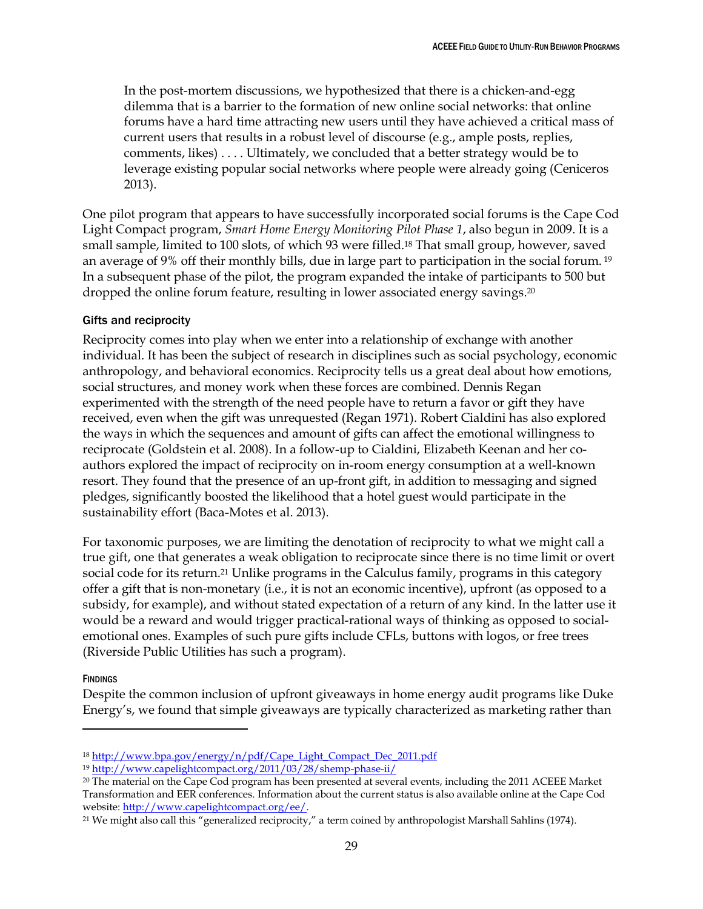> In the post-mortem discussions, we hypothesized that there is a chicken-and-egg dilemma that is a barrier to the formation of new online social networks: that online forums have a hard time attracting new users until they have achieved a critical mass of current users that results in a robust level of discourse (e.g., ample posts, replies, comments, likes) . . . . Ultimately, we concluded that a better strategy would be to leverage existing popular social networks where people were already going (Ceniceros 2013).

One pilot program that appears to have successfully incorporated social forums is the Cape Cod Light Compact program, *Smart Home Energy Monitoring Pilot Phase 1*, also begun in 2009. It is a small sample, limited to 100 slots, of which 93 were filled.[18] That small group, however, saved an average of 9% off their monthly bills, due in large part to participation in the social forum.[19] In a subsequent phase of the pilot, the program expanded the intake of participants to 500 but dropped the online forum feature, resulting in lower associated energy savings.[20]

### Gifts and reciprocity

Reciprocity comes into play when we enter into a relationship of exchange with another individual. It has been the subject of research in disciplines such as social psychology, economic anthropology, and behavioral economics. Reciprocity tells us a great deal about how emotions, social structures, and money work when these forces are combined. Dennis Regan experimented with the strength of the need people have to return a favor or gift they have received, even when the gift was unrequested (Regan 1971). Robert Cialdini has also explored the ways in which the sequences and amount of gifts can affect the emotional willingness to reciprocate (Goldstein et al. 2008). In a follow-up to Cialdini, Elizabeth Keenan and her co-authors explored the impact of reciprocity on in-room energy consumption at a well-known resort. They found that the presence of an up-front gift, in addition to messaging and signed pledges, significantly boosted the likelihood that a hotel guest would participate in the sustainability effort (Baca-Motes et al. 2013).

For taxonomic purposes, we are limiting the denotation of reciprocity to what we might call a true gift, one that generates a weak obligation to reciprocate since there is no time limit or overt social code for its return.[21] Unlike programs in the Calculus family, programs in this category offer a gift that is non-monetary (i.e., it is not an economic incentive), upfront (as opposed to a subsidy, for example), and without stated expectation of a return of any kind. In the latter use it would be a reward and would trigger practical-rational ways of thinking as opposed to social-emotional ones. Examples of such pure gifts include CFLs, buttons with logos, or free trees (Riverside Public Utilities has such a program).

#### Findings

Despite the common inclusion of upfront giveaways in home energy audit programs like Duke Energy's, we found that simple giveaways are typically characterized as marketing rather than

---

[18] http://www.bpa.gov/energy/n/pdf/Cape_Light_Compact_Dec_2011.pdf

[19] http://www.capelightcompact.org/2011/03/28/shemp-phase-ii/

[20] The material on the Cape Cod program has been presented at several events, including the 2011 ACEEE Market Transformation and EER conferences. Information about the current status is also available online at the Cape Cod website: http://www.capelightcompact.org/ee/.

[21] We might also call this "generalized reciprocity," a term coined by anthropologist Marshall Sahlins (1974).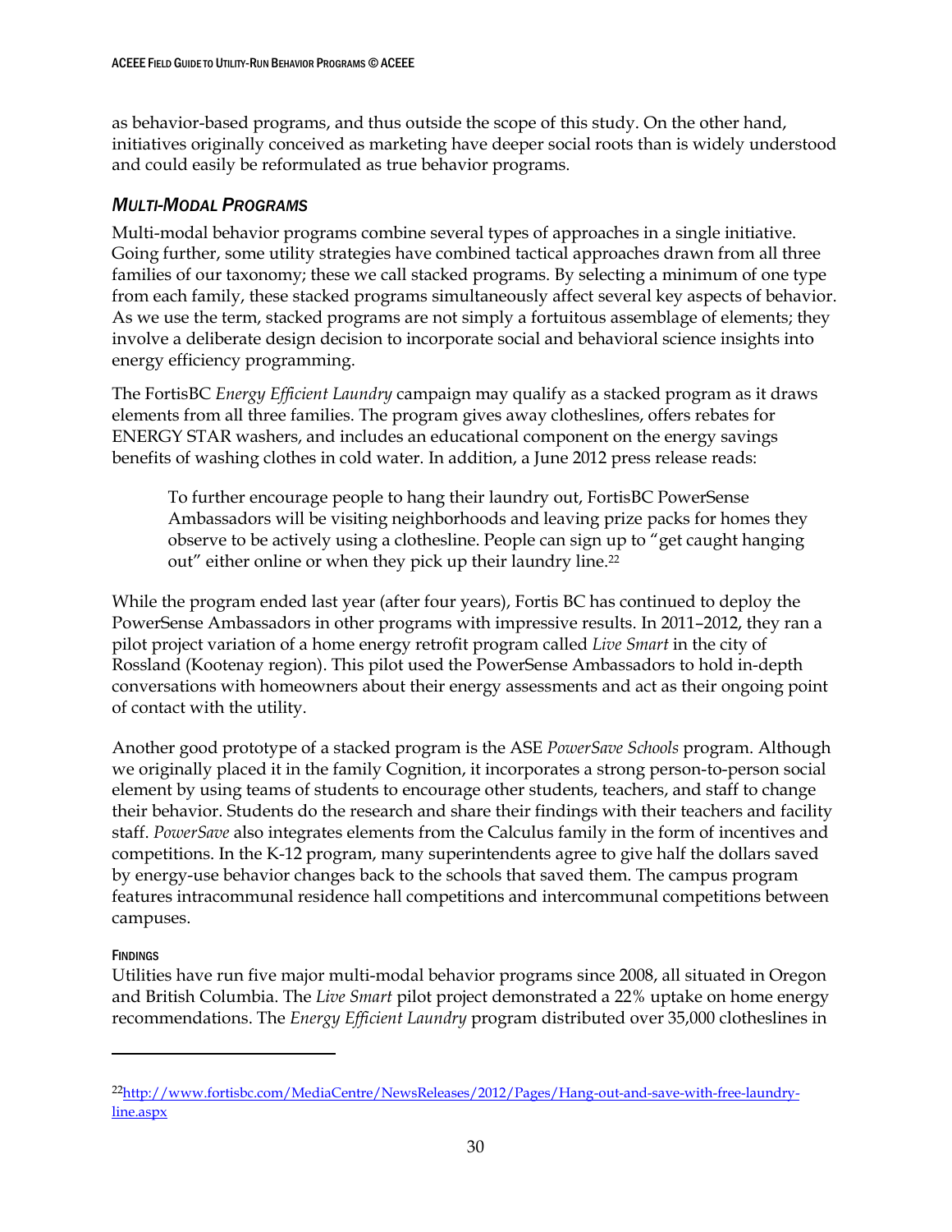as behavior-based programs, and thus outside the scope of this study. On the other hand, initiatives originally conceived as marketing have deeper social roots than is widely understood and could easily be reformulated as true behavior programs.

### *Multi-Modal Programs*

Multi-modal behavior programs combine several types of approaches in a single initiative. Going further, some utility strategies have combined tactical approaches drawn from all three families of our taxonomy; these we call stacked programs. By selecting a minimum of one type from each family, these stacked programs simultaneously affect several key aspects of behavior. As we use the term, stacked programs are not simply a fortuitous assemblage of elements; they involve a deliberate design decision to incorporate social and behavioral science insights into energy efficiency programming.

The FortisBC *Energy Efficient Laundry* campaign may qualify as a stacked program as it draws elements from all three families. The program gives away clotheslines, offers rebates for ENERGY STAR washers, and includes an educational component on the energy savings benefits of washing clothes in cold water. In addition, a June 2012 press release reads:

> To further encourage people to hang their laundry out, FortisBC PowerSense Ambassadors will be visiting neighborhoods and leaving prize packs for homes they observe to be actively using a clothesline. People can sign up to "get caught hanging out" either online or when they pick up their laundry line.[22]

While the program ended last year (after four years), Fortis BC has continued to deploy the PowerSense Ambassadors in other programs with impressive results. In 2011–2012, they ran a pilot project variation of a home energy retrofit program called *Live Smart* in the city of Rossland (Kootenay region). This pilot used the PowerSense Ambassadors to hold in-depth conversations with homeowners about their energy assessments and act as their ongoing point of contact with the utility.

Another good prototype of a stacked program is the ASE *PowerSave Schools* program. Although we originally placed it in the family Cognition, it incorporates a strong person-to-person social element by using teams of students to encourage other students, teachers, and staff to change their behavior. Students do the research and share their findings with their teachers and facility staff. *PowerSave* also integrates elements from the Calculus family in the form of incentives and competitions. In the K-12 program, many superintendents agree to give half the dollars saved by energy-use behavior changes back to the schools that saved them. The campus program features intracommunal residence hall competitions and intercommunal competitions between campuses.

#### Findings

Utilities have run five major multi-modal behavior programs since 2008, all situated in Oregon and British Columbia. The *Live Smart* pilot project demonstrated a 22% uptake on home energy recommendations. The *Energy Efficient Laundry* program distributed over 35,000 clotheslines in

---

[22] http://www.fortisbc.com/MediaCentre/NewsReleases/2012/Pages/Hang-out-and-save-with-free-laundry-line.aspx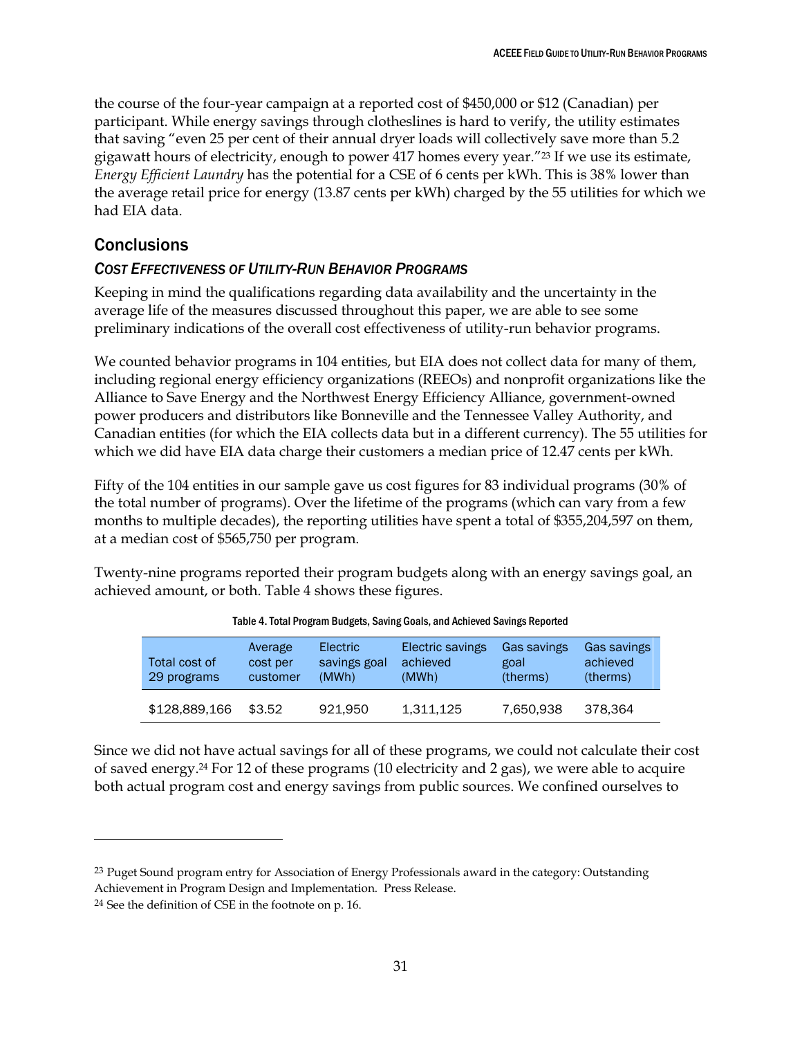the course of the four-year campaign at a reported cost of $450,000 or $12 (Canadian) per participant. While energy savings through clotheslines is hard to verify, the utility estimates that saving "even 25 per cent of their annual dryer loads will collectively save more than 5.2 gigawatt hours of electricity, enough to power 417 homes every year."[23] If we use its estimate, *Energy Efficient Laundry* has the potential for a CSE of 6 cents per kWh. This is 38% lower than the average retail price for energy (13.87 cents per kWh) charged by the 55 utilities for which we had EIA data.

## Conclusions

### *Cost Effectiveness of Utility-Run Behavior Programs*

Keeping in mind the qualifications regarding data availability and the uncertainty in the average life of the measures discussed throughout this paper, we are able to see some preliminary indications of the overall cost effectiveness of utility-run behavior programs.

We counted behavior programs in 104 entities, but EIA does not collect data for many of them, including regional energy efficiency organizations (REEOs) and nonprofit organizations like the Alliance to Save Energy and the Northwest Energy Efficiency Alliance, government-owned power producers and distributors like Bonneville and the Tennessee Valley Authority, and Canadian entities (for which the EIA collects data but in a different currency). The 55 utilities for which we did have EIA data charge their customers a median price of 12.47 cents per kWh.

Fifty of the 104 entities in our sample gave us cost figures for 83 individual programs (30% of the total number of programs). Over the lifetime of the programs (which can vary from a few months to multiple decades), the reporting utilities have spent a total of $355,204,597 on them, at a median cost of $565,750 per program.

Twenty-nine programs reported their program budgets along with an energy savings goal, an achieved amount, or both. Table 4 shows these figures.

Table 4. Total Program Budgets, Saving Goals, and Achieved Savings Reported

| Total cost of 29 programs | Average cost per customer | Electric savings goal (MWh) | Electric savings achieved (MWh) | Gas savings goal (therms) | Gas savings achieved (therms) |
|---|---|---|---|---|---|
| $128,889,166 | $3.52 | 921,950 | 1,311,125 | 7,650,938 | 378,364 |

Since we did not have actual savings for all of these programs, we could not calculate their cost of saved energy.[24] For 12 of these programs (10 electricity and 2 gas), we were able to acquire both actual program cost and energy savings from public sources. We confined ourselves to

---

[23] Puget Sound program entry for Association of Energy Professionals award in the category: Outstanding Achievement in Program Design and Implementation. Press Release.

[24] See the definition of CSE in the footnote on p. 16.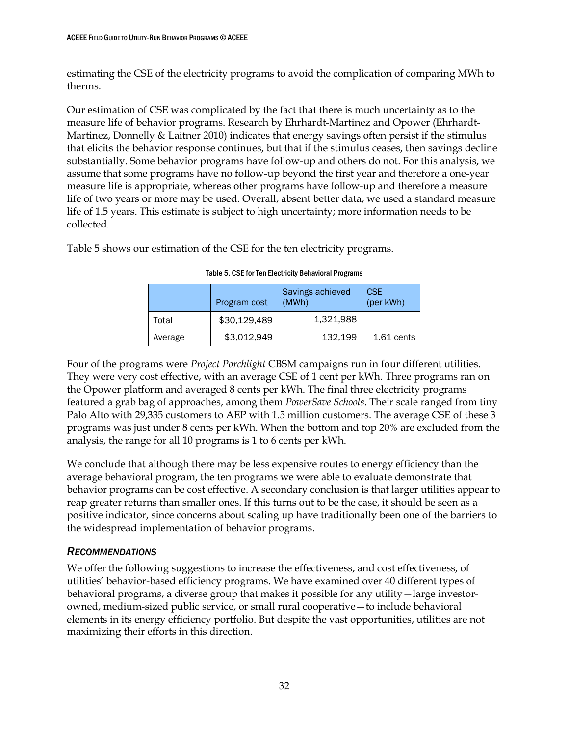estimating the CSE of the electricity programs to avoid the complication of comparing MWh to therms.

Our estimation of CSE was complicated by the fact that there is much uncertainty as to the measure life of behavior programs. Research by Ehrhardt-Martinez and Opower (Ehrhardt-Martinez, Donnelly & Laitner 2010) indicates that energy savings often persist if the stimulus that elicits the behavior response continues, but that if the stimulus ceases, then savings decline substantially. Some behavior programs have follow-up and others do not. For this analysis, we assume that some programs have no follow-up beyond the first year and therefore a one-year measure life is appropriate, whereas other programs have follow-up and therefore a measure life of two years or more may be used. Overall, absent better data, we used a standard measure life of 1.5 years. This estimate is subject to high uncertainty; more information needs to be collected.

Table 5 shows our estimation of the CSE for the ten electricity programs.

Table 5. CSE for Ten Electricity Behavioral Programs

| | Program cost | Savings achieved (MWh) | CSE (per kWh) |
|---|---|---|---|
| Total | $30,129,489 | 1,321,988 | |
| Average | $3,012,949 | 132,199 | 1.61 cents |

Four of the programs were *Project Porchlight* CBSM campaigns run in four different utilities. They were very cost effective, with an average CSE of 1 cent per kWh. Three programs ran on the Opower platform and averaged 8 cents per kWh. The final three electricity programs featured a grab bag of approaches, among them *PowerSave Schools*. Their scale ranged from tiny Palo Alto with 29,335 customers to AEP with 1.5 million customers. The average CSE of these 3 programs was just under 8 cents per kWh. When the bottom and top 20% are excluded from the analysis, the range for all 10 programs is 1 to 6 cents per kWh.

We conclude that although there may be less expensive routes to energy efficiency than the average behavioral program, the ten programs we were able to evaluate demonstrate that behavior programs can be cost effective. A secondary conclusion is that larger utilities appear to reap greater returns than smaller ones. If this turns out to be the case, it should be seen as a positive indicator, since concerns about scaling up have traditionally been one of the barriers to the widespread implementation of behavior programs.

### *RECOMMENDATIONS*

We offer the following suggestions to increase the effectiveness, and cost effectiveness, of utilities' behavior-based efficiency programs. We have examined over 40 different types of behavioral programs, a diverse group that makes it possible for any utility—large investor-owned, medium-sized public service, or small rural cooperative—to include behavioral elements in its energy efficiency portfolio. But despite the vast opportunities, utilities are not maximizing their efforts in this direction.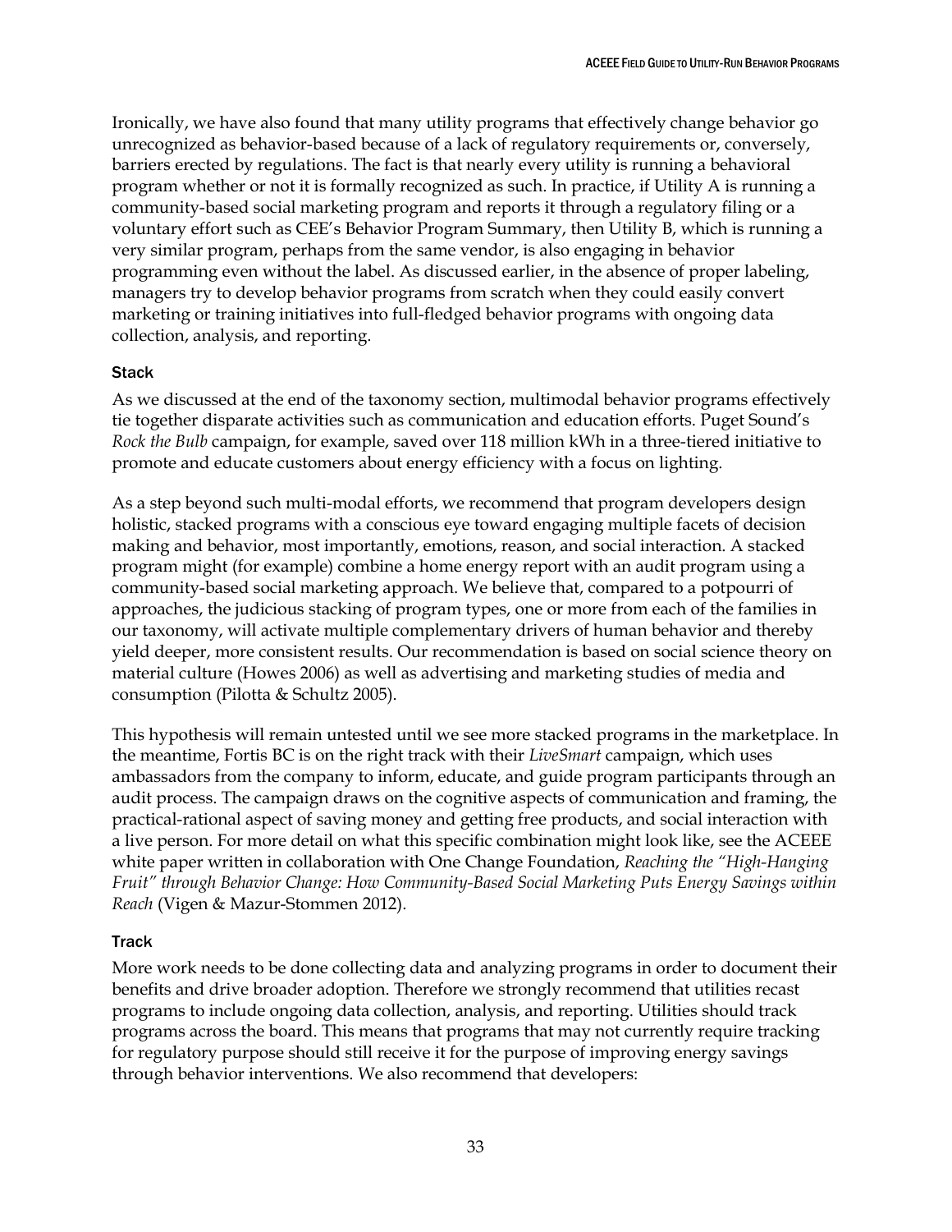Ironically, we have also found that many utility programs that effectively change behavior go unrecognized as behavior-based because of a lack of regulatory requirements or, conversely, barriers erected by regulations. The fact is that nearly every utility is running a behavioral program whether or not it is formally recognized as such. In practice, if Utility A is running a community-based social marketing program and reports it through a regulatory filing or a voluntary effort such as CEE's Behavior Program Summary, then Utility B, which is running a very similar program, perhaps from the same vendor, is also engaging in behavior programming even without the label. As discussed earlier, in the absence of proper labeling, managers try to develop behavior programs from scratch when they could easily convert marketing or training initiatives into full-fledged behavior programs with ongoing data collection, analysis, and reporting.

### Stack

As we discussed at the end of the taxonomy section, multimodal behavior programs effectively tie together disparate activities such as communication and education efforts. Puget Sound's *Rock the Bulb* campaign, for example, saved over 118 million kWh in a three-tiered initiative to promote and educate customers about energy efficiency with a focus on lighting.

As a step beyond such multi-modal efforts, we recommend that program developers design holistic, stacked programs with a conscious eye toward engaging multiple facets of decision making and behavior, most importantly, emotions, reason, and social interaction. A stacked program might (for example) combine a home energy report with an audit program using a community-based social marketing approach. We believe that, compared to a potpourri of approaches, the judicious stacking of program types, one or more from each of the families in our taxonomy, will activate multiple complementary drivers of human behavior and thereby yield deeper, more consistent results. Our recommendation is based on social science theory on material culture (Howes 2006) as well as advertising and marketing studies of media and consumption (Pilotta & Schultz 2005).

This hypothesis will remain untested until we see more stacked programs in the marketplace. In the meantime, Fortis BC is on the right track with their *LiveSmart* campaign, which uses ambassadors from the company to inform, educate, and guide program participants through an audit process. The campaign draws on the cognitive aspects of communication and framing, the practical-rational aspect of saving money and getting free products, and social interaction with a live person. For more detail on what this specific combination might look like, see the ACEEE white paper written in collaboration with One Change Foundation, *Reaching the "High-Hanging Fruit" through Behavior Change: How Community-Based Social Marketing Puts Energy Savings within Reach* (Vigen & Mazur-Stommen 2012).

### Track

More work needs to be done collecting data and analyzing programs in order to document their benefits and drive broader adoption. Therefore we strongly recommend that utilities recast programs to include ongoing data collection, analysis, and reporting. Utilities should track programs across the board. This means that programs that may not currently require tracking for regulatory purpose should still receive it for the purpose of improving energy savings through behavior interventions. We also recommend that developers: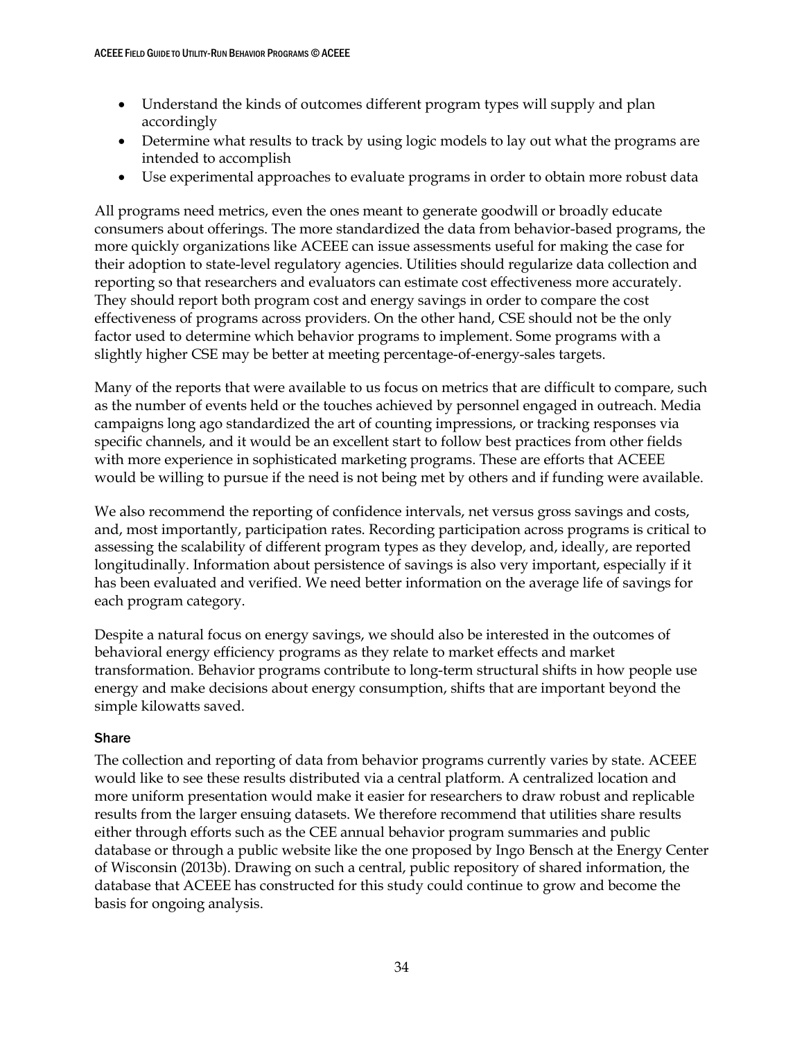- Understand the kinds of outcomes different program types will supply and plan accordingly
- Determine what results to track by using logic models to lay out what the programs are intended to accomplish
- Use experimental approaches to evaluate programs in order to obtain more robust data

All programs need metrics, even the ones meant to generate goodwill or broadly educate consumers about offerings. The more standardized the data from behavior-based programs, the more quickly organizations like ACEEE can issue assessments useful for making the case for their adoption to state-level regulatory agencies. Utilities should regularize data collection and reporting so that researchers and evaluators can estimate cost effectiveness more accurately. They should report both program cost and energy savings in order to compare the cost effectiveness of programs across providers. On the other hand, CSE should not be the only factor used to determine which behavior programs to implement. Some programs with a slightly higher CSE may be better at meeting percentage-of-energy-sales targets.

Many of the reports that were available to us focus on metrics that are difficult to compare, such as the number of events held or the touches achieved by personnel engaged in outreach. Media campaigns long ago standardized the art of counting impressions, or tracking responses via specific channels, and it would be an excellent start to follow best practices from other fields with more experience in sophisticated marketing programs. These are efforts that ACEEE would be willing to pursue if the need is not being met by others and if funding were available.

We also recommend the reporting of confidence intervals, net versus gross savings and costs, and, most importantly, participation rates. Recording participation across programs is critical to assessing the scalability of different program types as they develop, and, ideally, are reported longitudinally. Information about persistence of savings is also very important, especially if it has been evaluated and verified. We need better information on the average life of savings for each program category.

Despite a natural focus on energy savings, we should also be interested in the outcomes of behavioral energy efficiency programs as they relate to market effects and market transformation. Behavior programs contribute to long-term structural shifts in how people use energy and make decisions about energy consumption, shifts that are important beyond the simple kilowatts saved.

### Share

The collection and reporting of data from behavior programs currently varies by state. ACEEE would like to see these results distributed via a central platform. A centralized location and more uniform presentation would make it easier for researchers to draw robust and replicable results from the larger ensuing datasets. We therefore recommend that utilities share results either through efforts such as the CEE annual behavior program summaries and public database or through a public website like the one proposed by Ingo Bensch at the Energy Center of Wisconsin (2013b). Drawing on such a central, public repository of shared information, the database that ACEEE has constructed for this study could continue to grow and become the basis for ongoing analysis.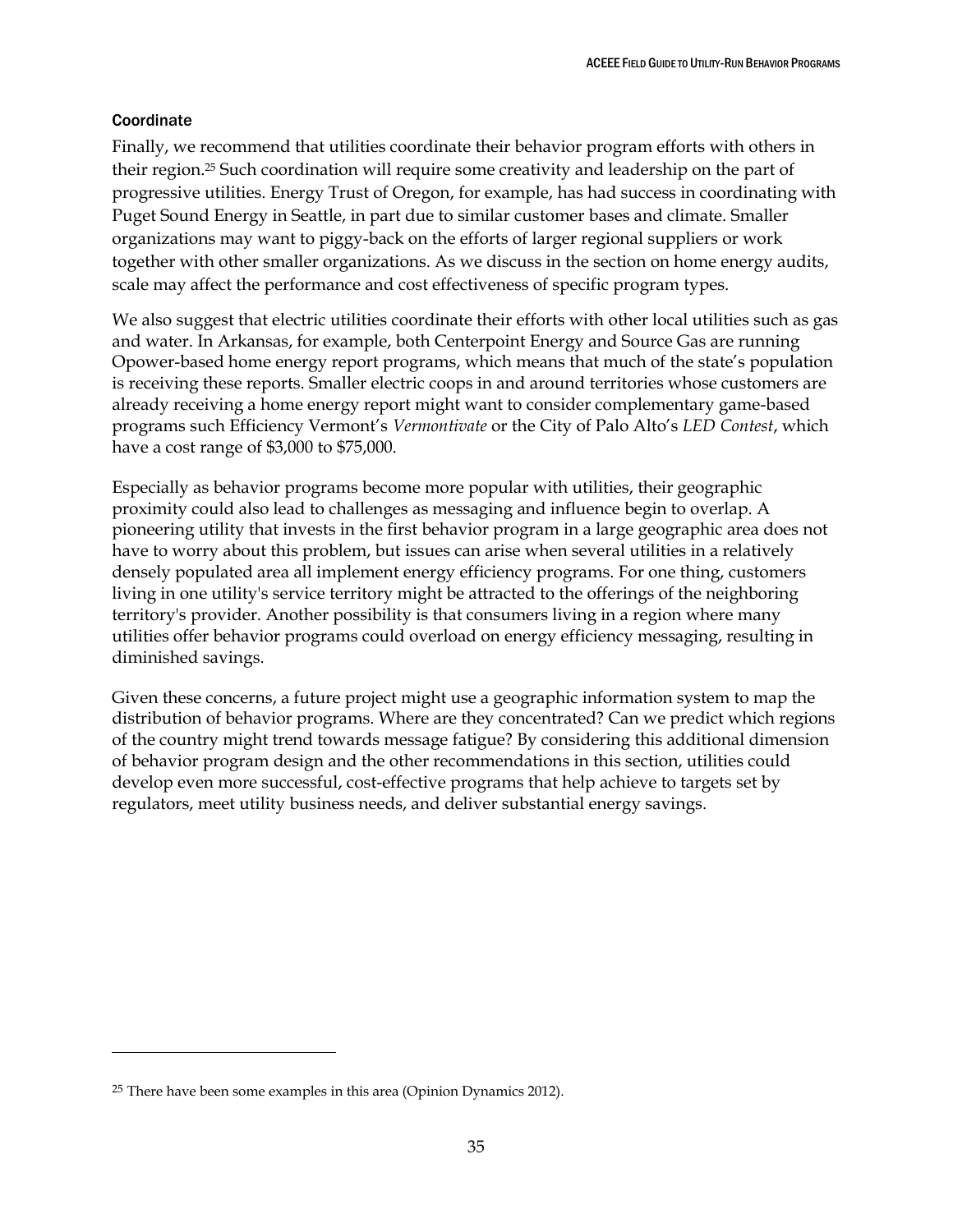### Coordinate

Finally, we recommend that utilities coordinate their behavior program efforts with others in their region.[25] Such coordination will require some creativity and leadership on the part of progressive utilities. Energy Trust of Oregon, for example, has had success in coordinating with Puget Sound Energy in Seattle, in part due to similar customer bases and climate. Smaller organizations may want to piggy-back on the efforts of larger regional suppliers or work together with other smaller organizations. As we discuss in the section on home energy audits, scale may affect the performance and cost effectiveness of specific program types.

We also suggest that electric utilities coordinate their efforts with other local utilities such as gas and water. In Arkansas, for example, both Centerpoint Energy and Source Gas are running Opower-based home energy report programs, which means that much of the state's population is receiving these reports. Smaller electric coops in and around territories whose customers are already receiving a home energy report might want to consider complementary game-based programs such Efficiency Vermont's *Vermontivate* or the City of Palo Alto's *LED Contest*, which have a cost range of $3,000 to $75,000.

Especially as behavior programs become more popular with utilities, their geographic proximity could also lead to challenges as messaging and influence begin to overlap. A pioneering utility that invests in the first behavior program in a large geographic area does not have to worry about this problem, but issues can arise when several utilities in a relatively densely populated area all implement energy efficiency programs. For one thing, customers living in one utility's service territory might be attracted to the offerings of the neighboring territory's provider. Another possibility is that consumers living in a region where many utilities offer behavior programs could overload on energy efficiency messaging, resulting in diminished savings.

Given these concerns, a future project might use a geographic information system to map the distribution of behavior programs. Where are they concentrated? Can we predict which regions of the country might trend towards message fatigue? By considering this additional dimension of behavior program design and the other recommendations in this section, utilities could develop even more successful, cost-effective programs that help achieve to targets set by regulators, meet utility business needs, and deliver substantial energy savings.

---

[25] There have been some examples in this area (Opinion Dynamics 2012).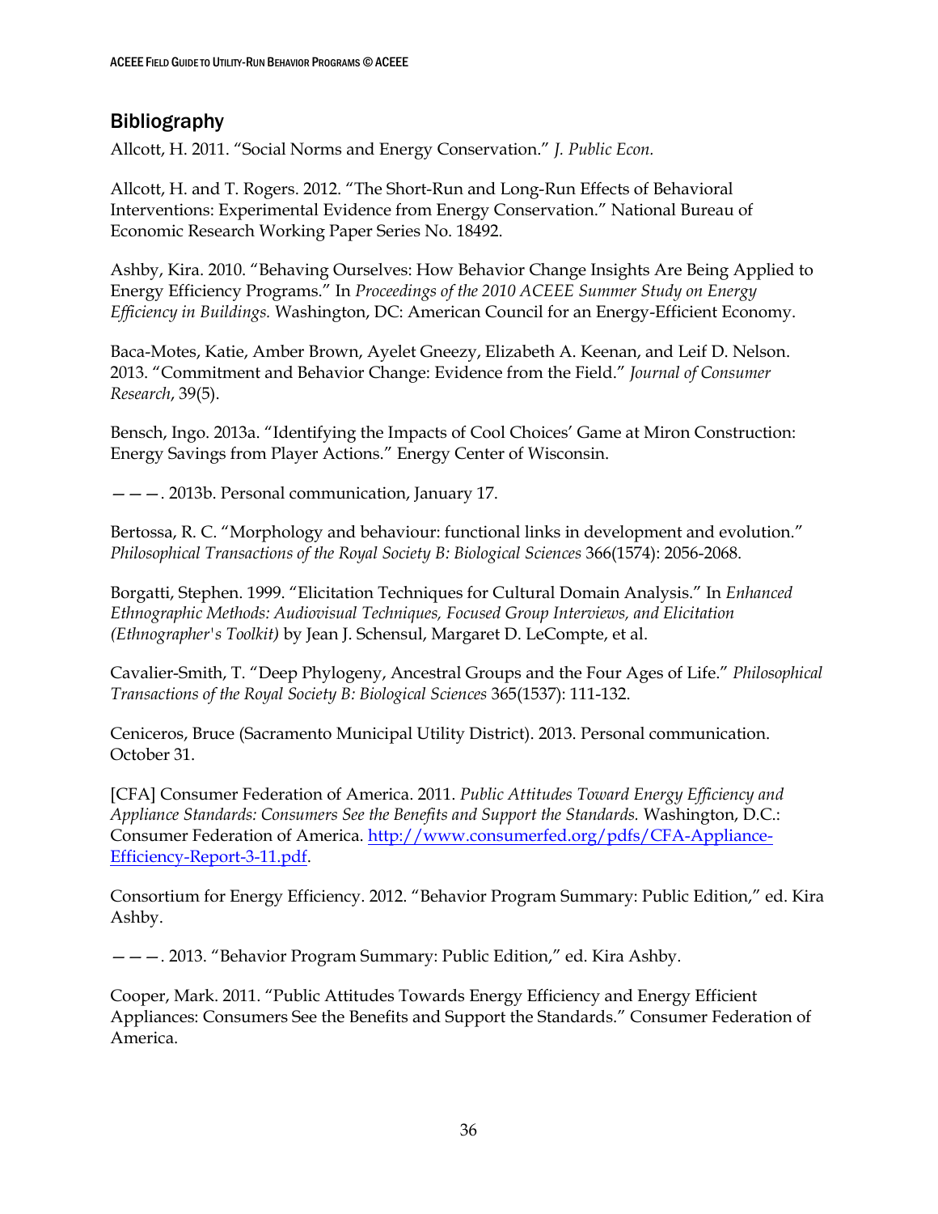## Bibliography

Allcott, H. 2011. "Social Norms and Energy Conservation." *J. Public Econ.*

Allcott, H. and T. Rogers. 2012. "The Short-Run and Long-Run Effects of Behavioral Interventions: Experimental Evidence from Energy Conservation." National Bureau of Economic Research Working Paper Series No. 18492.

Ashby, Kira. 2010. "Behaving Ourselves: How Behavior Change Insights Are Being Applied to Energy Efficiency Programs." In *Proceedings of the 2010 ACEEE Summer Study on Energy Efficiency in Buildings.* Washington, DC: American Council for an Energy-Efficient Economy.

Baca-Motes, Katie, Amber Brown, Ayelet Gneezy, Elizabeth A. Keenan, and Leif D. Nelson. 2013. "Commitment and Behavior Change: Evidence from the Field." *Journal of Consumer Research*, 39(5).

Bensch, Ingo. 2013a. "Identifying the Impacts of Cool Choices' Game at Miron Construction: Energy Savings from Player Actions." Energy Center of Wisconsin.

———. 2013b. Personal communication, January 17.

Bertossa, R. C. "Morphology and behaviour: functional links in development and evolution." *Philosophical Transactions of the Royal Society B: Biological Sciences* 366(1574): 2056-2068.

Borgatti, Stephen. 1999. "Elicitation Techniques for Cultural Domain Analysis." In *Enhanced Ethnographic Methods: Audiovisual Techniques, Focused Group Interviews, and Elicitation (Ethnographer's Toolkit)* by Jean J. Schensul, Margaret D. LeCompte, et al.

Cavalier-Smith, T. "Deep Phylogeny, Ancestral Groups and the Four Ages of Life." *Philosophical Transactions of the Royal Society B: Biological Sciences* 365(1537): 111-132.

Ceniceros, Bruce (Sacramento Municipal Utility District). 2013. Personal communication. October 31.

[CFA] Consumer Federation of America. 2011. *Public Attitudes Toward Energy Efficiency and Appliance Standards: Consumers See the Benefits and Support the Standards.* Washington, D.C.: Consumer Federation of America. http://www.consumerfed.org/pdfs/CFA-Appliance-Efficiency-Report-3-11.pdf.

Consortium for Energy Efficiency. 2012. "Behavior Program Summary: Public Edition," ed. Kira Ashby.

———. 2013. "Behavior Program Summary: Public Edition," ed. Kira Ashby.

Cooper, Mark. 2011. "Public Attitudes Towards Energy Efficiency and Energy Efficient Appliances: Consumers See the Benefits and Support the Standards." Consumer Federation of America.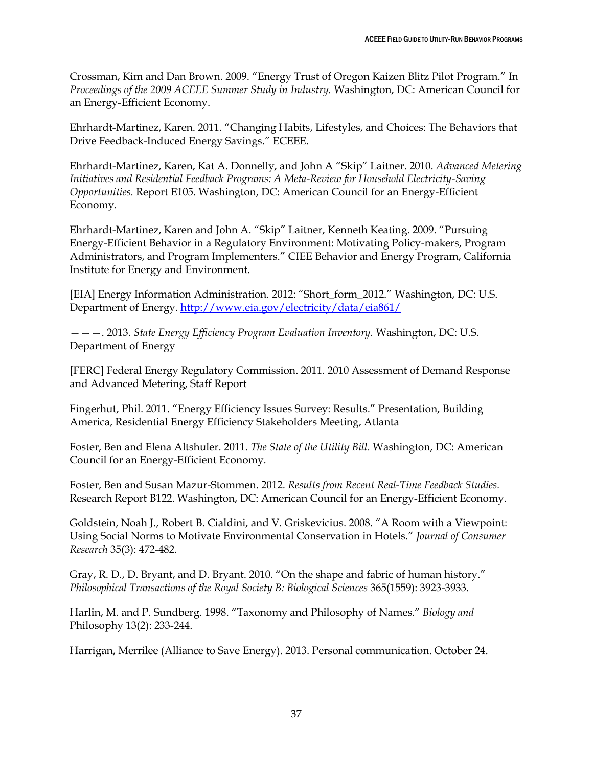Crossman, Kim and Dan Brown. 2009. "Energy Trust of Oregon Kaizen Blitz Pilot Program." In *Proceedings of the 2009 ACEEE Summer Study in Industry.* Washington, DC: American Council for an Energy-Efficient Economy.

Ehrhardt-Martinez, Karen. 2011. "Changing Habits, Lifestyles, and Choices: The Behaviors that Drive Feedback-Induced Energy Savings." ECEEE.

Ehrhardt-Martinez, Karen, Kat A. Donnelly, and John A "Skip" Laitner. 2010. *Advanced Metering Initiatives and Residential Feedback Programs: A Meta-Review for Household Electricity-Saving Opportunities.* Report E105. Washington, DC: American Council for an Energy-Efficient Economy.

Ehrhardt-Martinez, Karen and John A. "Skip" Laitner, Kenneth Keating. 2009. "Pursuing Energy-Efficient Behavior in a Regulatory Environment: Motivating Policy-makers, Program Administrators, and Program Implementers." CIEE Behavior and Energy Program, California Institute for Energy and Environment.

[EIA] Energy Information Administration. 2012: "Short_form_2012." Washington, DC: U.S. Department of Energy. http://www.eia.gov/electricity/data/eia861/

———. 2013. *State Energy Efficiency Program Evaluation Inventory.* Washington, DC: U.S. Department of Energy

[FERC] Federal Energy Regulatory Commission. 2011. 2010 Assessment of Demand Response and Advanced Metering, Staff Report

Fingerhut, Phil. 2011. "Energy Efficiency Issues Survey: Results." Presentation, Building America, Residential Energy Efficiency Stakeholders Meeting, Atlanta

Foster, Ben and Elena Altshuler. 2011. *The State of the Utility Bill.* Washington, DC: American Council for an Energy-Efficient Economy.

Foster, Ben and Susan Mazur-Stommen. 2012. *Results from Recent Real-Time Feedback Studies.* Research Report B122. Washington, DC: American Council for an Energy-Efficient Economy.

Goldstein, Noah J., Robert B. Cialdini, and V. Griskevicius. 2008. "A Room with a Viewpoint: Using Social Norms to Motivate Environmental Conservation in Hotels." *Journal of Consumer Research* 35(3): 472-482.

Gray, R. D., D. Bryant, and D. Bryant. 2010. "On the shape and fabric of human history." *Philosophical Transactions of the Royal Society B: Biological Sciences* 365(1559): 3923-3933.

Harlin, M. and P. Sundberg. 1998. "Taxonomy and Philosophy of Names." *Biology and* Philosophy 13(2): 233-244.

Harrigan, Merrilee (Alliance to Save Energy). 2013. Personal communication. October 24.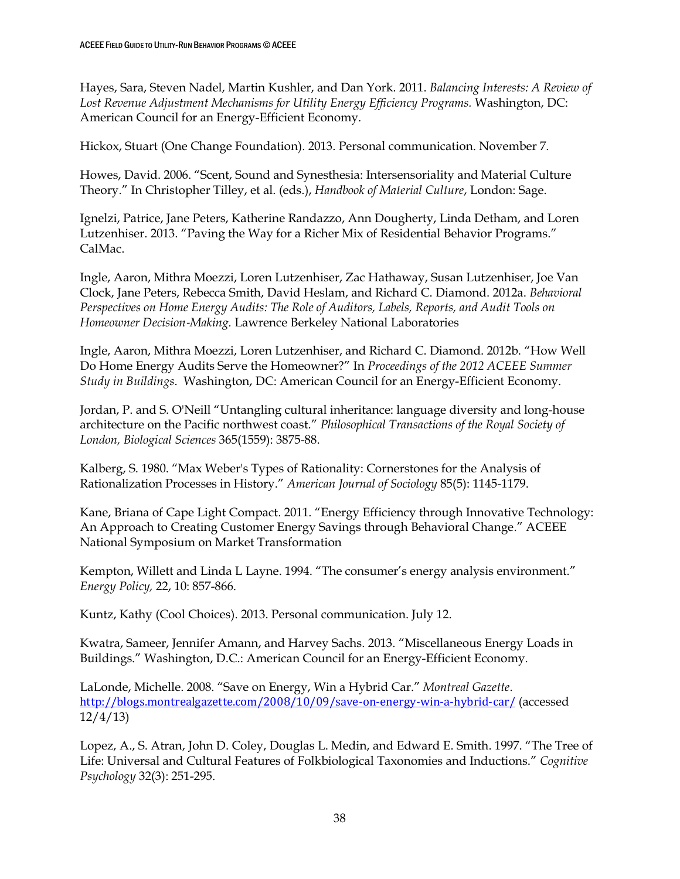Hayes, Sara, Steven Nadel, Martin Kushler, and Dan York. 2011. *Balancing Interests: A Review of Lost Revenue Adjustment Mechanisms for Utility Energy Efficiency Programs.* Washington, DC: American Council for an Energy-Efficient Economy.

Hickox, Stuart (One Change Foundation). 2013. Personal communication. November 7.

Howes, David. 2006. "Scent, Sound and Synesthesia: Intersensoriality and Material Culture Theory." In Christopher Tilley, et al. (eds.), *Handbook of Material Culture*, London: Sage.

Ignelzi, Patrice, Jane Peters, Katherine Randazzo, Ann Dougherty, Linda Detham, and Loren Lutzenhiser. 2013. "Paving the Way for a Richer Mix of Residential Behavior Programs." CalMac.

Ingle, Aaron, Mithra Moezzi, Loren Lutzenhiser, Zac Hathaway, Susan Lutzenhiser, Joe Van Clock, Jane Peters, Rebecca Smith, David Heslam, and Richard C. Diamond. 2012a. *Behavioral Perspectives on Home Energy Audits: The Role of Auditors, Labels, Reports, and Audit Tools on Homeowner Decision-Making.* Lawrence Berkeley National Laboratories

Ingle, Aaron, Mithra Moezzi, Loren Lutzenhiser, and Richard C. Diamond. 2012b. "How Well Do Home Energy Audits Serve the Homeowner?" In *Proceedings of the 2012 ACEEE Summer Study in Buildings*. Washington, DC: American Council for an Energy-Efficient Economy.

Jordan, P. and S. O'Neill "Untangling cultural inheritance: language diversity and long-house architecture on the Pacific northwest coast." *Philosophical Transactions of the Royal Society of London, Biological Sciences* 365(1559): 3875-88.

Kalberg, S. 1980. "Max Weber's Types of Rationality: Cornerstones for the Analysis of Rationalization Processes in History." *American Journal of Sociology* 85(5): 1145-1179.

Kane, Briana of Cape Light Compact. 2011. "Energy Efficiency through Innovative Technology: An Approach to Creating Customer Energy Savings through Behavioral Change." ACEEE National Symposium on Market Transformation

Kempton, Willett and Linda L Layne. 1994. "The consumer's energy analysis environment." *Energy Policy,* 22, 10: 857-866.

Kuntz, Kathy (Cool Choices). 2013. Personal communication. July 12.

Kwatra, Sameer, Jennifer Amann, and Harvey Sachs. 2013. "Miscellaneous Energy Loads in Buildings." Washington, D.C.: American Council for an Energy-Efficient Economy.

LaLonde, Michelle. 2008. "Save on Energy, Win a Hybrid Car." *Montreal Gazette*. http://blogs.montrealgazette.com/2008/10/09/save-on-energy-win-a-hybrid-car/ (accessed 12/4/13)

Lopez, A., S. Atran, John D. Coley, Douglas L. Medin, and Edward E. Smith. 1997. "The Tree of Life: Universal and Cultural Features of Folkbiological Taxonomies and Inductions." *Cognitive Psychology* 32(3): 251-295.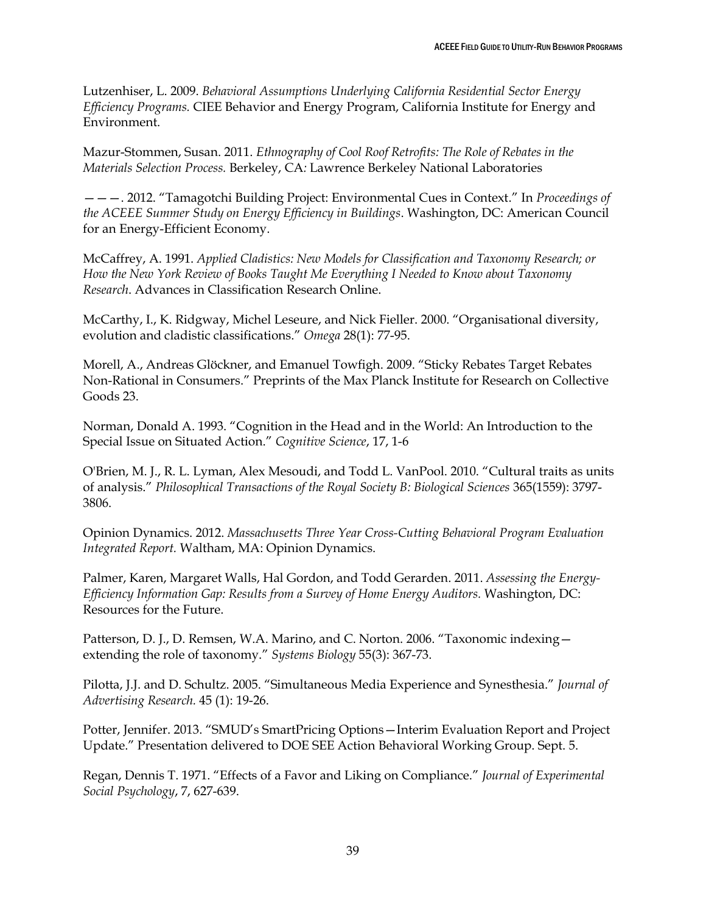Lutzenhiser, L. 2009. *Behavioral Assumptions Underlying California Residential Sector Energy Efficiency Programs.* CIEE Behavior and Energy Program, California Institute for Energy and Environment.

Mazur-Stommen, Susan. 2011. *Ethnography of Cool Roof Retrofits: The Role of Rebates in the Materials Selection Process.* Berkeley, CA: Lawrence Berkeley National Laboratories

———. 2012. "Tamagotchi Building Project: Environmental Cues in Context." In *Proceedings of the ACEEE Summer Study on Energy Efficiency in Buildings*. Washington, DC: American Council for an Energy-Efficient Economy.

McCaffrey, A. 1991. *Applied Cladistics: New Models for Classification and Taxonomy Research; or How the New York Review of Books Taught Me Everything I Needed to Know about Taxonomy Research*. Advances in Classification Research Online.

McCarthy, I., K. Ridgway, Michel Leseure, and Nick Fieller. 2000. "Organisational diversity, evolution and cladistic classifications." *Omega* 28(1): 77-95.

Morell, A., Andreas Glöckner, and Emanuel Towfigh. 2009. "Sticky Rebates Target Rebates Non-Rational in Consumers." Preprints of the Max Planck Institute for Research on Collective Goods 23.

Norman, Donald A. 1993. "Cognition in the Head and in the World: An Introduction to the Special Issue on Situated Action." *Cognitive Science*, 17, 1-6

O'Brien, M. J., R. L. Lyman, Alex Mesoudi, and Todd L. VanPool. 2010. "Cultural traits as units of analysis." *Philosophical Transactions of the Royal Society B: Biological Sciences* 365(1559): 3797-3806.

Opinion Dynamics. 2012. *Massachusetts Three Year Cross-Cutting Behavioral Program Evaluation Integrated Report.* Waltham, MA: Opinion Dynamics.

Palmer, Karen, Margaret Walls, Hal Gordon, and Todd Gerarden. 2011. *Assessing the Energy-Efficiency Information Gap: Results from a Survey of Home Energy Auditors.* Washington, DC: Resources for the Future.

Patterson, D. J., D. Remsen, W.A. Marino, and C. Norton. 2006. "Taxonomic indexing—extending the role of taxonomy." *Systems Biology* 55(3): 367-73.

Pilotta, J.J. and D. Schultz. 2005. "Simultaneous Media Experience and Synesthesia." *Journal of Advertising Research.* 45 (1): 19-26.

Potter, Jennifer. 2013. "SMUD's SmartPricing Options—Interim Evaluation Report and Project Update." Presentation delivered to DOE SEE Action Behavioral Working Group. Sept. 5.

Regan, Dennis T. 1971. "Effects of a Favor and Liking on Compliance." *Journal of Experimental Social Psychology*, 7, 627-639.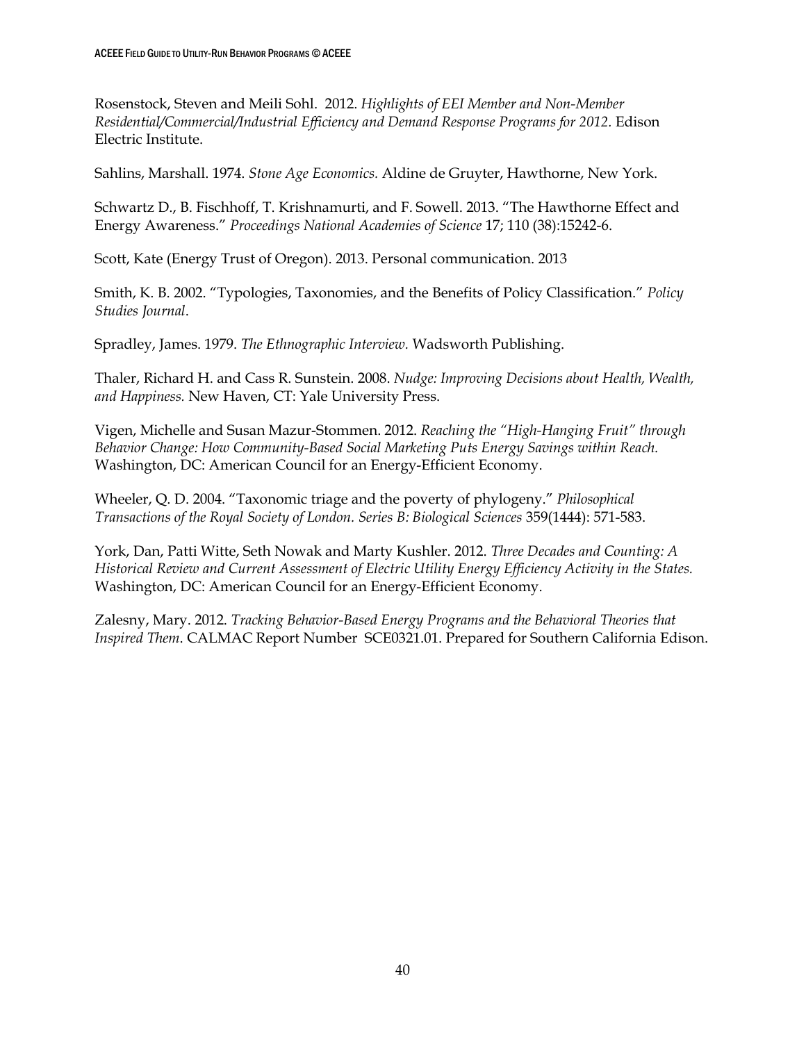Rosenstock, Steven and Meili Sohl. 2012. *Highlights of EEI Member and Non-Member Residential/Commercial/Industrial Efficiency and Demand Response Programs for 2012*. Edison Electric Institute.

Sahlins, Marshall. 1974. *Stone Age Economics.* Aldine de Gruyter, Hawthorne, New York.

Schwartz D., B. Fischhoff, T. Krishnamurti, and F. Sowell. 2013. "The Hawthorne Effect and Energy Awareness." *Proceedings National Academies of Science* 17; 110 (38):15242-6.

Scott, Kate (Energy Trust of Oregon). 2013. Personal communication. 2013

Smith, K. B. 2002. "Typologies, Taxonomies, and the Benefits of Policy Classification." *Policy Studies Journal*.

Spradley, James. 1979. *The Ethnographic Interview.* Wadsworth Publishing.

Thaler, Richard H. and Cass R. Sunstein. 2008. *Nudge: Improving Decisions about Health, Wealth, and Happiness.* New Haven, CT: Yale University Press.

Vigen, Michelle and Susan Mazur-Stommen. 2012. *Reaching the "High-Hanging Fruit" through Behavior Change: How Community-Based Social Marketing Puts Energy Savings within Reach.* Washington, DC: American Council for an Energy-Efficient Economy.

Wheeler, Q. D. 2004. "Taxonomic triage and the poverty of phylogeny." *Philosophical Transactions of the Royal Society of London. Series B: Biological Sciences* 359(1444): 571-583.

York, Dan, Patti Witte, Seth Nowak and Marty Kushler. 2012. *Three Decades and Counting: A Historical Review and Current Assessment of Electric Utility Energy Efficiency Activity in the States.* Washington, DC: American Council for an Energy-Efficient Economy.

Zalesny, Mary. 2012. *Tracking Behavior-Based Energy Programs and the Behavioral Theories that Inspired Them.* CALMAC Report Number SCE0321.01. Prepared for Southern California Edison.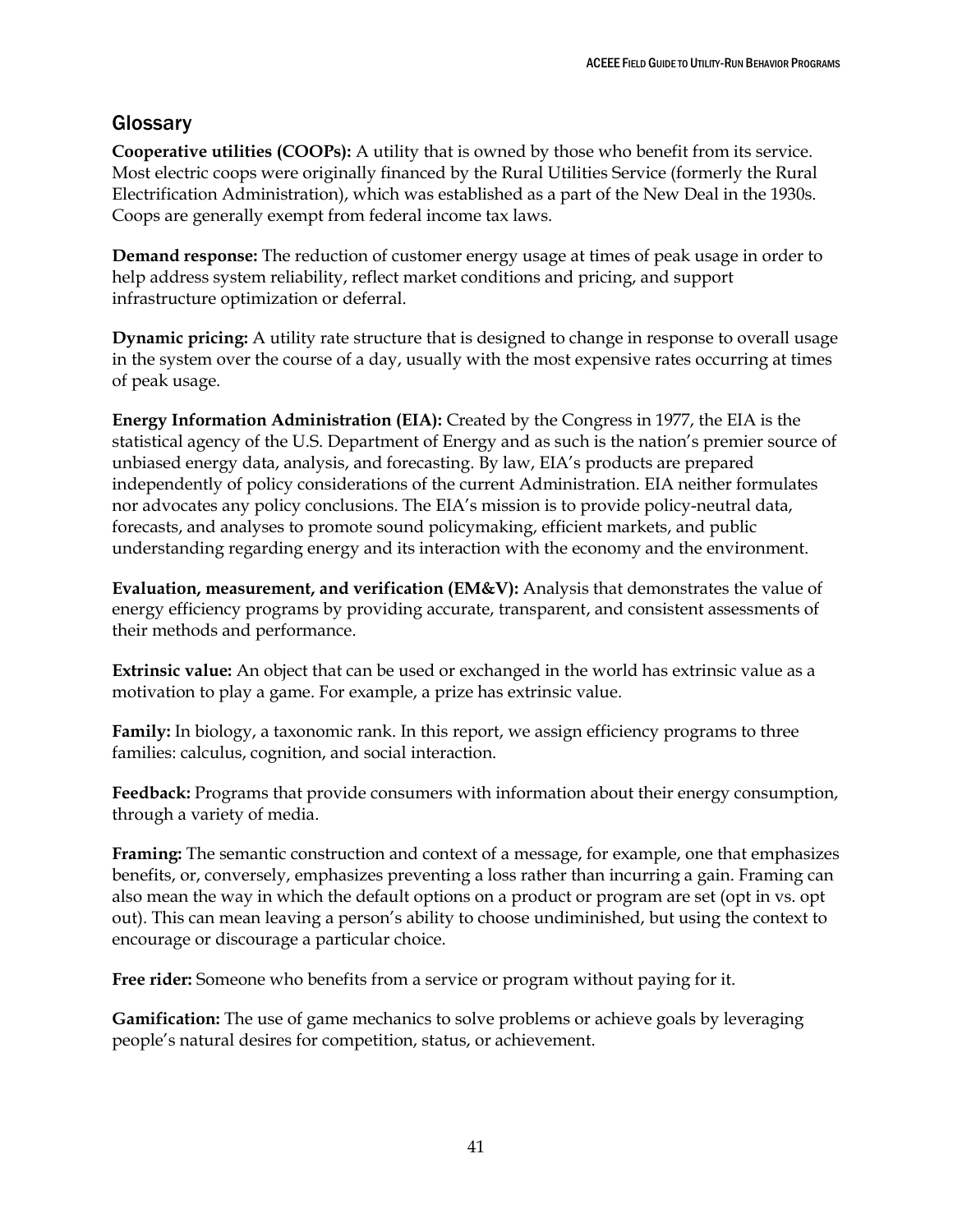## Glossary

**Cooperative utilities (COOPs):** A utility that is owned by those who benefit from its service. Most electric coops were originally financed by the Rural Utilities Service (formerly the Rural Electrification Administration), which was established as a part of the New Deal in the 1930s. Coops are generally exempt from federal income tax laws.

**Demand response:** The reduction of customer energy usage at times of peak usage in order to help address system reliability, reflect market conditions and pricing, and support infrastructure optimization or deferral.

**Dynamic pricing:** A utility rate structure that is designed to change in response to overall usage in the system over the course of a day, usually with the most expensive rates occurring at times of peak usage.

**Energy Information Administration (EIA):** Created by the Congress in 1977, the EIA is the statistical agency of the U.S. Department of Energy and as such is the nation's premier source of unbiased energy data, analysis, and forecasting. By law, EIA's products are prepared independently of policy considerations of the current Administration. EIA neither formulates nor advocates any policy conclusions. The EIA's mission is to provide policy-neutral data, forecasts, and analyses to promote sound policymaking, efficient markets, and public understanding regarding energy and its interaction with the economy and the environment.

**Evaluation, measurement, and verification (EM&V):** Analysis that demonstrates the value of energy efficiency programs by providing accurate, transparent, and consistent assessments of their methods and performance.

**Extrinsic value:** An object that can be used or exchanged in the world has extrinsic value as a motivation to play a game. For example, a prize has extrinsic value.

**Family:** In biology, a taxonomic rank. In this report, we assign efficiency programs to three families: calculus, cognition, and social interaction.

**Feedback:** Programs that provide consumers with information about their energy consumption, through a variety of media.

**Framing:** The semantic construction and context of a message, for example, one that emphasizes benefits, or, conversely, emphasizes preventing a loss rather than incurring a gain. Framing can also mean the way in which the default options on a product or program are set (opt in vs. opt out). This can mean leaving a person's ability to choose undiminished, but using the context to encourage or discourage a particular choice.

**Free rider:** Someone who benefits from a service or program without paying for it.

**Gamification:** The use of game mechanics to solve problems or achieve goals by leveraging people's natural desires for competition, status, or achievement.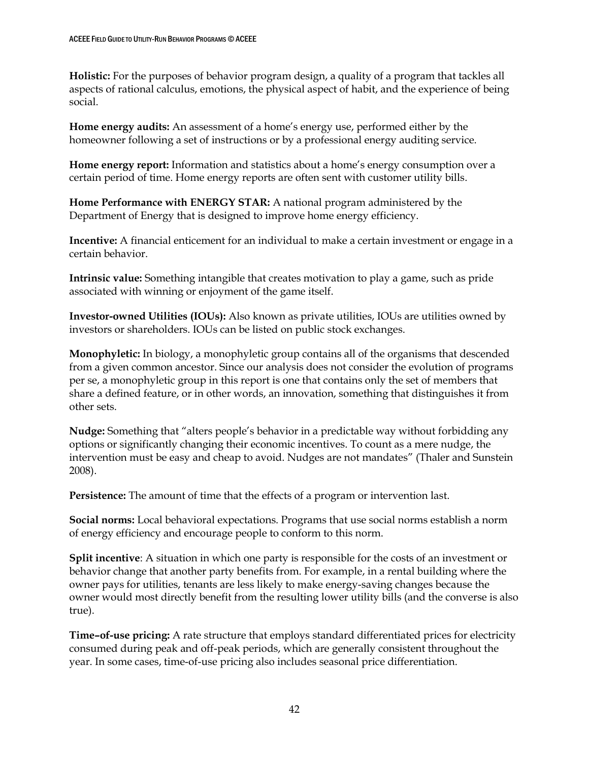**Holistic:** For the purposes of behavior program design, a quality of a program that tackles all aspects of rational calculus, emotions, the physical aspect of habit, and the experience of being social.

**Home energy audits:** An assessment of a home's energy use, performed either by the homeowner following a set of instructions or by a professional energy auditing service.

**Home energy report:** Information and statistics about a home's energy consumption over a certain period of time. Home energy reports are often sent with customer utility bills.

**Home Performance with ENERGY STAR:** A national program administered by the Department of Energy that is designed to improve home energy efficiency.

**Incentive:** A financial enticement for an individual to make a certain investment or engage in a certain behavior.

**Intrinsic value:** Something intangible that creates motivation to play a game, such as pride associated with winning or enjoyment of the game itself.

**Investor-owned Utilities (IOUs):** Also known as private utilities, IOUs are utilities owned by investors or shareholders. IOUs can be listed on public stock exchanges.

**Monophyletic:** In biology, a monophyletic group contains all of the organisms that descended from a given common ancestor. Since our analysis does not consider the evolution of programs per se, a monophyletic group in this report is one that contains only the set of members that share a defined feature, or in other words, an innovation, something that distinguishes it from other sets.

**Nudge:** Something that "alters people's behavior in a predictable way without forbidding any options or significantly changing their economic incentives. To count as a mere nudge, the intervention must be easy and cheap to avoid. Nudges are not mandates" (Thaler and Sunstein 2008).

**Persistence:** The amount of time that the effects of a program or intervention last.

**Social norms:** Local behavioral expectations. Programs that use social norms establish a norm of energy efficiency and encourage people to conform to this norm.

**Split incentive**: A situation in which one party is responsible for the costs of an investment or behavior change that another party benefits from. For example, in a rental building where the owner pays for utilities, tenants are less likely to make energy-saving changes because the owner would most directly benefit from the resulting lower utility bills (and the converse is also true).

**Time–of-use pricing:** A rate structure that employs standard differentiated prices for electricity consumed during peak and off-peak periods, which are generally consistent throughout the year. In some cases, time-of-use pricing also includes seasonal price differentiation.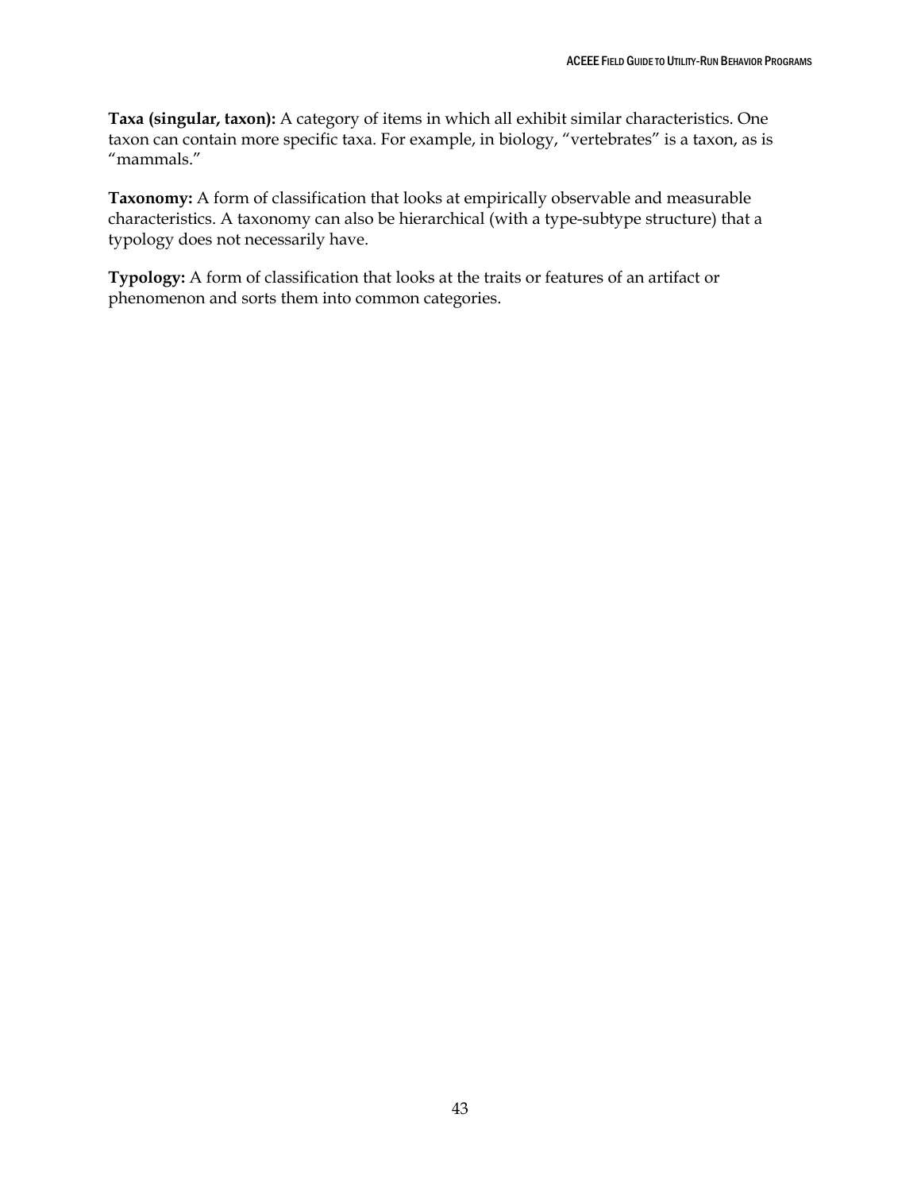**Taxa (singular, taxon):** A category of items in which all exhibit similar characteristics. One taxon can contain more specific taxa. For example, in biology, "vertebrates" is a taxon, as is "mammals."

**Taxonomy:** A form of classification that looks at empirically observable and measurable characteristics. A taxonomy can also be hierarchical (with a type-subtype structure) that a typology does not necessarily have.

**Typology:** A form of classification that looks at the traits or features of an artifact or phenomenon and sorts them into common categories.